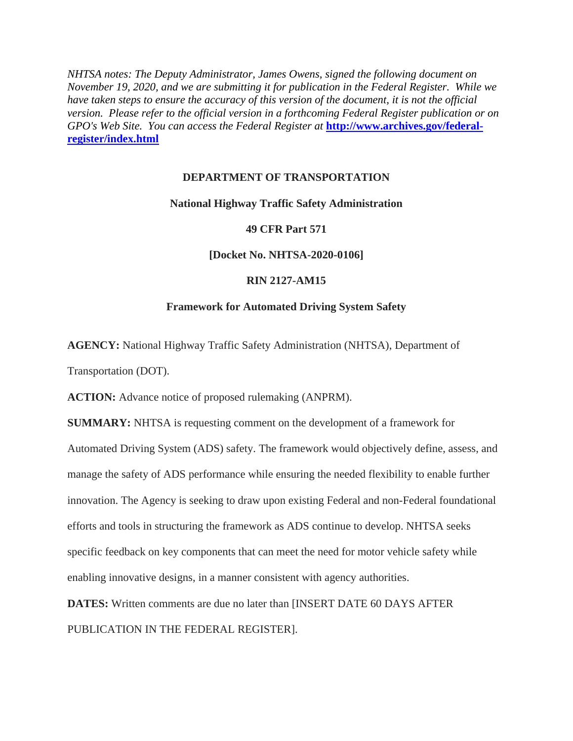*NHTSA notes: The Deputy Administrator, James Owens, signed the following document on November 19, 2020, and we are submitting it for publication in the Federal Register. While we have taken steps to ensure the accuracy of this version of the document, it is not the official version. Please refer to the official version in a forthcoming Federal Register publication or on GPO's Web Site. You can access the Federal Register at* **[http://www.archives.gov/federal-register/index.html](http://www.archives.gov/federal-register/index.html)**

**DEPARTMENT OF TRANSPORTATION**

**National Highway Traffic Safety Administration**

**49 CFR Part 571**

**[Docket No. NHTSA-2020-0106]**

**RIN 2127-AM15**

**Framework for Automated Driving System Safety**

**AGENCY:** National Highway Traffic Safety Administration (NHTSA), Department of Transportation (DOT).

**ACTION:** Advance notice of proposed rulemaking (ANPRM).

**SUMMARY:** NHTSA is requesting comment on the development of a framework for Automated Driving System (ADS) safety. The framework would objectively define, assess, and manage the safety of ADS performance while ensuring the needed flexibility to enable further innovation. The Agency is seeking to draw upon existing Federal and non-Federal foundational efforts and tools in structuring the framework as ADS continue to develop. NHTSA seeks specific feedback on key components that can meet the need for motor vehicle safety while enabling innovative designs, in a manner consistent with agency authorities.

**DATES:** Written comments are due no later than [INSERT DATE 60 DAYS AFTER PUBLICATION IN THE FEDERAL REGISTER].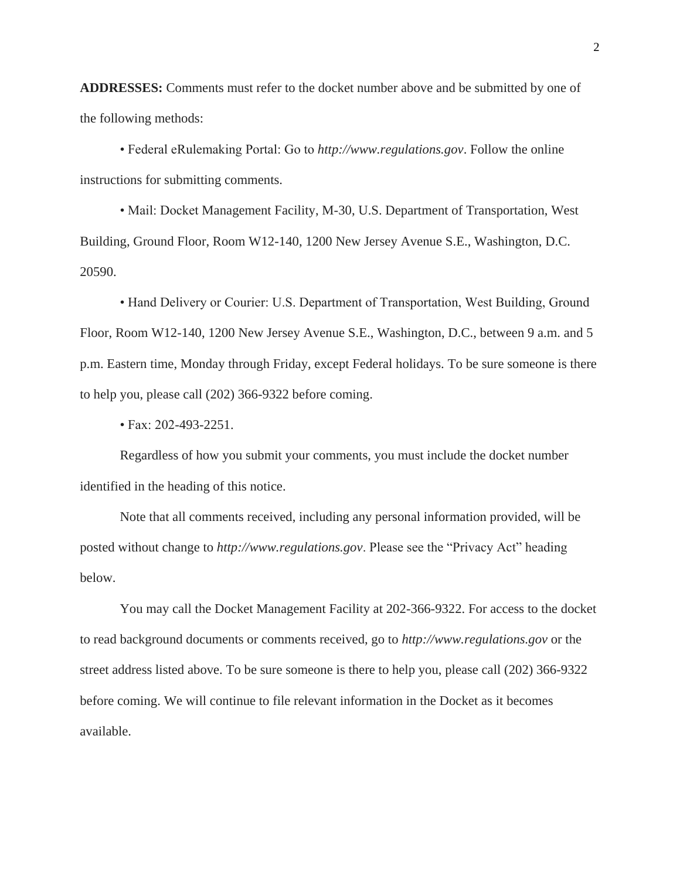**ADDRESSES:** Comments must refer to the docket number above and be submitted by one of the following methods:

- Federal eRulemaking Portal: Go to *http://www.regulations.gov*. Follow the online instructions for submitting comments.
- Mail: Docket Management Facility, M-30, U.S. Department of Transportation, West Building, Ground Floor, Room W12-140, 1200 New Jersey Avenue S.E., Washington, D.C. 20590.
- Hand Delivery or Courier: U.S. Department of Transportation, West Building, Ground Floor, Room W12-140, 1200 New Jersey Avenue S.E., Washington, D.C., between 9 a.m. and 5 p.m. Eastern time, Monday through Friday, except Federal holidays. To be sure someone is there to help you, please call (202) 366-9322 before coming.
- Fax: 202-493-2251.

Regardless of how you submit your comments, you must include the docket number identified in the heading of this notice.

Note that all comments received, including any personal information provided, will be posted without change to *http://www.regulations.gov*. Please see the "Privacy Act" heading below.

You may call the Docket Management Facility at 202-366-9322. For access to the docket to read background documents or comments received, go to *http://www.regulations.gov* or the street address listed above. To be sure someone is there to help you, please call (202) 366-9322 before coming. We will continue to file relevant information in the Docket as it becomes available.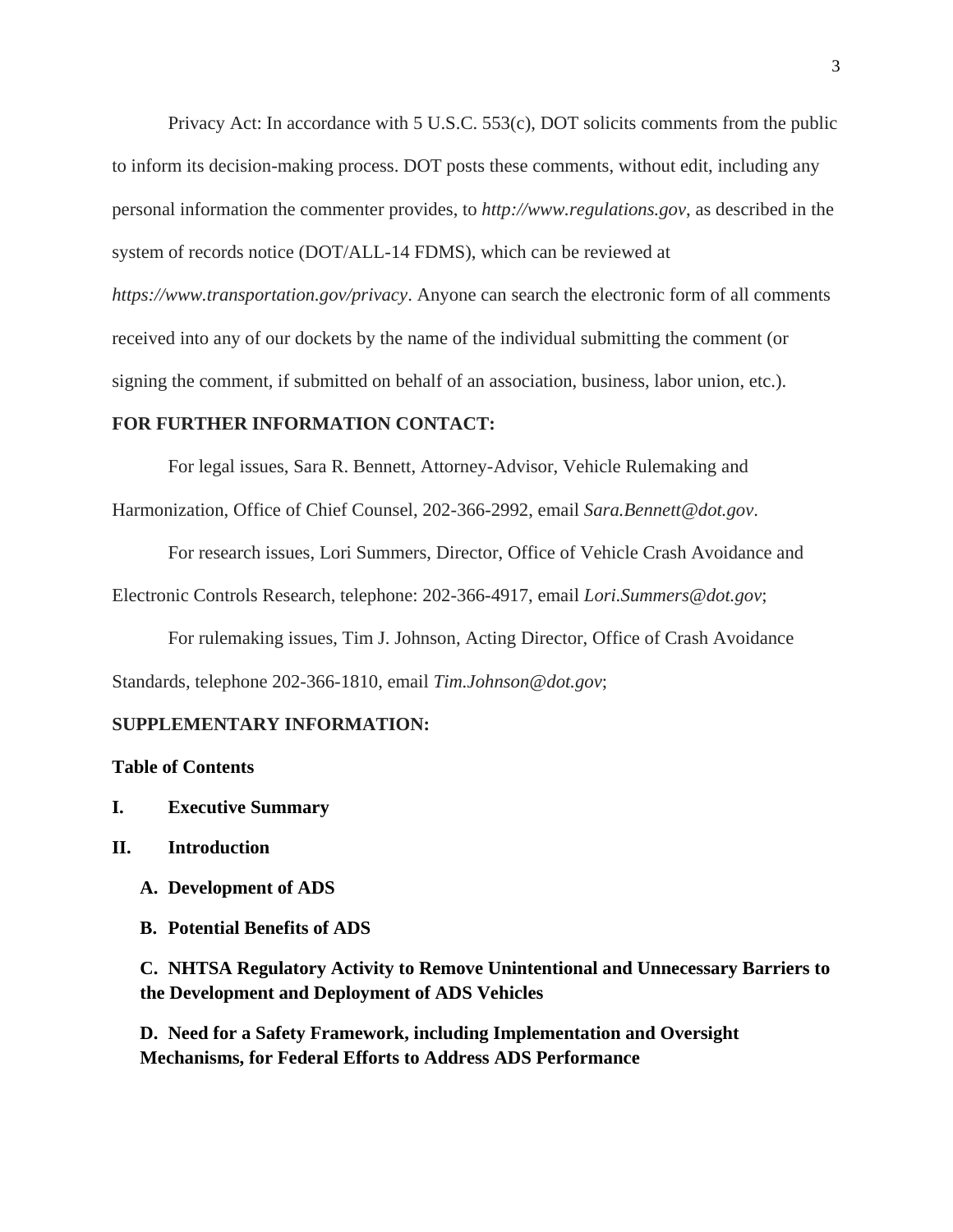Privacy Act: In accordance with 5 U.S.C. 553(c), DOT solicits comments from the public to inform its decision-making process. DOT posts these comments, without edit, including any personal information the commenter provides, to *http://www.regulations.gov*, as described in the system of records notice (DOT/ALL-14 FDMS), which can be reviewed at *https://www.transportation.gov/privacy*. Anyone can search the electronic form of all comments received into any of our dockets by the name of the individual submitting the comment (or signing the comment, if submitted on behalf of an association, business, labor union, etc.).

**FOR FURTHER INFORMATION CONTACT:**

For legal issues, Sara R. Bennett, Attorney-Advisor, Vehicle Rulemaking and Harmonization, Office of Chief Counsel, 202-366-2992, email *Sara.Bennett@dot.gov*.

For research issues, Lori Summers, Director, Office of Vehicle Crash Avoidance and Electronic Controls Research, telephone: 202-366-4917, email *Lori.Summers@dot.gov*;

For rulemaking issues, Tim J. Johnson, Acting Director, Office of Crash Avoidance Standards, telephone 202-366-1810, email *Tim.Johnson@dot.gov*;

**SUPPLEMENTARY INFORMATION:**

**Table of Contents**

**I. Executive Summary**

**II. Introduction**

**A. Development of ADS**

**B. Potential Benefits of ADS**

**C. NHTSA Regulatory Activity to Remove Unintentional and Unnecessary Barriers to the Development and Deployment of ADS Vehicles**

**D. Need for a Safety Framework, including Implementation and Oversight Mechanisms, for Federal Efforts to Address ADS Performance**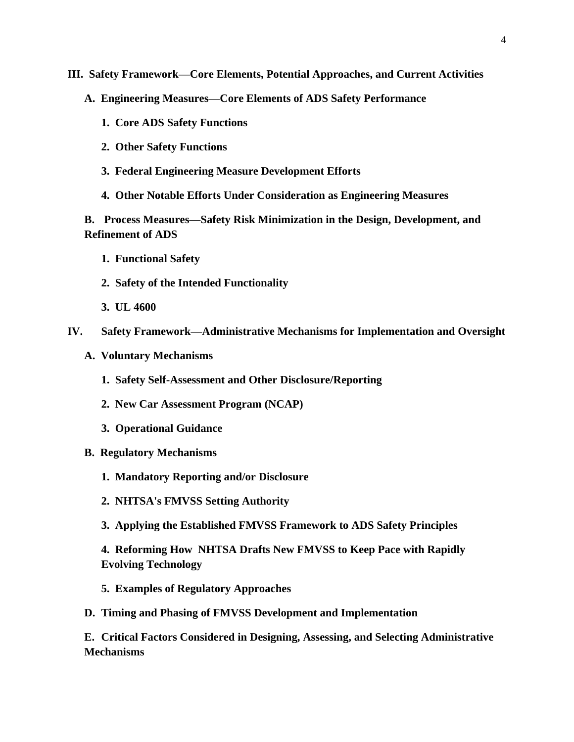**III. Safety Framework—Core Elements, Potential Approaches, and Current Activities**

**A. Engineering Measures—Core Elements of ADS Safety Performance**

**1. Core ADS Safety Functions**

**2. Other Safety Functions**

**3. Federal Engineering Measure Development Efforts**

**4. Other Notable Efforts Under Consideration as Engineering Measures**

**B. Process Measures—Safety Risk Minimization in the Design, Development, and Refinement of ADS**

**1. Functional Safety**

**2. Safety of the Intended Functionality**

**3. UL 4600**

**IV. Safety Framework—Administrative Mechanisms for Implementation and Oversight**

**A. Voluntary Mechanisms**

**1. Safety Self-Assessment and Other Disclosure/Reporting**

**2. New Car Assessment Program (NCAP)**

**3. Operational Guidance**

**B. Regulatory Mechanisms**

**1. Mandatory Reporting and/or Disclosure**

**2. NHTSA's FMVSS Setting Authority**

**3. Applying the Established FMVSS Framework to ADS Safety Principles**

**4. Reforming How NHTSA Drafts New FMVSS to Keep Pace with Rapidly Evolving Technology**

**5. Examples of Regulatory Approaches**

**D. Timing and Phasing of FMVSS Development and Implementation**

**E. Critical Factors Considered in Designing, Assessing, and Selecting Administrative Mechanisms**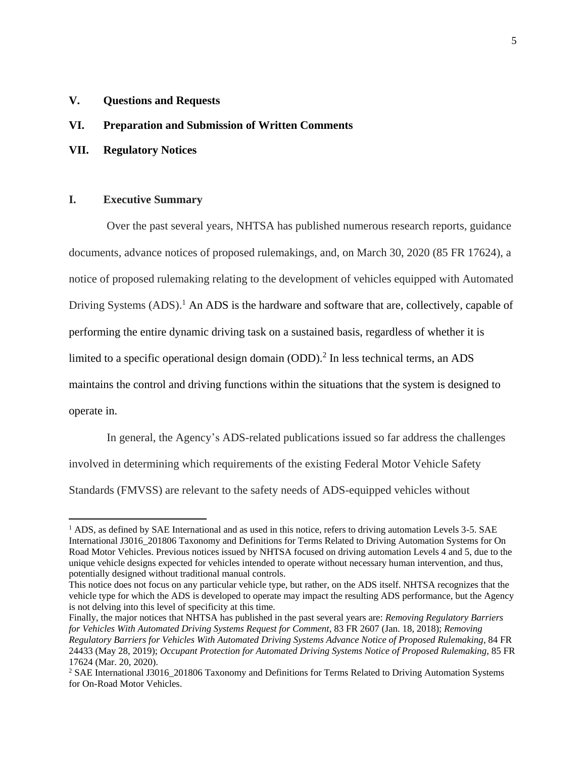**V. Questions and Requests**

**VI. Preparation and Submission of Written Comments**

**VII. Regulatory Notices**

## I. Executive Summary

Over the past several years, NHTSA has published numerous research reports, guidance documents, advance notices of proposed rulemakings, and, on March 30, 2020 (85 FR 17624), a notice of proposed rulemaking relating to the development of vehicles equipped with Automated Driving Systems (ADS).[1] An ADS is the hardware and software that are, collectively, capable of performing the entire dynamic driving task on a sustained basis, regardless of whether it is limited to a specific operational design domain (ODD).[2] In less technical terms, an ADS maintains the control and driving functions within the situations that the system is designed to operate in.

In general, the Agency's ADS-related publications issued so far address the challenges involved in determining which requirements of the existing Federal Motor Vehicle Safety Standards (FMVSS) are relevant to the safety needs of ADS-equipped vehicles without

---

[1] ADS, as defined by SAE International and as used in this notice, refers to driving automation Levels 3-5. SAE International J3016_201806 Taxonomy and Definitions for Terms Related to Driving Automation Systems for On Road Motor Vehicles. Previous notices issued by NHTSA focused on driving automation Levels 4 and 5, due to the unique vehicle designs expected for vehicles intended to operate without necessary human intervention, and thus, potentially designed without traditional manual controls.

This notice does not focus on any particular vehicle type, but rather, on the ADS itself. NHTSA recognizes that the vehicle type for which the ADS is developed to operate may impact the resulting ADS performance, but the Agency is not delving into this level of specificity at this time.

Finally, the major notices that NHTSA has published in the past several years are: *Removing Regulatory Barriers for Vehicles With Automated Driving Systems Request for Comment*, 83 FR 2607 (Jan. 18, 2018); *Removing Regulatory Barriers for Vehicles With Automated Driving Systems Advance Notice of Proposed Rulemaking*, 84 FR 24433 (May 28, 2019); *Occupant Protection for Automated Driving Systems Notice of Proposed Rulemaking*, 85 FR 17624 (Mar. 20, 2020).

[2] SAE International J3016_201806 Taxonomy and Definitions for Terms Related to Driving Automation Systems for On-Road Motor Vehicles.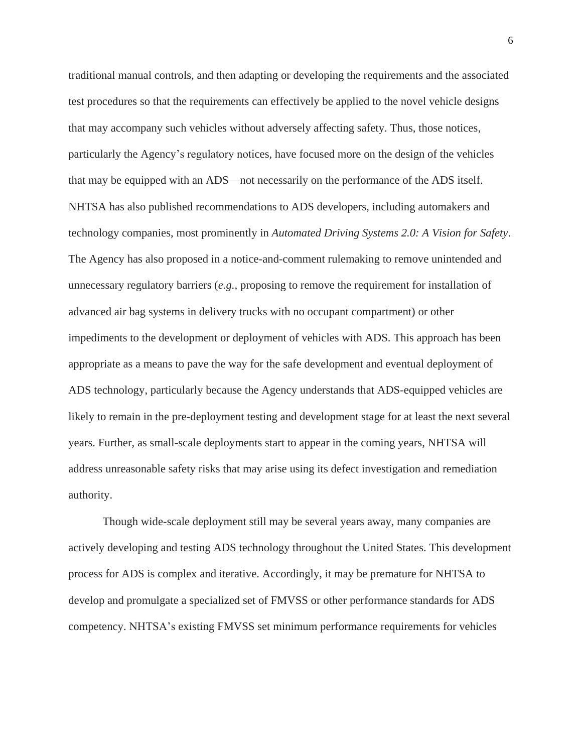traditional manual controls, and then adapting or developing the requirements and the associated test procedures so that the requirements can effectively be applied to the novel vehicle designs that may accompany such vehicles without adversely affecting safety. Thus, those notices, particularly the Agency's regulatory notices, have focused more on the design of the vehicles that may be equipped with an ADS—not necessarily on the performance of the ADS itself. NHTSA has also published recommendations to ADS developers, including automakers and technology companies, most prominently in *Automated Driving Systems 2.0: A Vision for Safety*. The Agency has also proposed in a notice-and-comment rulemaking to remove unintended and unnecessary regulatory barriers (*e.g.*, proposing to remove the requirement for installation of advanced air bag systems in delivery trucks with no occupant compartment) or other impediments to the development or deployment of vehicles with ADS. This approach has been appropriate as a means to pave the way for the safe development and eventual deployment of ADS technology, particularly because the Agency understands that ADS-equipped vehicles are likely to remain in the pre-deployment testing and development stage for at least the next several years. Further, as small-scale deployments start to appear in the coming years, NHTSA will address unreasonable safety risks that may arise using its defect investigation and remediation authority.

Though wide-scale deployment still may be several years away, many companies are actively developing and testing ADS technology throughout the United States. This development process for ADS is complex and iterative. Accordingly, it may be premature for NHTSA to develop and promulgate a specialized set of FMVSS or other performance standards for ADS competency. NHTSA's existing FMVSS set minimum performance requirements for vehicles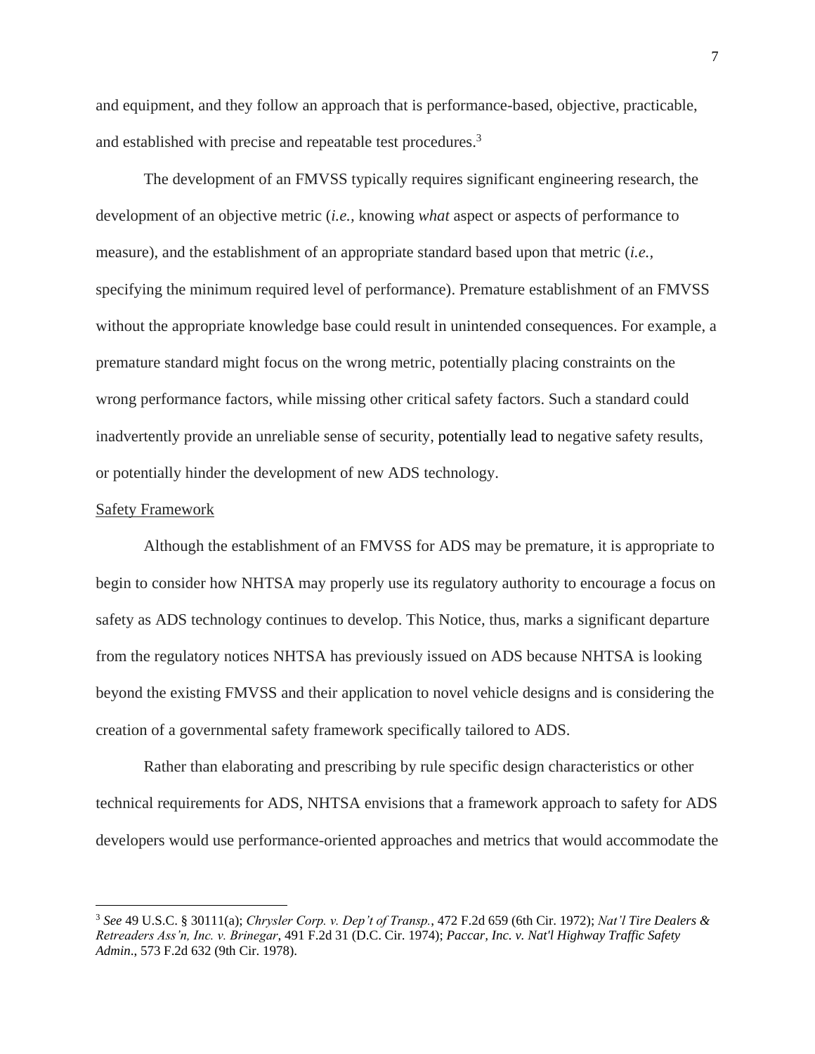and equipment, and they follow an approach that is performance-based, objective, practicable, and established with precise and repeatable test procedures.[3]

The development of an FMVSS typically requires significant engineering research, the development of an objective metric (*i.e.*, knowing *what* aspect or aspects of performance to measure), and the establishment of an appropriate standard based upon that metric (*i.e.*, specifying the minimum required level of performance). Premature establishment of an FMVSS without the appropriate knowledge base could result in unintended consequences. For example, a premature standard might focus on the wrong metric, potentially placing constraints on the wrong performance factors, while missing other critical safety factors. Such a standard could inadvertently provide an unreliable sense of security, potentially lead to negative safety results, or potentially hinder the development of new ADS technology.

<u>Safety Framework</u>

Although the establishment of an FMVSS for ADS may be premature, it is appropriate to begin to consider how NHTSA may properly use its regulatory authority to encourage a focus on safety as ADS technology continues to develop. This Notice, thus, marks a significant departure from the regulatory notices NHTSA has previously issued on ADS because NHTSA is looking beyond the existing FMVSS and their application to novel vehicle designs and is considering the creation of a governmental safety framework specifically tailored to ADS.

Rather than elaborating and prescribing by rule specific design characteristics or other technical requirements for ADS, NHTSA envisions that a framework approach to safety for ADS developers would use performance-oriented approaches and metrics that would accommodate the

---

[3] *See* 49 U.S.C. § 30111(a); *Chrysler Corp. v. Dep't of Transp.*, 472 F.2d 659 (6th Cir. 1972); *Nat'l Tire Dealers & Retreaders Ass'n, Inc. v. Brinegar*, 491 F.2d 31 (D.C. Cir. 1974); *Paccar, Inc. v. Nat'l Highway Traffic Safety Admin.*, 573 F.2d 632 (9th Cir. 1978).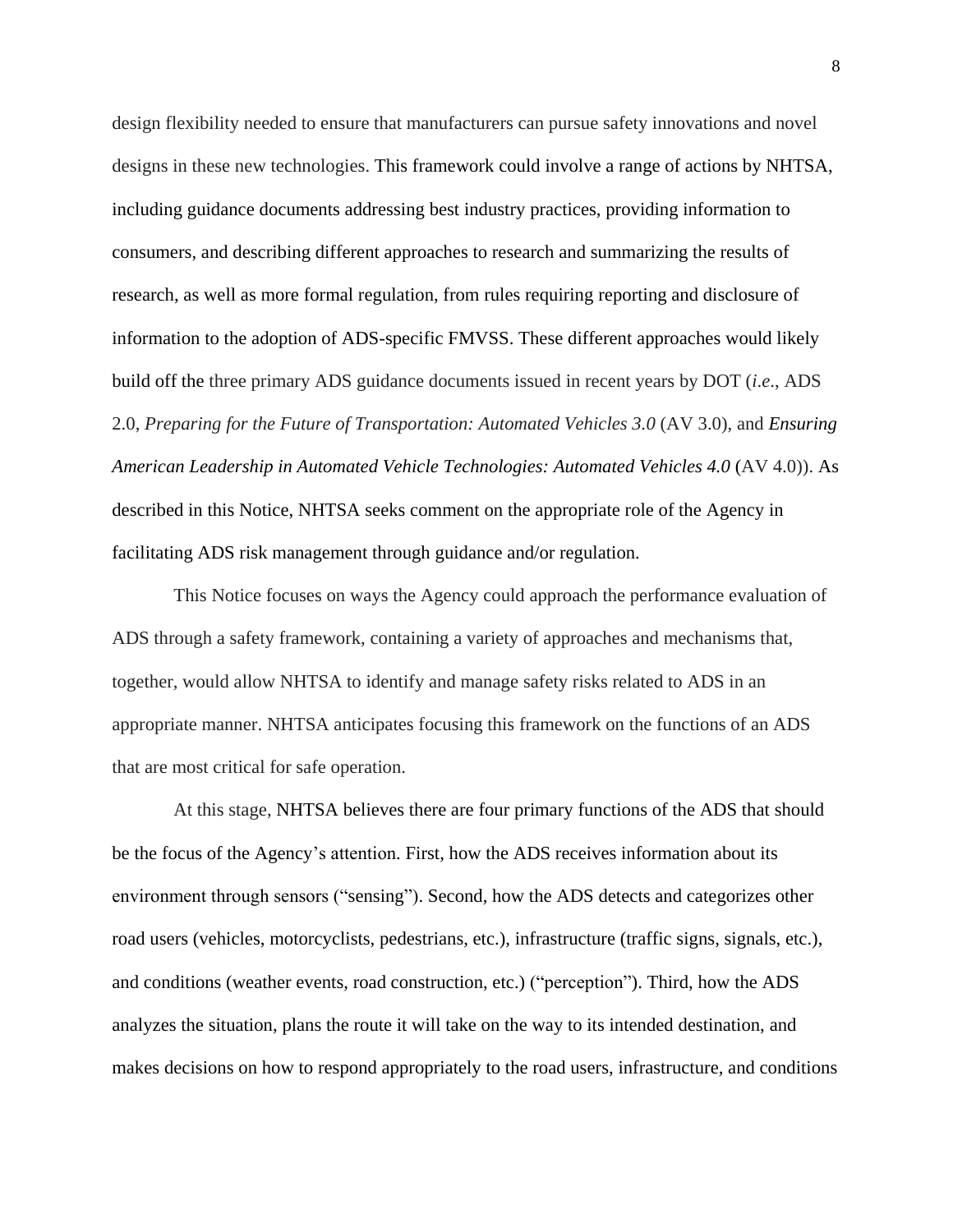design flexibility needed to ensure that manufacturers can pursue safety innovations and novel designs in these new technologies. This framework could involve a range of actions by NHTSA, including guidance documents addressing best industry practices, providing information to consumers, and describing different approaches to research and summarizing the results of research, as well as more formal regulation, from rules requiring reporting and disclosure of information to the adoption of ADS-specific FMVSS. These different approaches would likely build off the three primary ADS guidance documents issued in recent years by DOT (*i.e*., ADS 2.0, *Preparing for the Future of Transportation: Automated Vehicles 3.0* (AV 3.0), and *Ensuring American Leadership in Automated Vehicle Technologies: Automated Vehicles 4.0* (AV 4.0)). As described in this Notice, NHTSA seeks comment on the appropriate role of the Agency in facilitating ADS risk management through guidance and/or regulation.

This Notice focuses on ways the Agency could approach the performance evaluation of ADS through a safety framework, containing a variety of approaches and mechanisms that, together, would allow NHTSA to identify and manage safety risks related to ADS in an appropriate manner. NHTSA anticipates focusing this framework on the functions of an ADS that are most critical for safe operation.

At this stage, NHTSA believes there are four primary functions of the ADS that should be the focus of the Agency's attention. First, how the ADS receives information about its environment through sensors ("sensing"). Second, how the ADS detects and categorizes other road users (vehicles, motorcyclists, pedestrians, etc.), infrastructure (traffic signs, signals, etc.), and conditions (weather events, road construction, etc.) ("perception"). Third, how the ADS analyzes the situation, plans the route it will take on the way to its intended destination, and makes decisions on how to respond appropriately to the road users, infrastructure, and conditions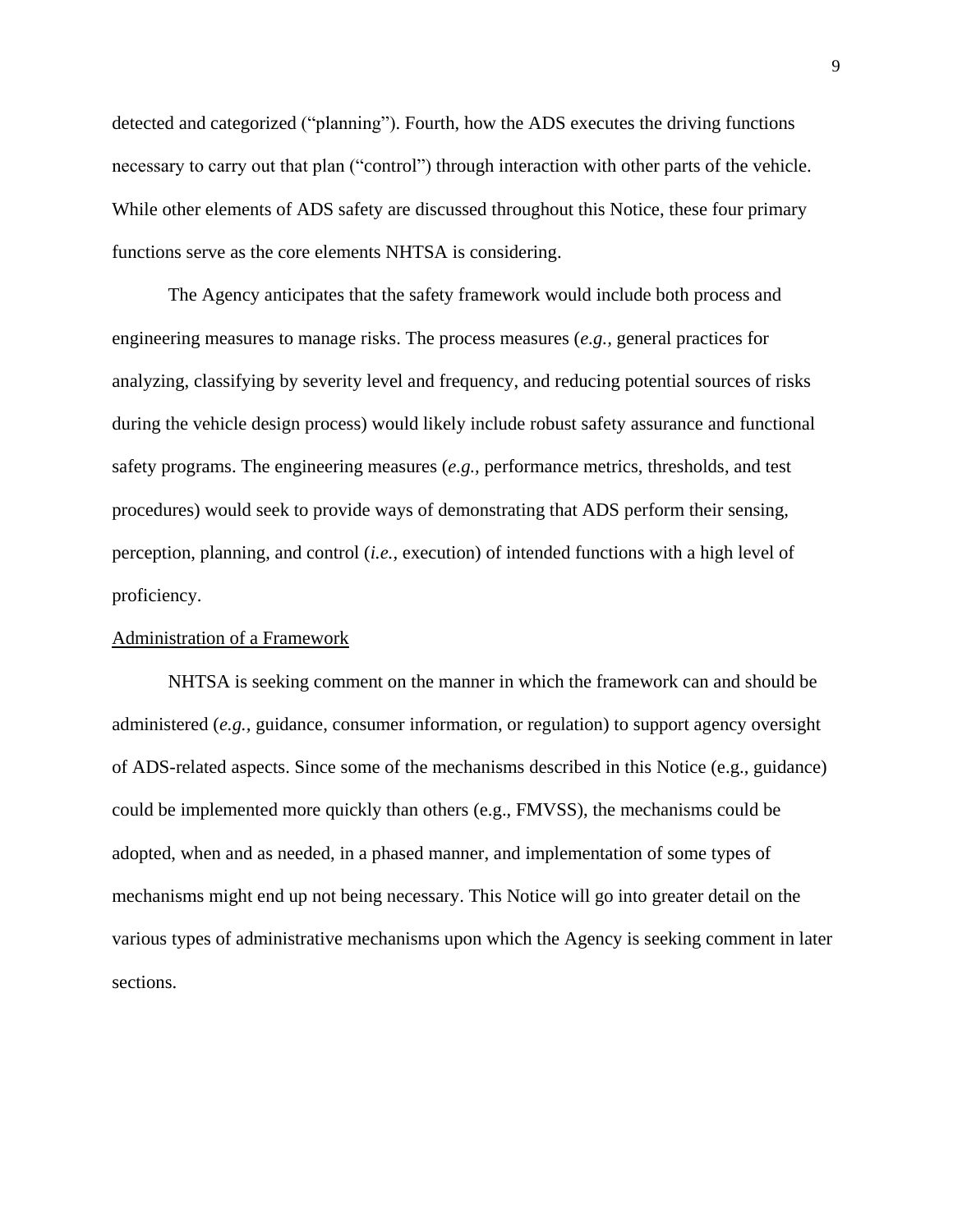detected and categorized ("planning"). Fourth, how the ADS executes the driving functions necessary to carry out that plan ("control") through interaction with other parts of the vehicle. While other elements of ADS safety are discussed throughout this Notice, these four primary functions serve as the core elements NHTSA is considering.

The Agency anticipates that the safety framework would include both process and engineering measures to manage risks. The process measures (*e.g.,* general practices for analyzing, classifying by severity level and frequency, and reducing potential sources of risks during the vehicle design process) would likely include robust safety assurance and functional safety programs. The engineering measures (*e.g.,* performance metrics, thresholds, and test procedures) would seek to provide ways of demonstrating that ADS perform their sensing, perception, planning, and control (*i.e.,* execution) of intended functions with a high level of proficiency.

Administration of a Framework

NHTSA is seeking comment on the manner in which the framework can and should be administered (*e.g.,* guidance, consumer information, or regulation) to support agency oversight of ADS-related aspects. Since some of the mechanisms described in this Notice (e.g., guidance) could be implemented more quickly than others (e.g., FMVSS), the mechanisms could be adopted, when and as needed, in a phased manner, and implementation of some types of mechanisms might end up not being necessary. This Notice will go into greater detail on the various types of administrative mechanisms upon which the Agency is seeking comment in later sections.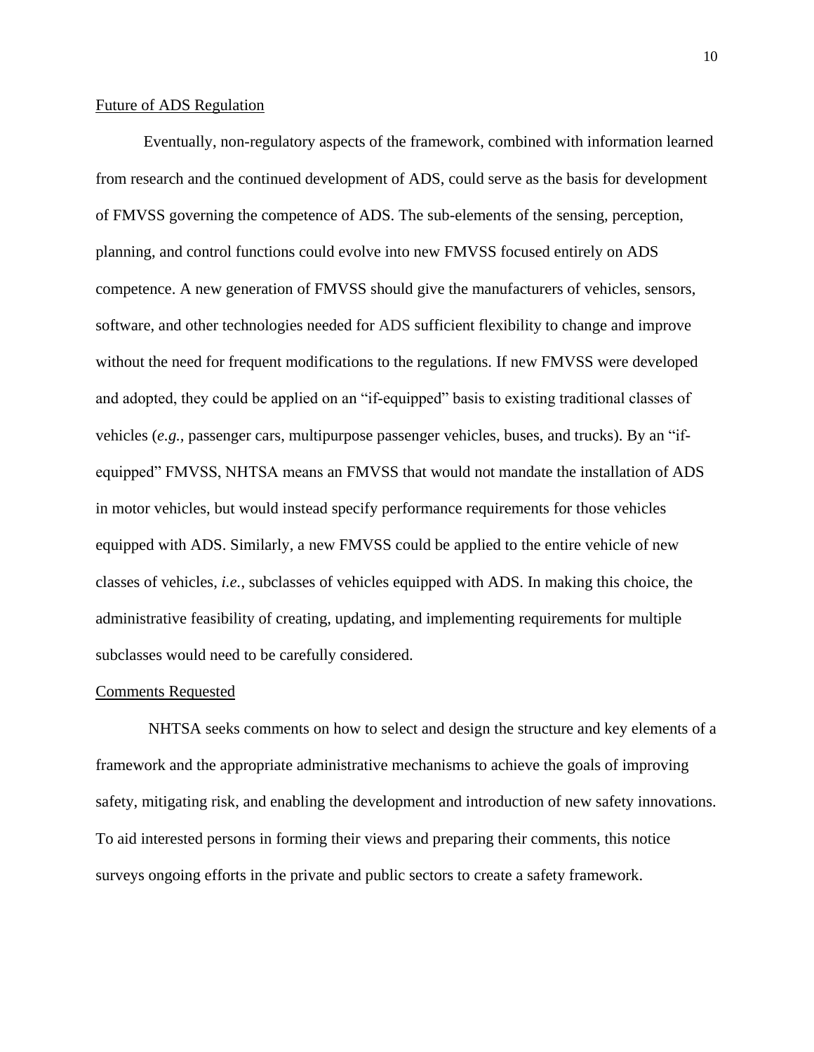Future of ADS Regulation

Eventually, non-regulatory aspects of the framework, combined with information learned from research and the continued development of ADS, could serve as the basis for development of FMVSS governing the competence of ADS. The sub-elements of the sensing, perception, planning, and control functions could evolve into new FMVSS focused entirely on ADS competence. A new generation of FMVSS should give the manufacturers of vehicles, sensors, software, and other technologies needed for ADS sufficient flexibility to change and improve without the need for frequent modifications to the regulations. If new FMVSS were developed and adopted, they could be applied on an "if-equipped" basis to existing traditional classes of vehicles (*e.g.*, passenger cars, multipurpose passenger vehicles, buses, and trucks). By an "if-equipped" FMVSS, NHTSA means an FMVSS that would not mandate the installation of ADS in motor vehicles, but would instead specify performance requirements for those vehicles equipped with ADS. Similarly, a new FMVSS could be applied to the entire vehicle of new classes of vehicles, *i.e.*, subclasses of vehicles equipped with ADS. In making this choice, the administrative feasibility of creating, updating, and implementing requirements for multiple subclasses would need to be carefully considered.

Comments Requested

NHTSA seeks comments on how to select and design the structure and key elements of a framework and the appropriate administrative mechanisms to achieve the goals of improving safety, mitigating risk, and enabling the development and introduction of new safety innovations. To aid interested persons in forming their views and preparing their comments, this notice surveys ongoing efforts in the private and public sectors to create a safety framework.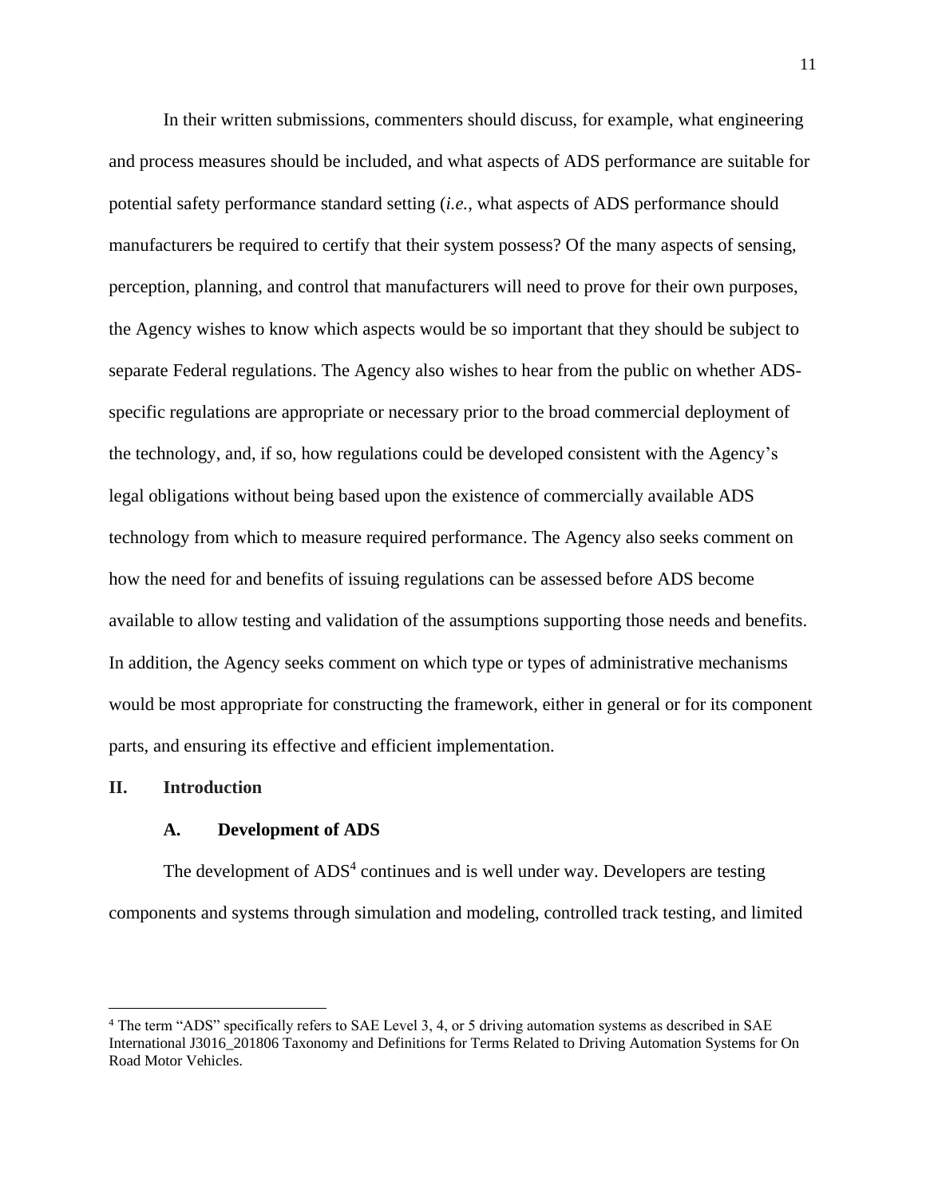In their written submissions, commenters should discuss, for example, what engineering and process measures should be included, and what aspects of ADS performance are suitable for potential safety performance standard setting (*i.e.*, what aspects of ADS performance should manufacturers be required to certify that their system possess? Of the many aspects of sensing, perception, planning, and control that manufacturers will need to prove for their own purposes, the Agency wishes to know which aspects would be so important that they should be subject to separate Federal regulations. The Agency also wishes to hear from the public on whether ADS-specific regulations are appropriate or necessary prior to the broad commercial deployment of the technology, and, if so, how regulations could be developed consistent with the Agency's legal obligations without being based upon the existence of commercially available ADS technology from which to measure required performance. The Agency also seeks comment on how the need for and benefits of issuing regulations can be assessed before ADS become available to allow testing and validation of the assumptions supporting those needs and benefits. In addition, the Agency seeks comment on which type or types of administrative mechanisms would be most appropriate for constructing the framework, either in general or for its component parts, and ensuring its effective and efficient implementation.

## II. Introduction

### A. Development of ADS

The development of ADS[4] continues and is well under way. Developers are testing components and systems through simulation and modeling, controlled track testing, and limited

---

[4] The term "ADS" specifically refers to SAE Level 3, 4, or 5 driving automation systems as described in SAE International J3016_201806 Taxonomy and Definitions for Terms Related to Driving Automation Systems for On Road Motor Vehicles.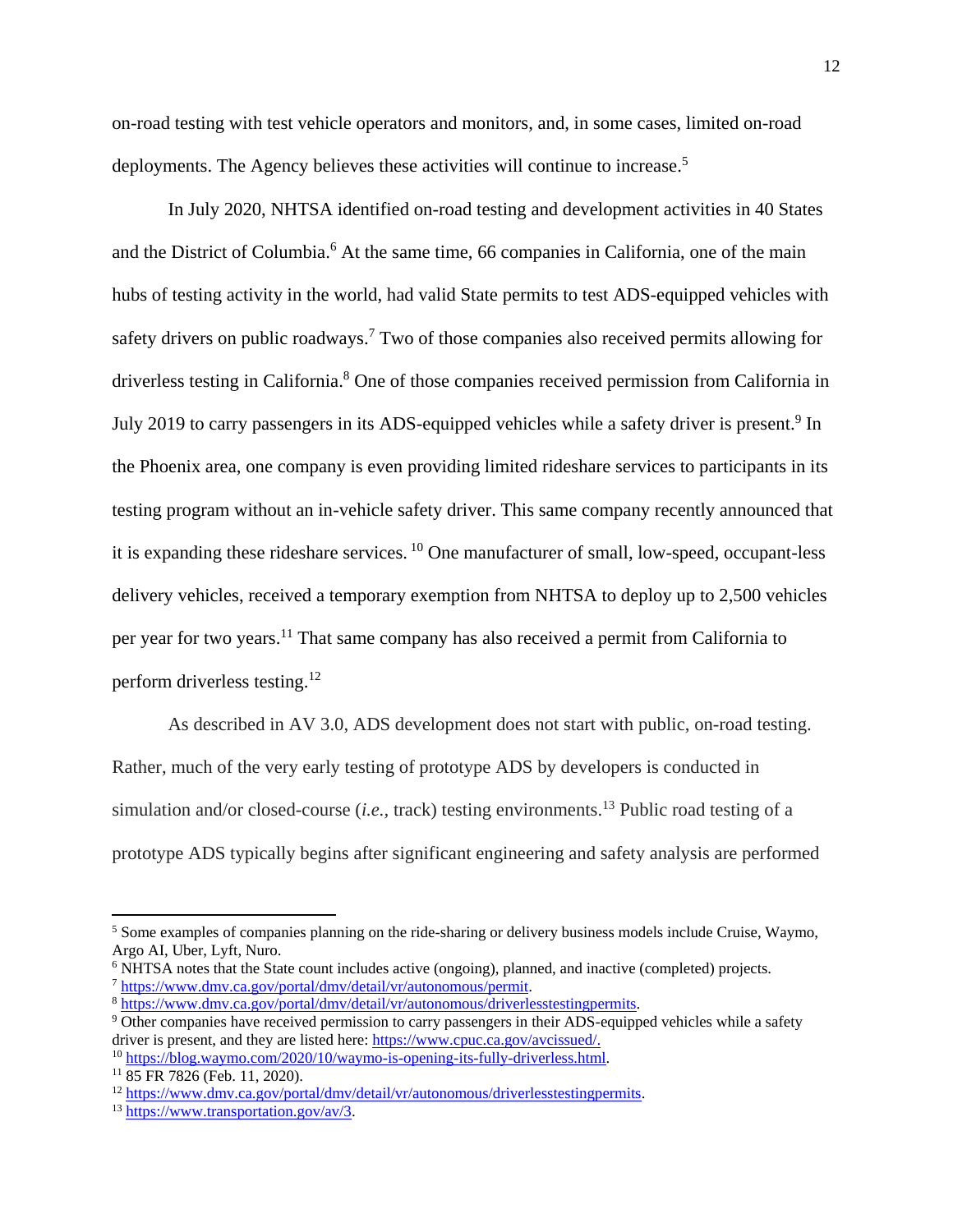on-road testing with test vehicle operators and monitors, and, in some cases, limited on-road deployments. The Agency believes these activities will continue to increase.[5]

In July 2020, NHTSA identified on-road testing and development activities in 40 States and the District of Columbia.[6] At the same time, 66 companies in California, one of the main hubs of testing activity in the world, had valid State permits to test ADS-equipped vehicles with safety drivers on public roadways.[7] Two of those companies also received permits allowing for driverless testing in California.[8] One of those companies received permission from California in July 2019 to carry passengers in its ADS-equipped vehicles while a safety driver is present.[9] In the Phoenix area, one company is even providing limited rideshare services to participants in its testing program without an in-vehicle safety driver. This same company recently announced that it is expanding these rideshare services. [10] One manufacturer of small, low-speed, occupant-less delivery vehicles, received a temporary exemption from NHTSA to deploy up to 2,500 vehicles per year for two years.[11] That same company has also received a permit from California to perform driverless testing.[12]

As described in AV 3.0, ADS development does not start with public, on-road testing. Rather, much of the very early testing of prototype ADS by developers is conducted in simulation and/or closed-course (*i.e.*, track) testing environments.[13] Public road testing of a prototype ADS typically begins after significant engineering and safety analysis are performed

---

[5] Some examples of companies planning on the ride-sharing or delivery business models include Cruise, Waymo, Argo AI, Uber, Lyft, Nuro.

[6] NHTSA notes that the State count includes active (ongoing), planned, and inactive (completed) projects.

[7] https://www.dmv.ca.gov/portal/dmv/detail/vr/autonomous/permit.

[8] https://www.dmv.ca.gov/portal/dmv/detail/vr/autonomous/driverlesstestingpermits.

[9] Other companies have received permission to carry passengers in their ADS-equipped vehicles while a safety driver is present, and they are listed here: https://www.cpuc.ca.gov/avcissued/.

[10] https://blog.waymo.com/2020/10/waymo-is-opening-its-fully-driverless.html.

[11] 85 FR 7826 (Feb. 11, 2020).

[12] https://www.dmv.ca.gov/portal/dmv/detail/vr/autonomous/driverlesstestingpermits.

[13] https://www.transportation.gov/av/3.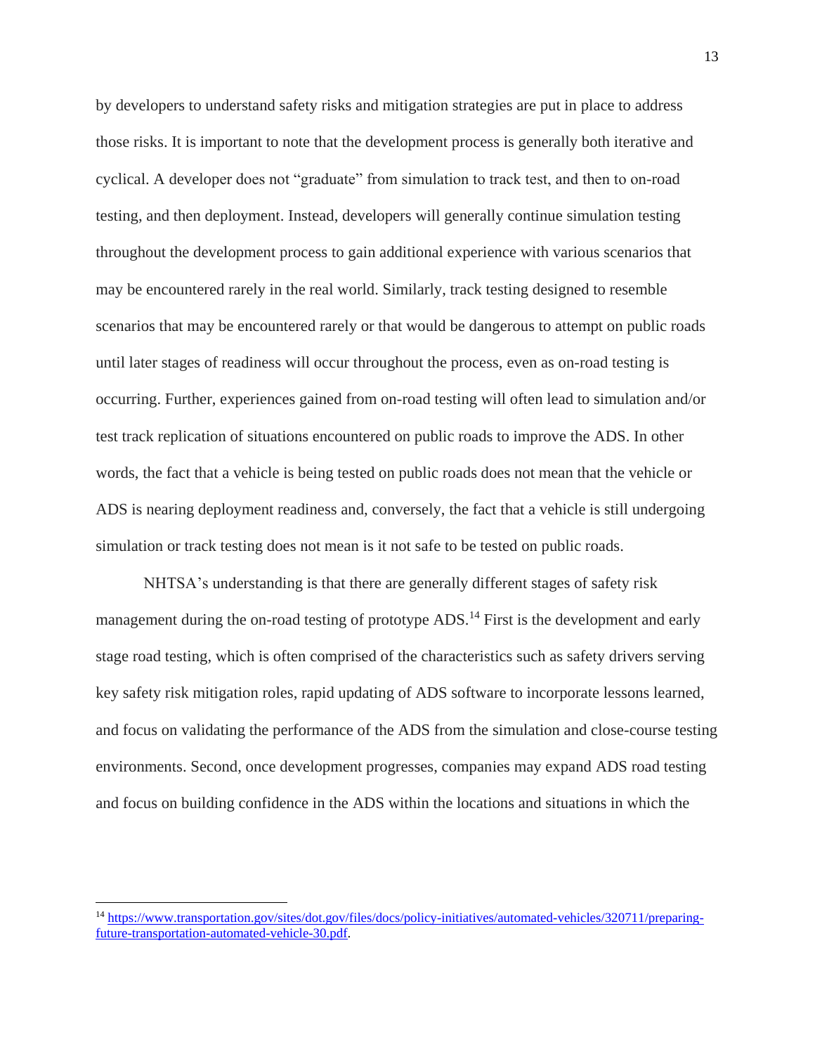by developers to understand safety risks and mitigation strategies are put in place to address those risks. It is important to note that the development process is generally both iterative and cyclical. A developer does not "graduate" from simulation to track test, and then to on-road testing, and then deployment. Instead, developers will generally continue simulation testing throughout the development process to gain additional experience with various scenarios that may be encountered rarely in the real world. Similarly, track testing designed to resemble scenarios that may be encountered rarely or that would be dangerous to attempt on public roads until later stages of readiness will occur throughout the process, even as on-road testing is occurring. Further, experiences gained from on-road testing will often lead to simulation and/or test track replication of situations encountered on public roads to improve the ADS. In other words, the fact that a vehicle is being tested on public roads does not mean that the vehicle or ADS is nearing deployment readiness and, conversely, the fact that a vehicle is still undergoing simulation or track testing does not mean is it not safe to be tested on public roads.

NHTSA's understanding is that there are generally different stages of safety risk management during the on-road testing of prototype ADS.[14] First is the development and early stage road testing, which is often comprised of the characteristics such as safety drivers serving key safety risk mitigation roles, rapid updating of ADS software to incorporate lessons learned, and focus on validating the performance of the ADS from the simulation and close-course testing environments. Second, once development progresses, companies may expand ADS road testing and focus on building confidence in the ADS within the locations and situations in which the

---

[14] https://www.transportation.gov/sites/dot.gov/files/docs/policy-initiatives/automated-vehicles/320711/preparing-future-transportation-automated-vehicle-30.pdf.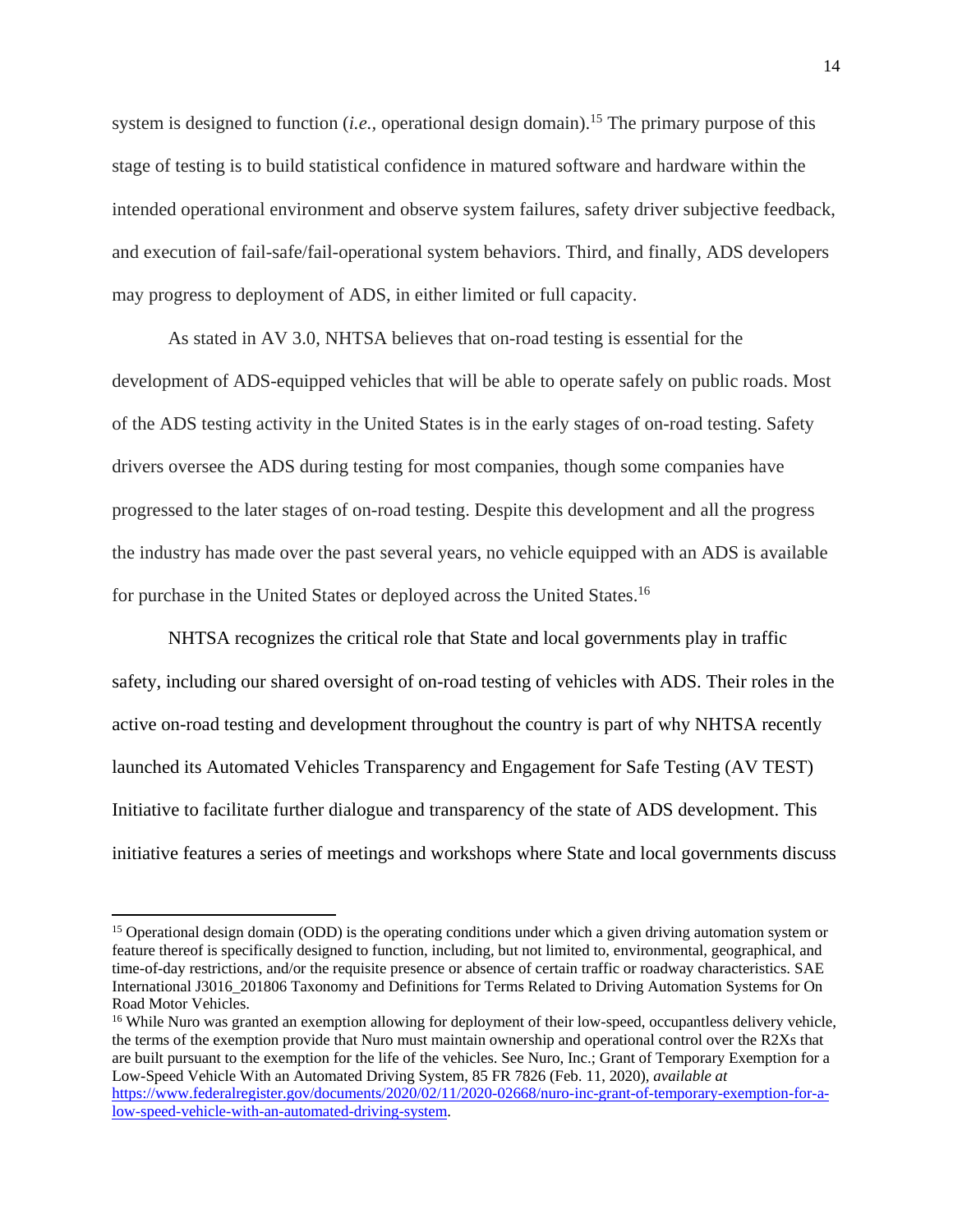system is designed to function (*i.e.*, operational design domain).[15] The primary purpose of this stage of testing is to build statistical confidence in matured software and hardware within the intended operational environment and observe system failures, safety driver subjective feedback, and execution of fail-safe/fail-operational system behaviors. Third, and finally, ADS developers may progress to deployment of ADS, in either limited or full capacity.

As stated in AV 3.0, NHTSA believes that on-road testing is essential for the development of ADS-equipped vehicles that will be able to operate safely on public roads. Most of the ADS testing activity in the United States is in the early stages of on-road testing. Safety drivers oversee the ADS during testing for most companies, though some companies have progressed to the later stages of on-road testing. Despite this development and all the progress the industry has made over the past several years, no vehicle equipped with an ADS is available for purchase in the United States or deployed across the United States.[16]

NHTSA recognizes the critical role that State and local governments play in traffic safety, including our shared oversight of on-road testing of vehicles with ADS. Their roles in the active on-road testing and development throughout the country is part of why NHTSA recently launched its Automated Vehicles Transparency and Engagement for Safe Testing (AV TEST) Initiative to facilitate further dialogue and transparency of the state of ADS development. This initiative features a series of meetings and workshops where State and local governments discuss

---

[15] Operational design domain (ODD) is the operating conditions under which a given driving automation system or feature thereof is specifically designed to function, including, but not limited to, environmental, geographical, and time-of-day restrictions, and/or the requisite presence or absence of certain traffic or roadway characteristics. SAE International J3016_201806 Taxonomy and Definitions for Terms Related to Driving Automation Systems for On Road Motor Vehicles.

[16] While Nuro was granted an exemption allowing for deployment of their low-speed, occupantless delivery vehicle, the terms of the exemption provide that Nuro must maintain ownership and operational control over the R2Xs that are built pursuant to the exemption for the life of the vehicles. See Nuro, Inc.; Grant of Temporary Exemption for a Low-Speed Vehicle With an Automated Driving System, 85 FR 7826 (Feb. 11, 2020), *available at* [https://www.federalregister.gov/documents/2020/02/11/2020-02668/nuro-inc-grant-of-temporary-exemption-for-a-low-speed-vehicle-with-an-automated-driving-system](https://www.federalregister.gov/documents/2020/02/11/2020-02668/nuro-inc-grant-of-temporary-exemption-for-a-low-speed-vehicle-with-an-automated-driving-system).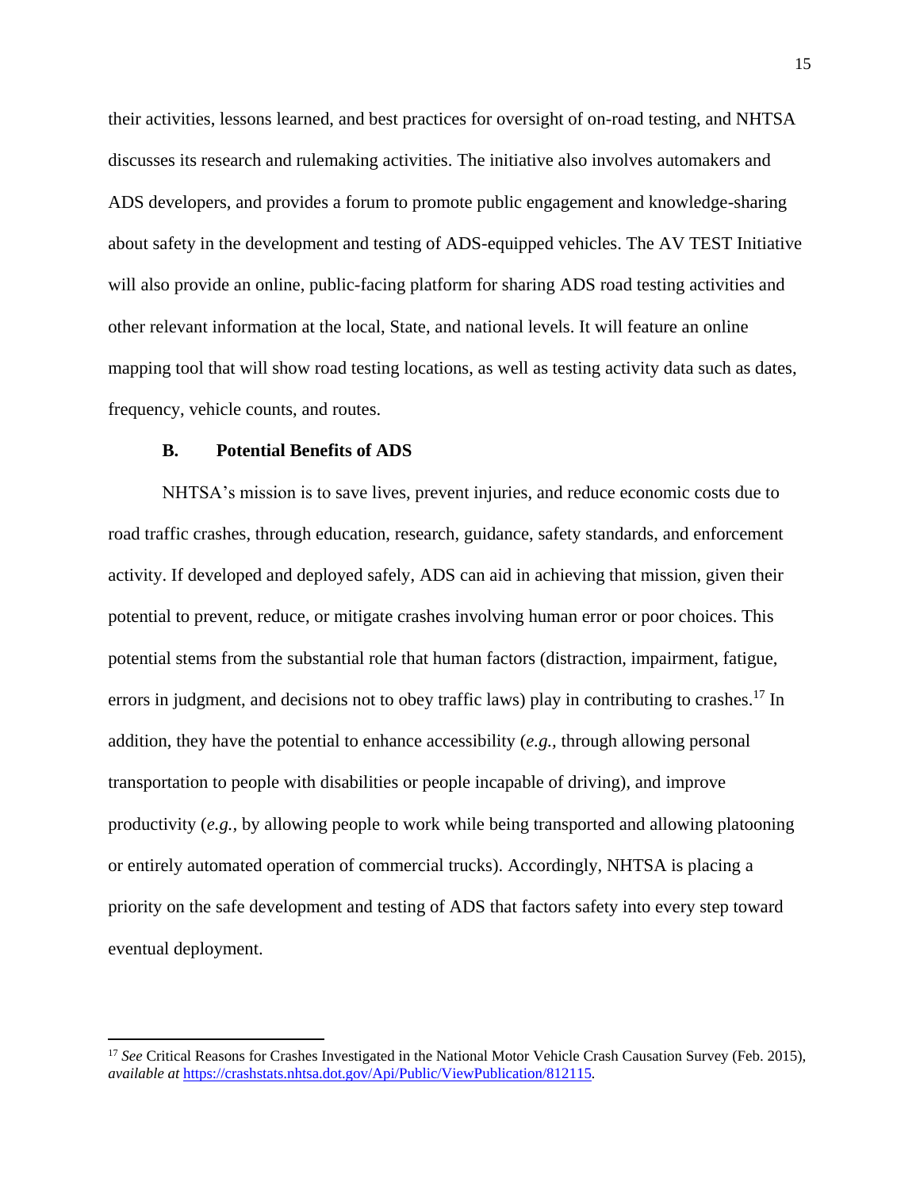their activities, lessons learned, and best practices for oversight of on-road testing, and NHTSA discusses its research and rulemaking activities. The initiative also involves automakers and ADS developers, and provides a forum to promote public engagement and knowledge-sharing about safety in the development and testing of ADS-equipped vehicles. The AV TEST Initiative will also provide an online, public-facing platform for sharing ADS road testing activities and other relevant information at the local, State, and national levels. It will feature an online mapping tool that will show road testing locations, as well as testing activity data such as dates, frequency, vehicle counts, and routes.

### B. Potential Benefits of ADS

NHTSA's mission is to save lives, prevent injuries, and reduce economic costs due to road traffic crashes, through education, research, guidance, safety standards, and enforcement activity. If developed and deployed safely, ADS can aid in achieving that mission, given their potential to prevent, reduce, or mitigate crashes involving human error or poor choices. This potential stems from the substantial role that human factors (distraction, impairment, fatigue, errors in judgment, and decisions not to obey traffic laws) play in contributing to crashes.[17] In addition, they have the potential to enhance accessibility (*e.g.*, through allowing personal transportation to people with disabilities or people incapable of driving), and improve productivity (*e.g.*, by allowing people to work while being transported and allowing platooning or entirely automated operation of commercial trucks). Accordingly, NHTSA is placing a priority on the safe development and testing of ADS that factors safety into every step toward eventual deployment.

---

[17] *See* Critical Reasons for Crashes Investigated in the National Motor Vehicle Crash Causation Survey (Feb. 2015), *available at* https://crashstats.nhtsa.dot.gov/Api/Public/ViewPublication/812115.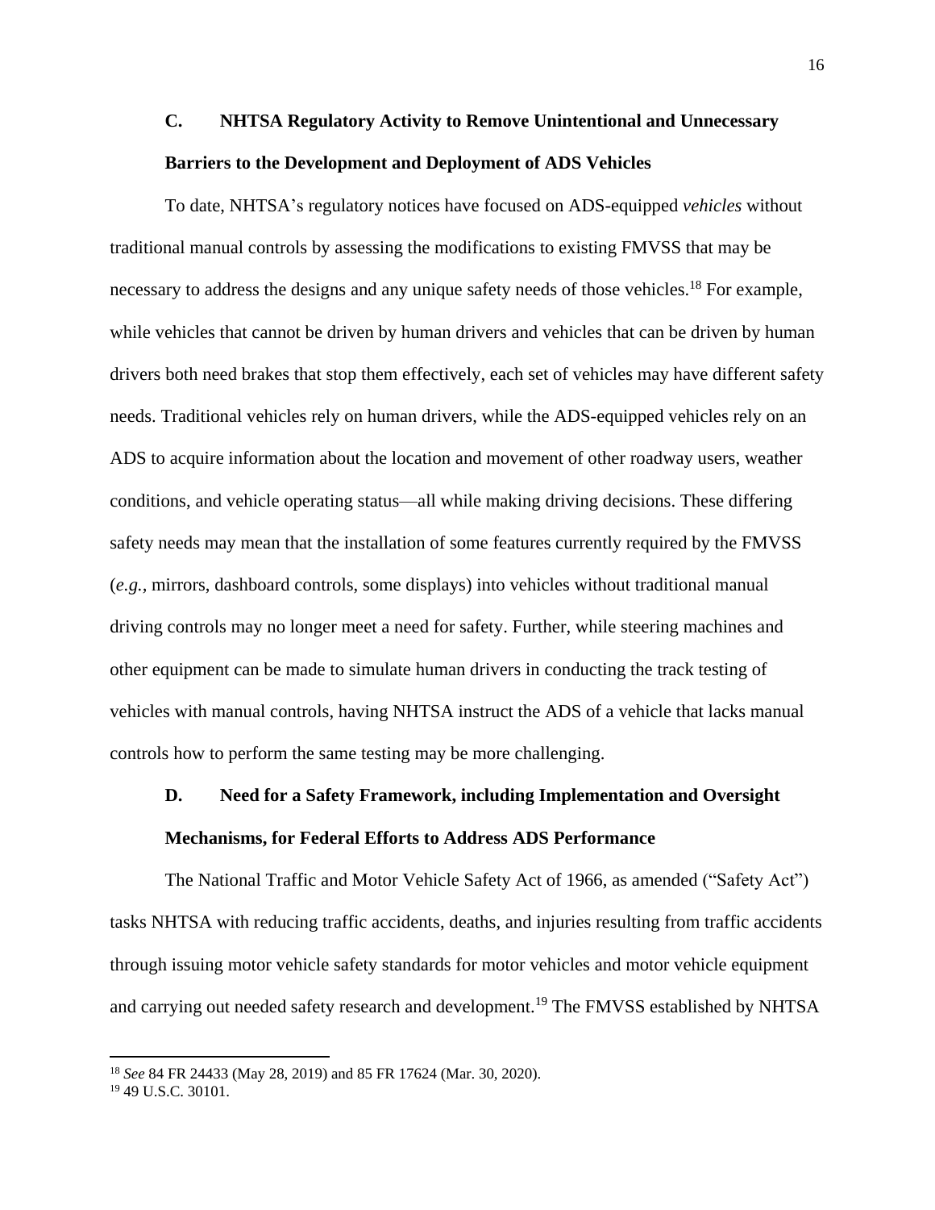### C. NHTSA Regulatory Activity to Remove Unintentional and Unnecessary Barriers to the Development and Deployment of ADS Vehicles

To date, NHTSA's regulatory notices have focused on ADS-equipped *vehicles* without traditional manual controls by assessing the modifications to existing FMVSS that may be necessary to address the designs and any unique safety needs of those vehicles.[18] For example, while vehicles that cannot be driven by human drivers and vehicles that can be driven by human drivers both need brakes that stop them effectively, each set of vehicles may have different safety needs. Traditional vehicles rely on human drivers, while the ADS-equipped vehicles rely on an ADS to acquire information about the location and movement of other roadway users, weather conditions, and vehicle operating status—all while making driving decisions. These differing safety needs may mean that the installation of some features currently required by the FMVSS (*e.g.*, mirrors, dashboard controls, some displays) into vehicles without traditional manual driving controls may no longer meet a need for safety. Further, while steering machines and other equipment can be made to simulate human drivers in conducting the track testing of vehicles with manual controls, having NHTSA instruct the ADS of a vehicle that lacks manual controls how to perform the same testing may be more challenging.

### D. Need for a Safety Framework, including Implementation and Oversight Mechanisms, for Federal Efforts to Address ADS Performance

The National Traffic and Motor Vehicle Safety Act of 1966, as amended ("Safety Act") tasks NHTSA with reducing traffic accidents, deaths, and injuries resulting from traffic accidents through issuing motor vehicle safety standards for motor vehicles and motor vehicle equipment and carrying out needed safety research and development.[19] The FMVSS established by NHTSA

---

[18] *See* 84 FR 24433 (May 28, 2019) and 85 FR 17624 (Mar. 30, 2020).

[19] 49 U.S.C. 30101.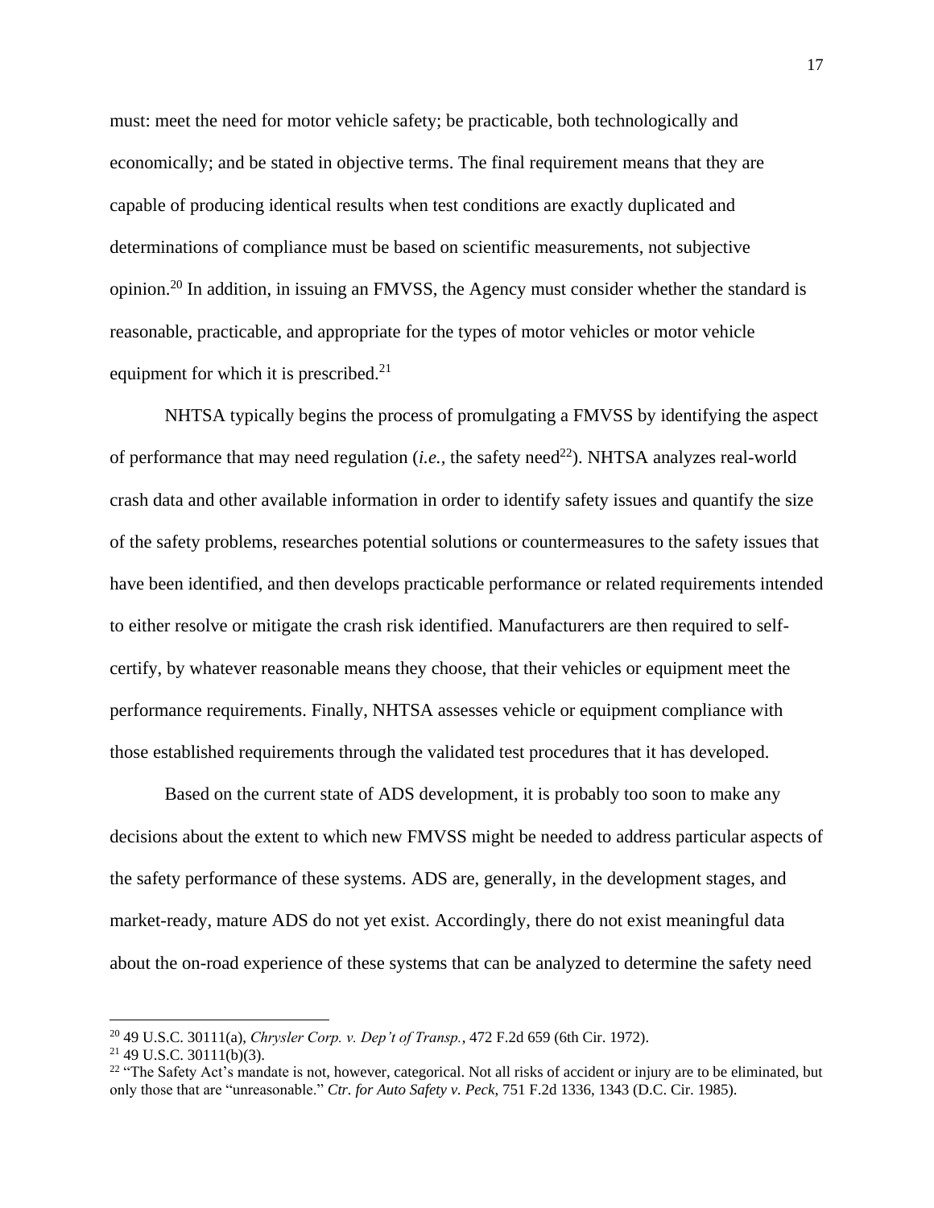must: meet the need for motor vehicle safety; be practicable, both technologically and economically; and be stated in objective terms. The final requirement means that they are capable of producing identical results when test conditions are exactly duplicated and determinations of compliance must be based on scientific measurements, not subjective opinion.[20] In addition, in issuing an FMVSS, the Agency must consider whether the standard is reasonable, practicable, and appropriate for the types of motor vehicles or motor vehicle equipment for which it is prescribed.[21]

NHTSA typically begins the process of promulgating a FMVSS by identifying the aspect of performance that may need regulation (*i.e.*, the safety need[22]). NHTSA analyzes real-world crash data and other available information in order to identify safety issues and quantify the size of the safety problems, researches potential solutions or countermeasures to the safety issues that have been identified, and then develops practicable performance or related requirements intended to either resolve or mitigate the crash risk identified. Manufacturers are then required to self-certify, by whatever reasonable means they choose, that their vehicles or equipment meet the performance requirements. Finally, NHTSA assesses vehicle or equipment compliance with those established requirements through the validated test procedures that it has developed.

Based on the current state of ADS development, it is probably too soon to make any decisions about the extent to which new FMVSS might be needed to address particular aspects of the safety performance of these systems. ADS are, generally, in the development stages, and market-ready, mature ADS do not yet exist. Accordingly, there do not exist meaningful data about the on-road experience of these systems that can be analyzed to determine the safety need

---

[20] 49 U.S.C. 30111(a), *Chrysler Corp. v. Dep't of Transp.*, 472 F.2d 659 (6th Cir. 1972).

[21] 49 U.S.C. 30111(b)(3).

[22] "The Safety Act's mandate is not, however, categorical. Not all risks of accident or injury are to be eliminated, but only those that are "unreasonable." *Ctr. for Auto Safety v. Peck*, 751 F.2d 1336, 1343 (D.C. Cir. 1985).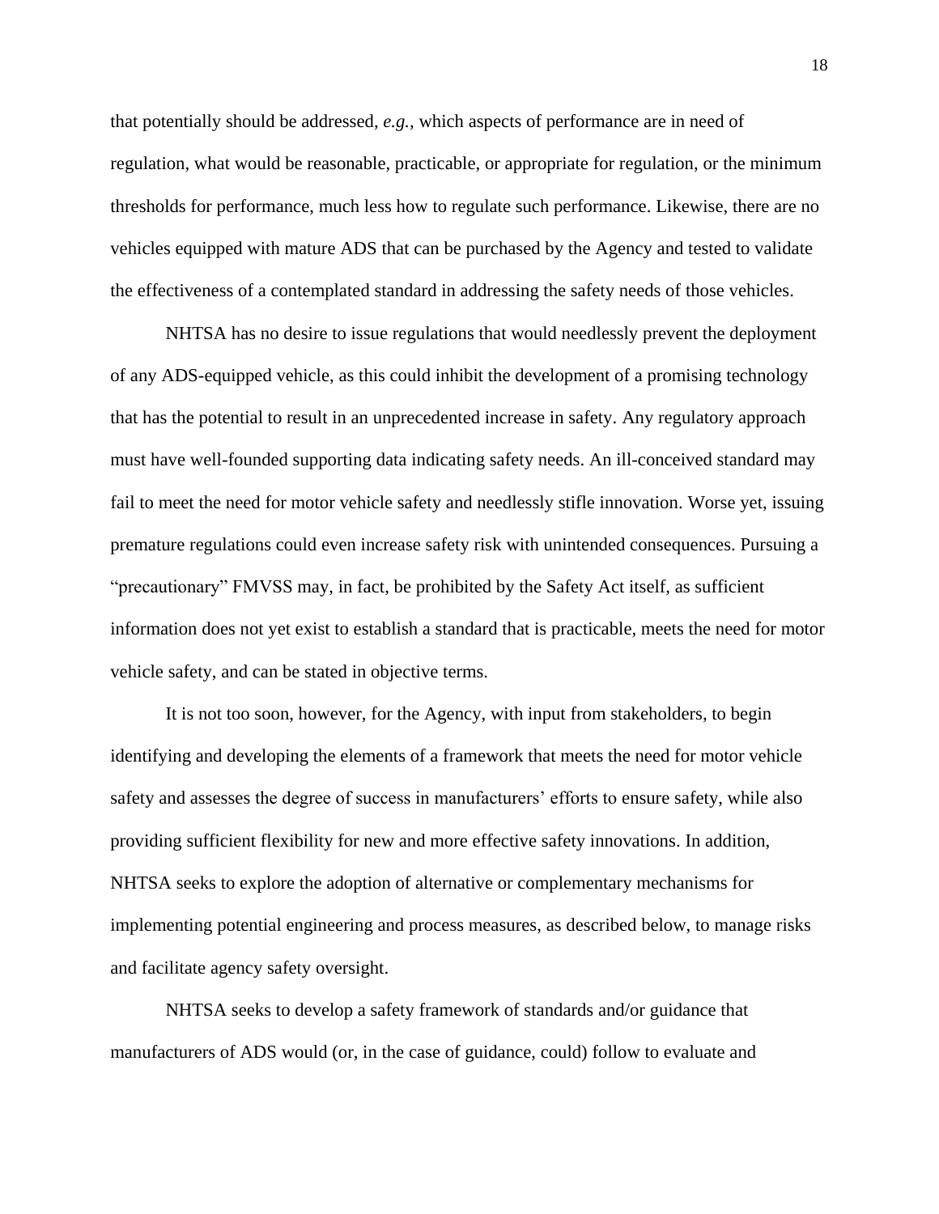that potentially should be addressed, *e.g.*, which aspects of performance are in need of regulation, what would be reasonable, practicable, or appropriate for regulation, or the minimum thresholds for performance, much less how to regulate such performance. Likewise, there are no vehicles equipped with mature ADS that can be purchased by the Agency and tested to validate the effectiveness of a contemplated standard in addressing the safety needs of those vehicles.

NHTSA has no desire to issue regulations that would needlessly prevent the deployment of any ADS-equipped vehicle, as this could inhibit the development of a promising technology that has the potential to result in an unprecedented increase in safety. Any regulatory approach must have well-founded supporting data indicating safety needs. An ill-conceived standard may fail to meet the need for motor vehicle safety and needlessly stifle innovation. Worse yet, issuing premature regulations could even increase safety risk with unintended consequences. Pursuing a "precautionary" FMVSS may, in fact, be prohibited by the Safety Act itself, as sufficient information does not yet exist to establish a standard that is practicable, meets the need for motor vehicle safety, and can be stated in objective terms.

It is not too soon, however, for the Agency, with input from stakeholders, to begin identifying and developing the elements of a framework that meets the need for motor vehicle safety and assesses the degree of success in manufacturers' efforts to ensure safety, while also providing sufficient flexibility for new and more effective safety innovations. In addition, NHTSA seeks to explore the adoption of alternative or complementary mechanisms for implementing potential engineering and process measures, as described below, to manage risks and facilitate agency safety oversight.

NHTSA seeks to develop a safety framework of standards and/or guidance that manufacturers of ADS would (or, in the case of guidance, could) follow to evaluate and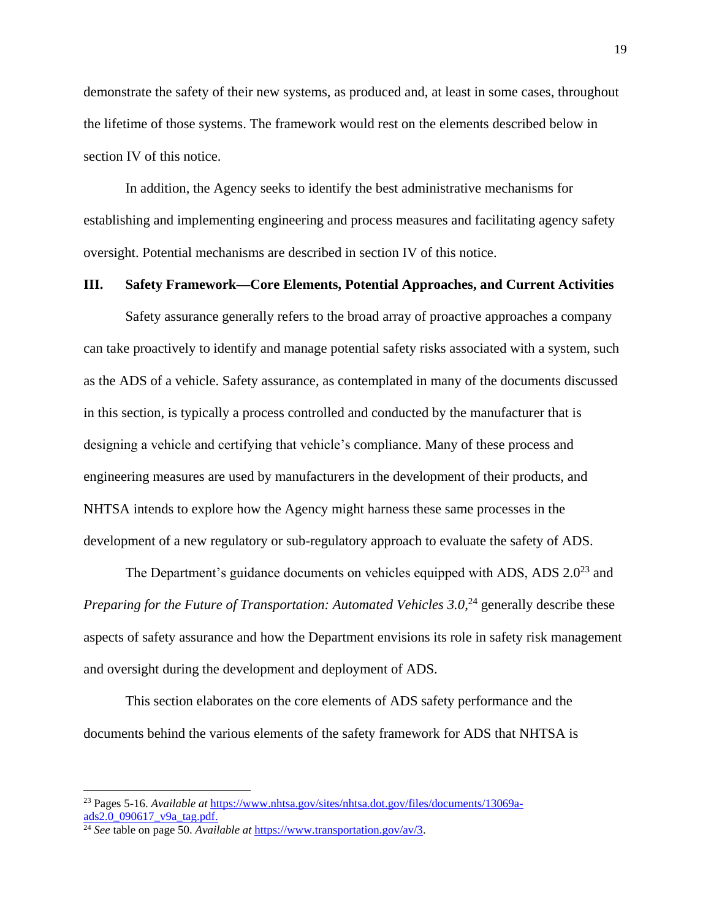demonstrate the safety of their new systems, as produced and, at least in some cases, throughout the lifetime of those systems. The framework would rest on the elements described below in section IV of this notice.

In addition, the Agency seeks to identify the best administrative mechanisms for establishing and implementing engineering and process measures and facilitating agency safety oversight. Potential mechanisms are described in section IV of this notice.

## III. Safety Framework—Core Elements, Potential Approaches, and Current Activities

Safety assurance generally refers to the broad array of proactive approaches a company can take proactively to identify and manage potential safety risks associated with a system, such as the ADS of a vehicle. Safety assurance, as contemplated in many of the documents discussed in this section, is typically a process controlled and conducted by the manufacturer that is designing a vehicle and certifying that vehicle's compliance. Many of these process and engineering measures are used by manufacturers in the development of their products, and NHTSA intends to explore how the Agency might harness these same processes in the development of a new regulatory or sub-regulatory approach to evaluate the safety of ADS.

The Department's guidance documents on vehicles equipped with ADS, ADS 2.0[23] and *Preparing for the Future of Transportation: Automated Vehicles 3.0*,[24] generally describe these aspects of safety assurance and how the Department envisions its role in safety risk management and oversight during the development and deployment of ADS.

This section elaborates on the core elements of ADS safety performance and the documents behind the various elements of the safety framework for ADS that NHTSA is

---

[23] Pages 5-16. *Available at* https://www.nhtsa.gov/sites/nhtsa.dot.gov/files/documents/13069a-ads2.0_090617_v9a_tag.pdf.

[24] *See* table on page 50. *Available at* https://www.transportation.gov/av/3.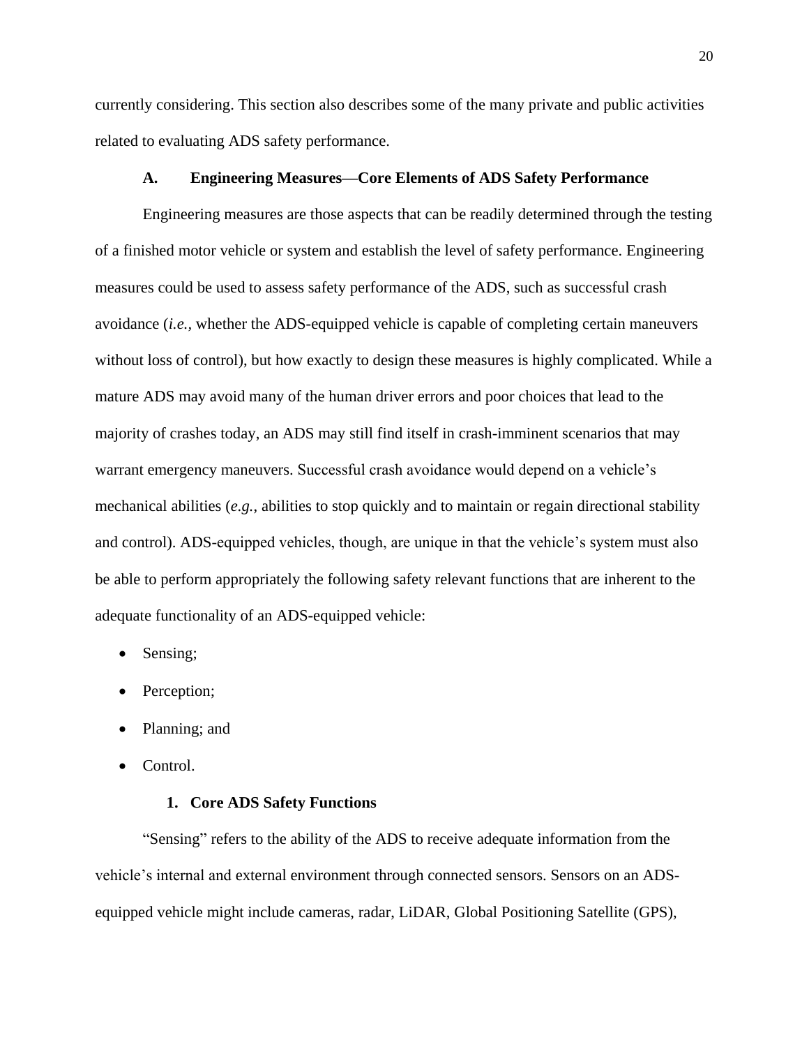currently considering. This section also describes some of the many private and public activities related to evaluating ADS safety performance.

## A. Engineering Measures—Core Elements of ADS Safety Performance

Engineering measures are those aspects that can be readily determined through the testing of a finished motor vehicle or system and establish the level of safety performance. Engineering measures could be used to assess safety performance of the ADS, such as successful crash avoidance (*i.e.*, whether the ADS-equipped vehicle is capable of completing certain maneuvers without loss of control), but how exactly to design these measures is highly complicated. While a mature ADS may avoid many of the human driver errors and poor choices that lead to the majority of crashes today, an ADS may still find itself in crash-imminent scenarios that may warrant emergency maneuvers. Successful crash avoidance would depend on a vehicle's mechanical abilities (*e.g.*, abilities to stop quickly and to maintain or regain directional stability and control). ADS-equipped vehicles, though, are unique in that the vehicle's system must also be able to perform appropriately the following safety relevant functions that are inherent to the adequate functionality of an ADS-equipped vehicle:

- Sensing;
- Perception;
- Planning; and
- Control.

### 1. Core ADS Safety Functions

"Sensing" refers to the ability of the ADS to receive adequate information from the vehicle's internal and external environment through connected sensors. Sensors on an ADS-equipped vehicle might include cameras, radar, LiDAR, Global Positioning Satellite (GPS),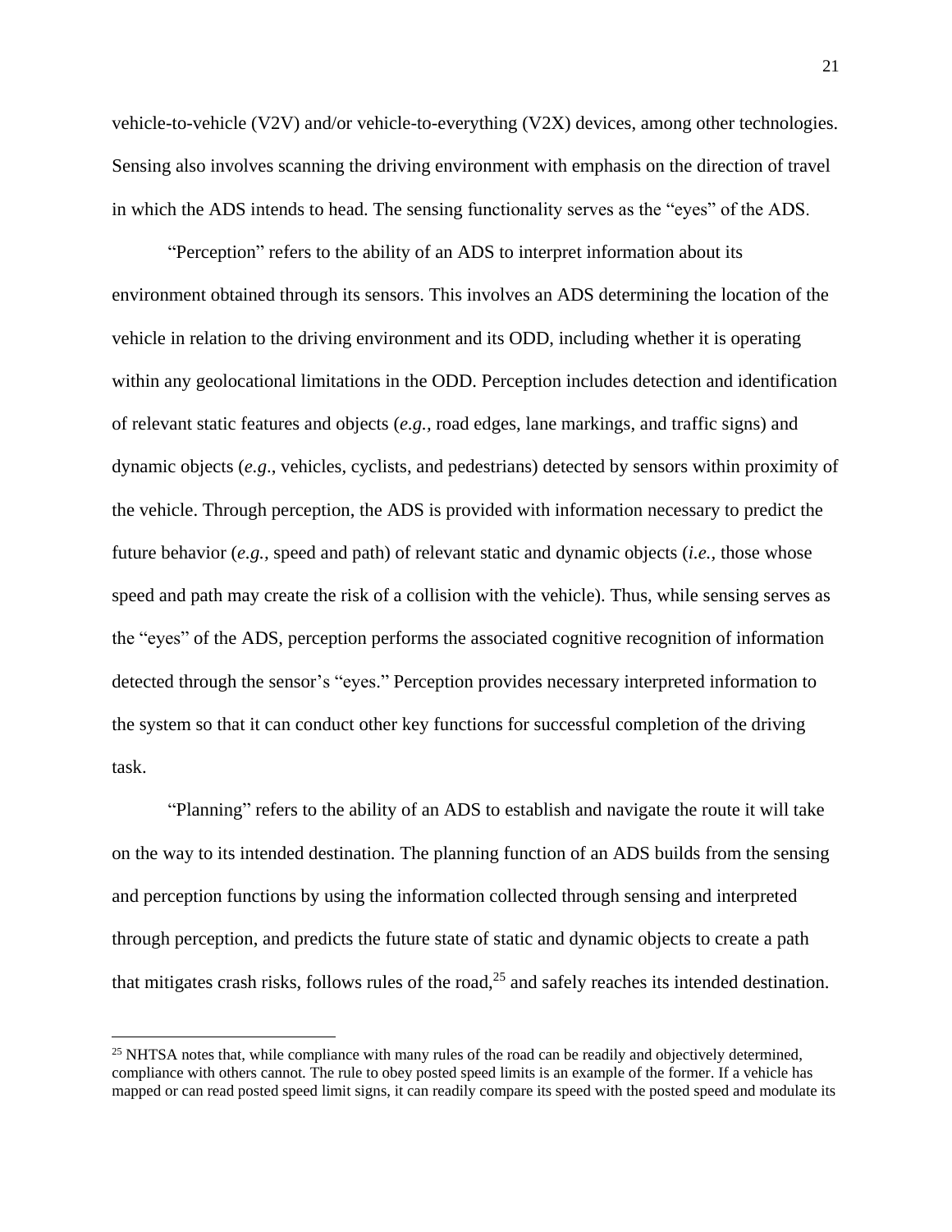vehicle-to-vehicle (V2V) and/or vehicle-to-everything (V2X) devices, among other technologies. Sensing also involves scanning the driving environment with emphasis on the direction of travel in which the ADS intends to head. The sensing functionality serves as the "eyes" of the ADS.

"Perception" refers to the ability of an ADS to interpret information about its environment obtained through its sensors. This involves an ADS determining the location of the vehicle in relation to the driving environment and its ODD, including whether it is operating within any geolocational limitations in the ODD. Perception includes detection and identification of relevant static features and objects (*e.g.,* road edges, lane markings, and traffic signs) and dynamic objects (*e.g*., vehicles, cyclists, and pedestrians) detected by sensors within proximity of the vehicle. Through perception, the ADS is provided with information necessary to predict the future behavior (*e.g.,* speed and path) of relevant static and dynamic objects (*i.e.*, those whose speed and path may create the risk of a collision with the vehicle). Thus, while sensing serves as the "eyes" of the ADS, perception performs the associated cognitive recognition of information detected through the sensor's "eyes." Perception provides necessary interpreted information to the system so that it can conduct other key functions for successful completion of the driving task.

"Planning" refers to the ability of an ADS to establish and navigate the route it will take on the way to its intended destination. The planning function of an ADS builds from the sensing and perception functions by using the information collected through sensing and interpreted through perception, and predicts the future state of static and dynamic objects to create a path that mitigates crash risks, follows rules of the road,[25] and safely reaches its intended destination.

---

[25] NHTSA notes that, while compliance with many rules of the road can be readily and objectively determined, compliance with others cannot. The rule to obey posted speed limits is an example of the former. If a vehicle has mapped or can read posted speed limit signs, it can readily compare its speed with the posted speed and modulate its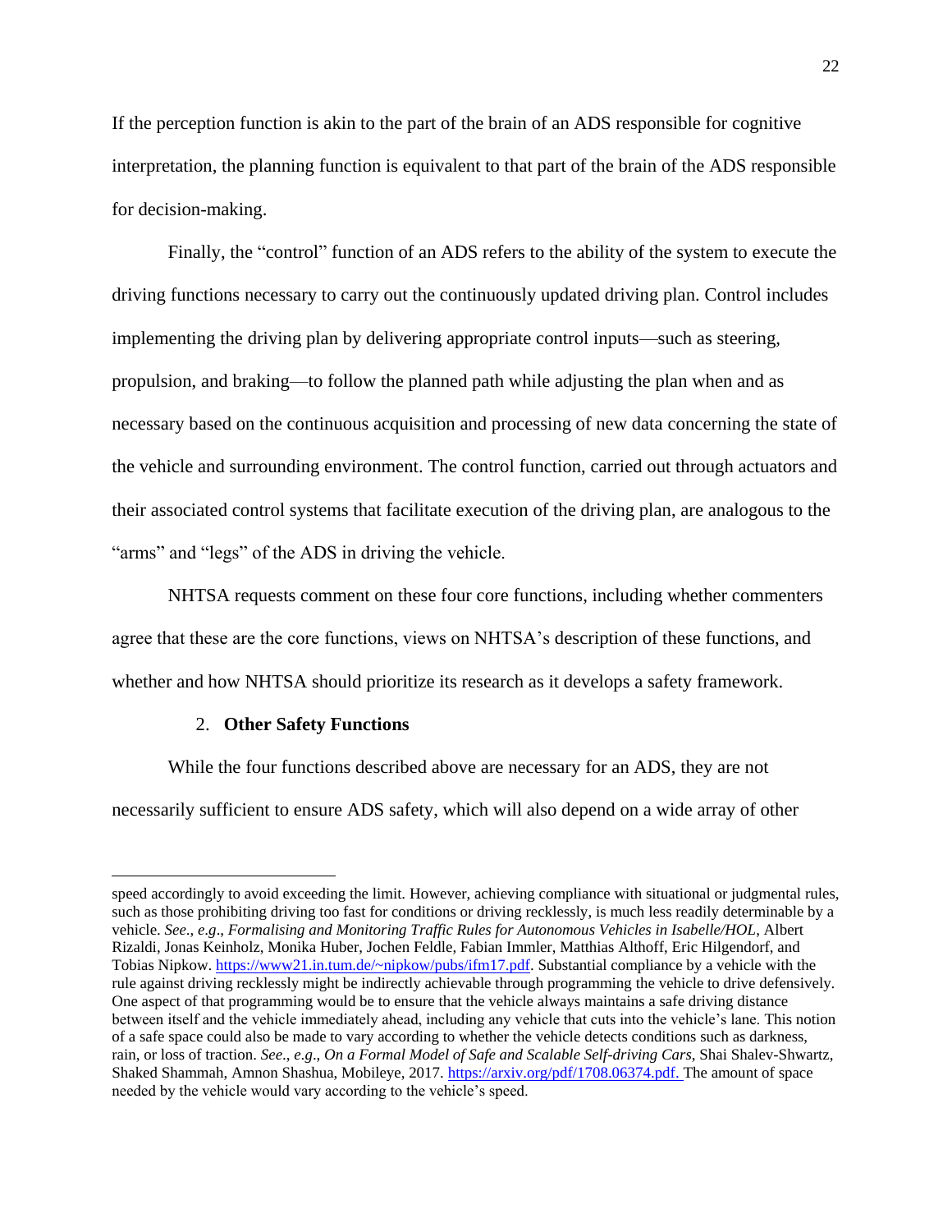If the perception function is akin to the part of the brain of an ADS responsible for cognitive interpretation, the planning function is equivalent to that part of the brain of the ADS responsible for decision-making.

Finally, the "control" function of an ADS refers to the ability of the system to execute the driving functions necessary to carry out the continuously updated driving plan. Control includes implementing the driving plan by delivering appropriate control inputs—such as steering, propulsion, and braking—to follow the planned path while adjusting the plan when and as necessary based on the continuous acquisition and processing of new data concerning the state of the vehicle and surrounding environment. The control function, carried out through actuators and their associated control systems that facilitate execution of the driving plan, are analogous to the "arms" and "legs" of the ADS in driving the vehicle.

NHTSA requests comment on these four core functions, including whether commenters agree that these are the core functions, views on NHTSA's description of these functions, and whether and how NHTSA should prioritize its research as it develops a safety framework.

### 2. **Other Safety Functions**

While the four functions described above are necessary for an ADS, they are not necessarily sufficient to ensure ADS safety, which will also depend on a wide array of other

---

speed accordingly to avoid exceeding the limit. However, achieving compliance with situational or judgmental rules, such as those prohibiting driving too fast for conditions or driving recklessly, is much less readily determinable by a vehicle. *See*., *e.g*., *Formalising and Monitoring Traffic Rules for Autonomous Vehicles in Isabelle/HOL*, Albert Rizaldi, Jonas Keinholz, Monika Huber, Jochen Feldle, Fabian Immler, Matthias Althoff, Eric Hilgendorf, and Tobias Nipkow. https://www21.in.tum.de/~nipkow/pubs/ifm17.pdf. Substantial compliance by a vehicle with the rule against driving recklessly might be indirectly achievable through programming the vehicle to drive defensively. One aspect of that programming would be to ensure that the vehicle always maintains a safe driving distance between itself and the vehicle immediately ahead, including any vehicle that cuts into the vehicle's lane. This notion of a safe space could also be made to vary according to whether the vehicle detects conditions such as darkness, rain, or loss of traction. *See*., *e.g*., *On a Formal Model of Safe and Scalable Self-driving Cars*, Shai Shalev-Shwartz, Shaked Shammah, Amnon Shashua, Mobileye, 2017. https://arxiv.org/pdf/1708.06374.pdf. The amount of space needed by the vehicle would vary according to the vehicle's speed.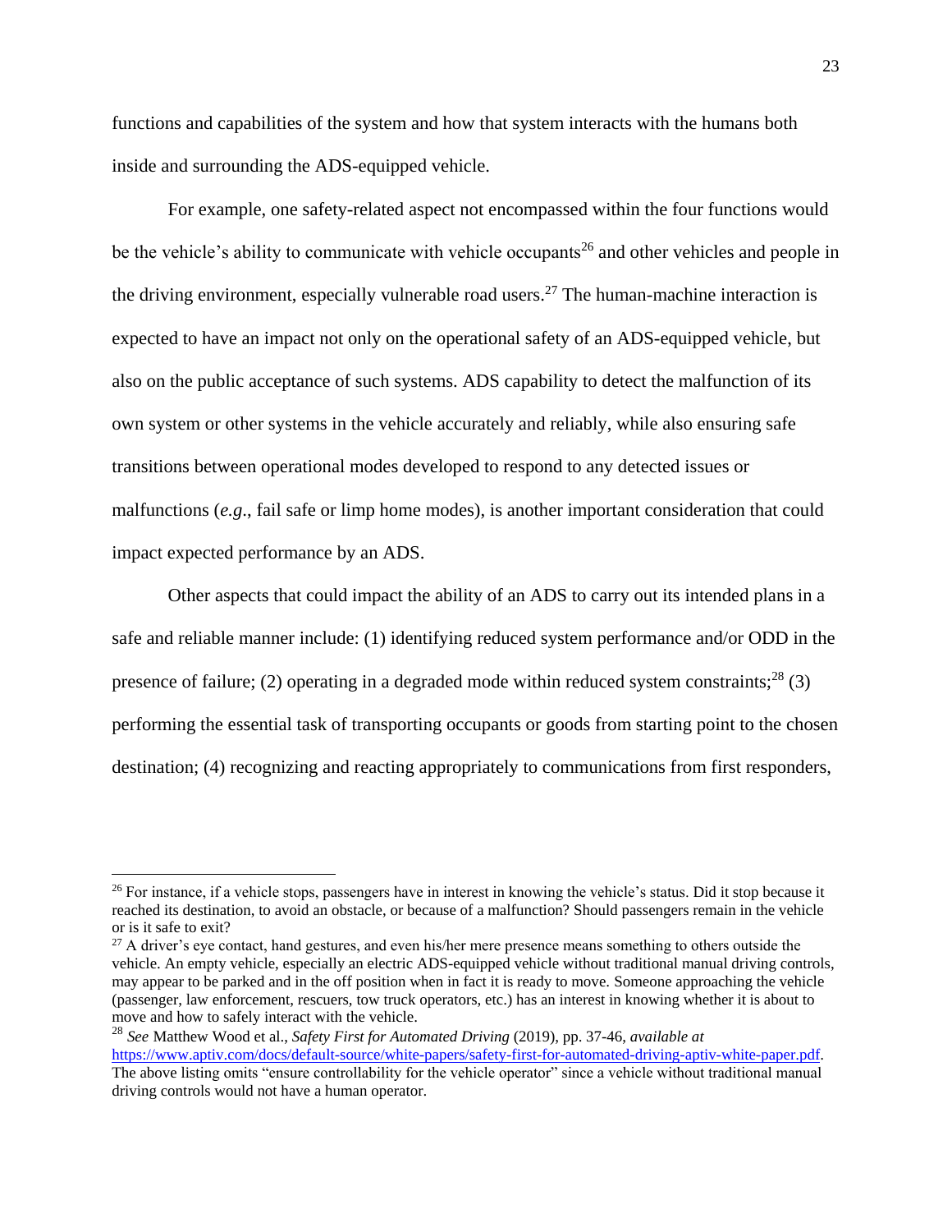functions and capabilities of the system and how that system interacts with the humans both inside and surrounding the ADS-equipped vehicle.

For example, one safety-related aspect not encompassed within the four functions would be the vehicle's ability to communicate with vehicle occupants[26] and other vehicles and people in the driving environment, especially vulnerable road users.[27] The human-machine interaction is expected to have an impact not only on the operational safety of an ADS-equipped vehicle, but also on the public acceptance of such systems. ADS capability to detect the malfunction of its own system or other systems in the vehicle accurately and reliably, while also ensuring safe transitions between operational modes developed to respond to any detected issues or malfunctions (*e.g.*, fail safe or limp home modes), is another important consideration that could impact expected performance by an ADS.

Other aspects that could impact the ability of an ADS to carry out its intended plans in a safe and reliable manner include: (1) identifying reduced system performance and/or ODD in the presence of failure; (2) operating in a degraded mode within reduced system constraints;[28] (3) performing the essential task of transporting occupants or goods from starting point to the chosen destination; (4) recognizing and reacting appropriately to communications from first responders,

---

[26] For instance, if a vehicle stops, passengers have in interest in knowing the vehicle's status. Did it stop because it reached its destination, to avoid an obstacle, or because of a malfunction? Should passengers remain in the vehicle or is it safe to exit?

[27] A driver's eye contact, hand gestures, and even his/her mere presence means something to others outside the vehicle. An empty vehicle, especially an electric ADS-equipped vehicle without traditional manual driving controls, may appear to be parked and in the off position when in fact it is ready to move. Someone approaching the vehicle (passenger, law enforcement, rescuers, tow truck operators, etc.) has an interest in knowing whether it is about to move and how to safely interact with the vehicle.

[28] *See* Matthew Wood et al., *Safety First for Automated Driving* (2019), pp. 37-46, *available at* https://www.aptiv.com/docs/default-source/white-papers/safety-first-for-automated-driving-aptiv-white-paper.pdf. The above listing omits "ensure controllability for the vehicle operator" since a vehicle without traditional manual driving controls would not have a human operator.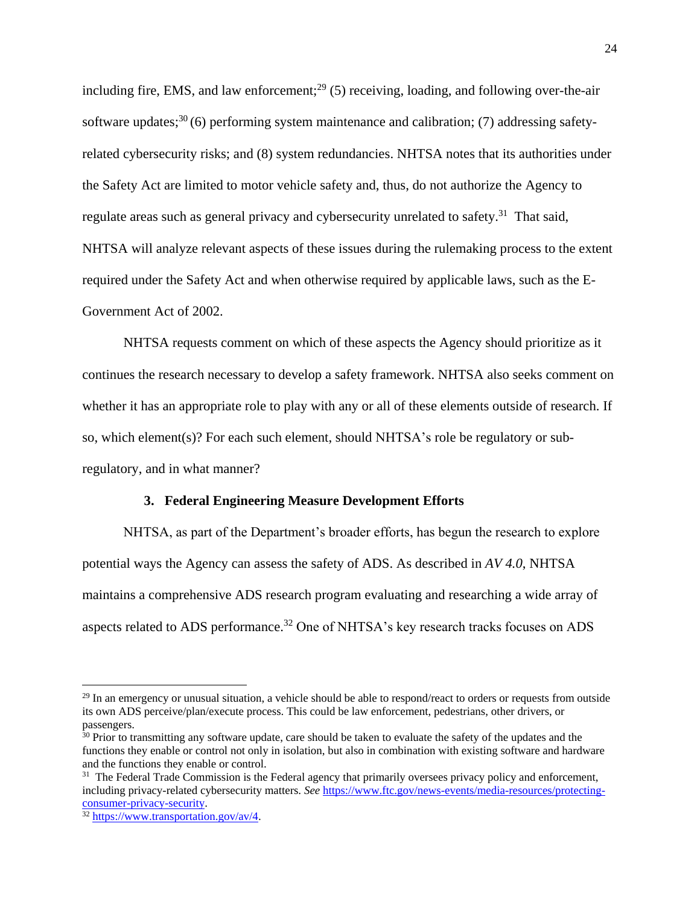including fire, EMS, and law enforcement;[29] (5) receiving, loading, and following over-the-air software updates;[30] (6) performing system maintenance and calibration; (7) addressing safety-related cybersecurity risks; and (8) system redundancies. NHTSA notes that its authorities under the Safety Act are limited to motor vehicle safety and, thus, do not authorize the Agency to regulate areas such as general privacy and cybersecurity unrelated to safety.[31] That said, NHTSA will analyze relevant aspects of these issues during the rulemaking process to the extent required under the Safety Act and when otherwise required by applicable laws, such as the E-Government Act of 2002.

NHTSA requests comment on which of these aspects the Agency should prioritize as it continues the research necessary to develop a safety framework. NHTSA also seeks comment on whether it has an appropriate role to play with any or all of these elements outside of research. If so, which element(s)? For each such element, should NHTSA's role be regulatory or sub-regulatory, and in what manner?

### 3. Federal Engineering Measure Development Efforts

NHTSA, as part of the Department's broader efforts, has begun the research to explore potential ways the Agency can assess the safety of ADS. As described in *AV 4.0*, NHTSA maintains a comprehensive ADS research program evaluating and researching a wide array of aspects related to ADS performance.[32] One of NHTSA's key research tracks focuses on ADS

---

[29] In an emergency or unusual situation, a vehicle should be able to respond/react to orders or requests from outside its own ADS perceive/plan/execute process. This could be law enforcement, pedestrians, other drivers, or passengers.

[30] Prior to transmitting any software update, care should be taken to evaluate the safety of the updates and the functions they enable or control not only in isolation, but also in combination with existing software and hardware and the functions they enable or control.

[31] The Federal Trade Commission is the Federal agency that primarily oversees privacy policy and enforcement, including privacy-related cybersecurity matters. *See* https://www.ftc.gov/news-events/media-resources/protecting-consumer-privacy-security.

[32] https://www.transportation.gov/av/4.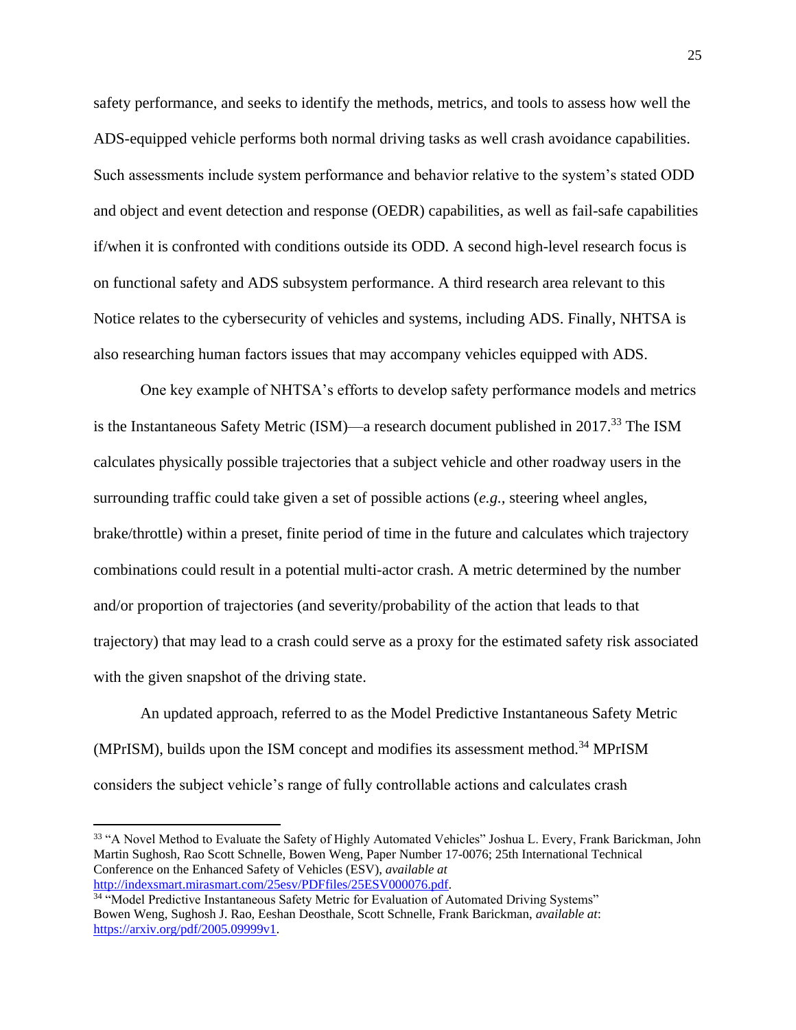safety performance, and seeks to identify the methods, metrics, and tools to assess how well the ADS-equipped vehicle performs both normal driving tasks as well crash avoidance capabilities. Such assessments include system performance and behavior relative to the system's stated ODD and object and event detection and response (OEDR) capabilities, as well as fail-safe capabilities if/when it is confronted with conditions outside its ODD. A second high-level research focus is on functional safety and ADS subsystem performance. A third research area relevant to this Notice relates to the cybersecurity of vehicles and systems, including ADS. Finally, NHTSA is also researching human factors issues that may accompany vehicles equipped with ADS.

One key example of NHTSA's efforts to develop safety performance models and metrics is the Instantaneous Safety Metric (ISM)—a research document published in 2017.[33] The ISM calculates physically possible trajectories that a subject vehicle and other roadway users in the surrounding traffic could take given a set of possible actions (*e.g.*, steering wheel angles, brake/throttle) within a preset, finite period of time in the future and calculates which trajectory combinations could result in a potential multi-actor crash. A metric determined by the number and/or proportion of trajectories (and severity/probability of the action that leads to that trajectory) that may lead to a crash could serve as a proxy for the estimated safety risk associated with the given snapshot of the driving state.

An updated approach, referred to as the Model Predictive Instantaneous Safety Metric (MPrISM), builds upon the ISM concept and modifies its assessment method.[34] MPrISM considers the subject vehicle's range of fully controllable actions and calculates crash

---

[33] "A Novel Method to Evaluate the Safety of Highly Automated Vehicles" Joshua L. Every, Frank Barickman, John Martin Sughosh, Rao Scott Schnelle, Bowen Weng, Paper Number 17-0076; 25th International Technical Conference on the Enhanced Safety of Vehicles (ESV), *available at* http://indexsmart.mirasmart.com/25esv/PDFfiles/25ESV000076.pdf.

[34] "Model Predictive Instantaneous Safety Metric for Evaluation of Automated Driving Systems" Bowen Weng, Sughosh J. Rao, Eeshan Deosthale, Scott Schnelle, Frank Barickman, *available at*: https://arxiv.org/pdf/2005.09999v1.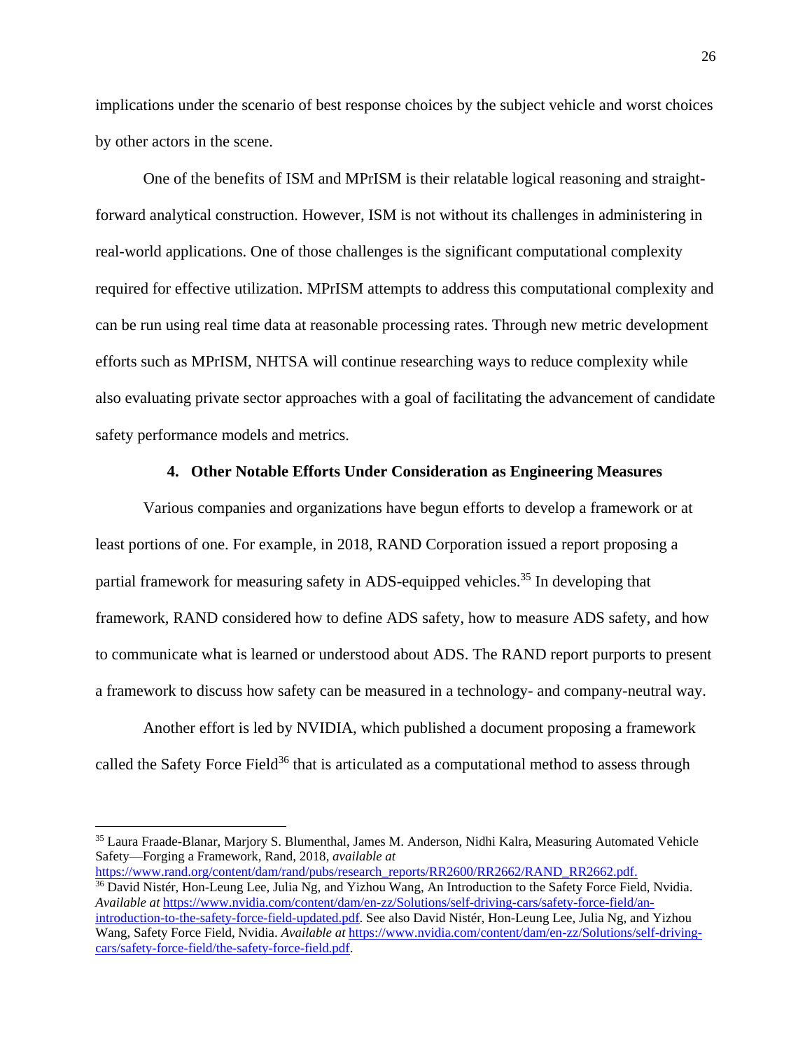implications under the scenario of best response choices by the subject vehicle and worst choices by other actors in the scene.

One of the benefits of ISM and MPrISM is their relatable logical reasoning and straight-forward analytical construction. However, ISM is not without its challenges in administering in real-world applications. One of those challenges is the significant computational complexity required for effective utilization. MPrISM attempts to address this computational complexity and can be run using real time data at reasonable processing rates. Through new metric development efforts such as MPrISM, NHTSA will continue researching ways to reduce complexity while also evaluating private sector approaches with a goal of facilitating the advancement of candidate safety performance models and metrics.

### 4. Other Notable Efforts Under Consideration as Engineering Measures

Various companies and organizations have begun efforts to develop a framework or at least portions of one. For example, in 2018, RAND Corporation issued a report proposing a partial framework for measuring safety in ADS-equipped vehicles.[35] In developing that framework, RAND considered how to define ADS safety, how to measure ADS safety, and how to communicate what is learned or understood about ADS. The RAND report purports to present a framework to discuss how safety can be measured in a technology- and company-neutral way.

Another effort is led by NVIDIA, which published a document proposing a framework called the Safety Force Field[36] that is articulated as a computational method to assess through

---

[35] Laura Fraade-Blanar, Marjory S. Blumenthal, James M. Anderson, Nidhi Kalra, Measuring Automated Vehicle Safety—Forging a Framework, Rand, 2018, *available at* https://www.rand.org/content/dam/rand/pubs/research_reports/RR2600/RR2662/RAND_RR2662.pdf.

[36] David Nistér, Hon-Leung Lee, Julia Ng, and Yizhou Wang, An Introduction to the Safety Force Field, Nvidia. *Available at* https://www.nvidia.com/content/dam/en-zz/Solutions/self-driving-cars/safety-force-field/an-introduction-to-the-safety-force-field-updated.pdf. See also David Nistér, Hon-Leung Lee, Julia Ng, and Yizhou Wang, Safety Force Field, Nvidia. *Available at* https://www.nvidia.com/content/dam/en-zz/Solutions/self-driving-cars/safety-force-field/the-safety-force-field.pdf.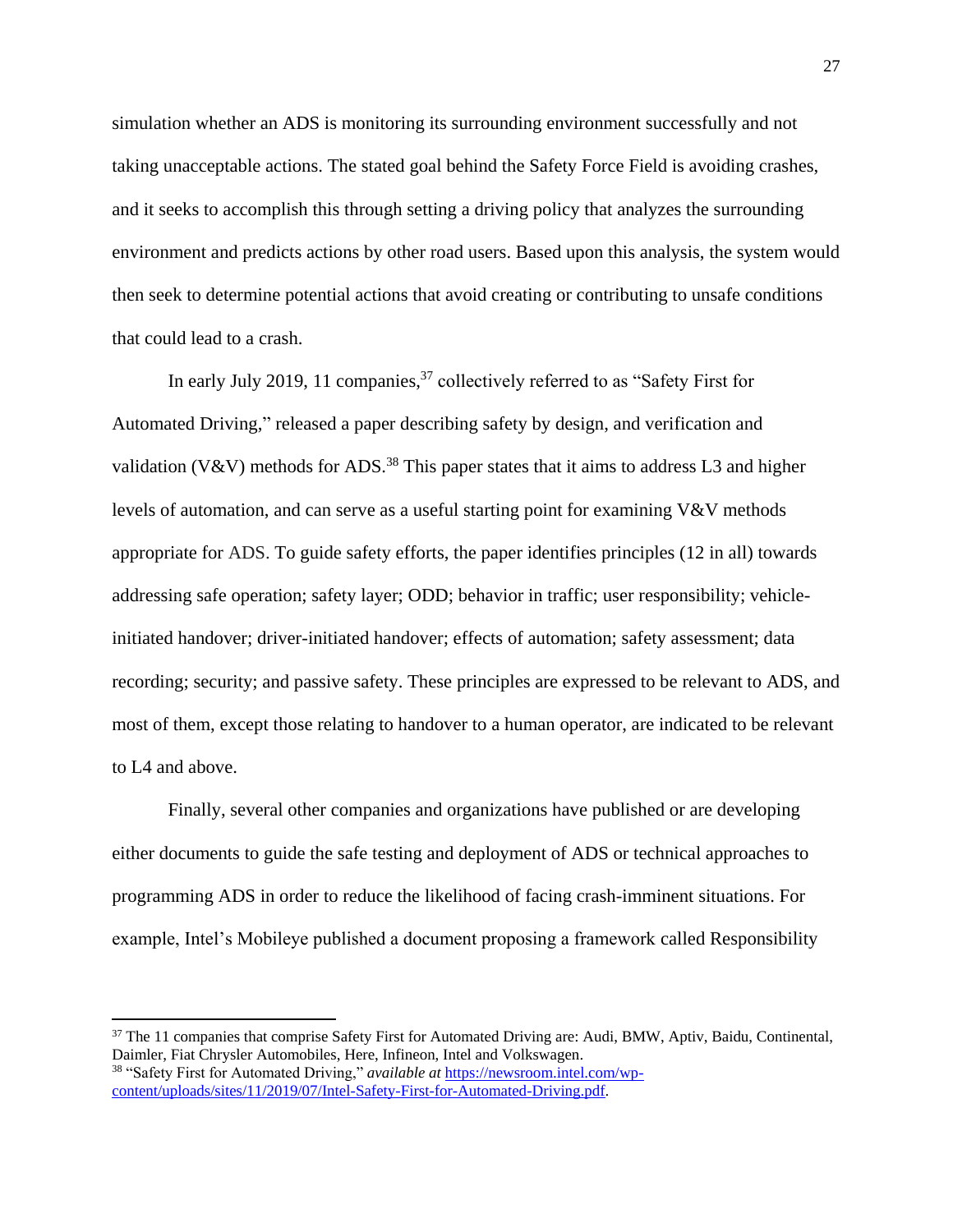simulation whether an ADS is monitoring its surrounding environment successfully and not taking unacceptable actions. The stated goal behind the Safety Force Field is avoiding crashes, and it seeks to accomplish this through setting a driving policy that analyzes the surrounding environment and predicts actions by other road users. Based upon this analysis, the system would then seek to determine potential actions that avoid creating or contributing to unsafe conditions that could lead to a crash.

In early July 2019, 11 companies,[37] collectively referred to as "Safety First for Automated Driving," released a paper describing safety by design, and verification and validation (V&V) methods for ADS.[38] This paper states that it aims to address L3 and higher levels of automation, and can serve as a useful starting point for examining V&V methods appropriate for ADS. To guide safety efforts, the paper identifies principles (12 in all) towards addressing safe operation; safety layer; ODD; behavior in traffic; user responsibility; vehicle-initiated handover; driver-initiated handover; effects of automation; safety assessment; data recording; security; and passive safety. These principles are expressed to be relevant to ADS, and most of them, except those relating to handover to a human operator, are indicated to be relevant to L4 and above.

Finally, several other companies and organizations have published or are developing either documents to guide the safe testing and deployment of ADS or technical approaches to programming ADS in order to reduce the likelihood of facing crash-imminent situations. For example, Intel's Mobileye published a document proposing a framework called Responsibility

---

[37] The 11 companies that comprise Safety First for Automated Driving are: Audi, BMW, Aptiv, Baidu, Continental, Daimler, Fiat Chrysler Automobiles, Here, Infineon, Intel and Volkswagen.

[38] "Safety First for Automated Driving," *available at* [https://newsroom.intel.com/wp-content/uploads/sites/11/2019/07/Intel-Safety-First-for-Automated-Driving.pdf](https://newsroom.intel.com/wp-content/uploads/sites/11/2019/07/Intel-Safety-First-for-Automated-Driving.pdf).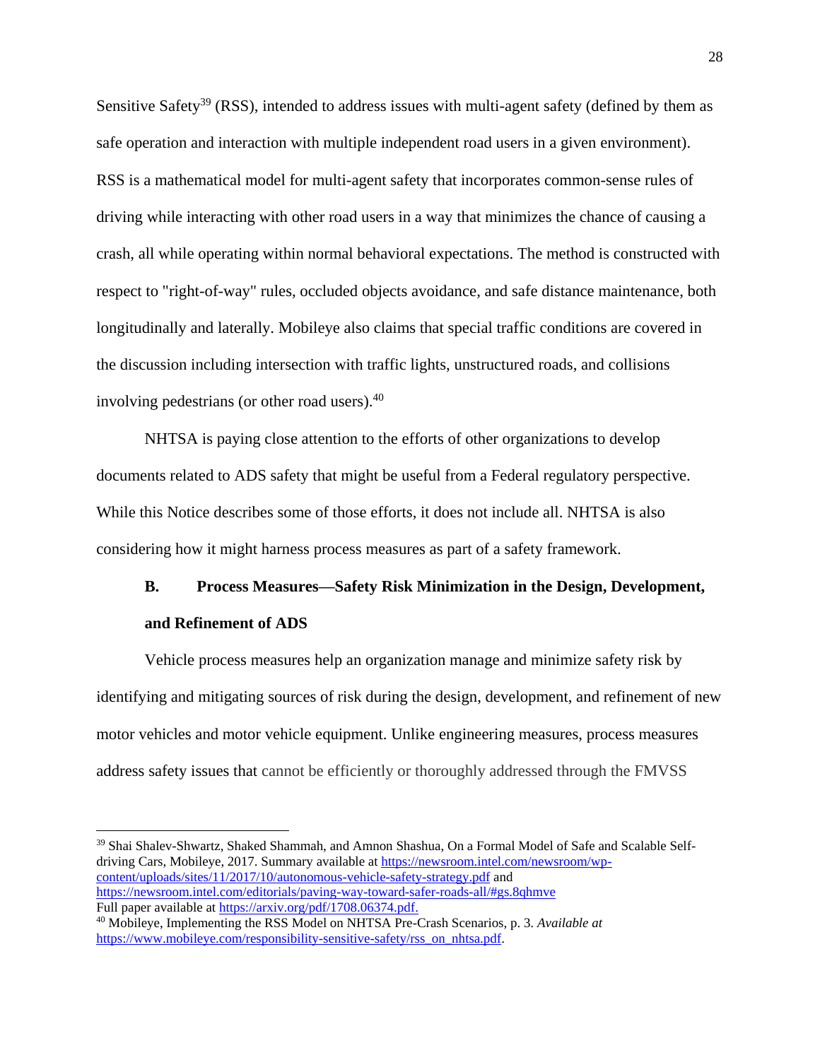Sensitive Safety[39] (RSS), intended to address issues with multi-agent safety (defined by them as safe operation and interaction with multiple independent road users in a given environment). RSS is a mathematical model for multi-agent safety that incorporates common-sense rules of driving while interacting with other road users in a way that minimizes the chance of causing a crash, all while operating within normal behavioral expectations. The method is constructed with respect to "right-of-way" rules, occluded objects avoidance, and safe distance maintenance, both longitudinally and laterally. Mobileye also claims that special traffic conditions are covered in the discussion including intersection with traffic lights, unstructured roads, and collisions involving pedestrians (or other road users).[40]

NHTSA is paying close attention to the efforts of other organizations to develop documents related to ADS safety that might be useful from a Federal regulatory perspective. While this Notice describes some of those efforts, it does not include all. NHTSA is also considering how it might harness process measures as part of a safety framework.

### B. Process Measures—Safety Risk Minimization in the Design, Development, and Refinement of ADS

Vehicle process measures help an organization manage and minimize safety risk by identifying and mitigating sources of risk during the design, development, and refinement of new motor vehicles and motor vehicle equipment. Unlike engineering measures, process measures address safety issues that cannot be efficiently or thoroughly addressed through the FMVSS

---

[39] Shai Shalev-Shwartz, Shaked Shammah, and Amnon Shashua, On a Formal Model of Safe and Scalable Self-driving Cars, Mobileye, 2017. Summary available at https://newsroom.intel.com/newsroom/wp-content/uploads/sites/11/2017/10/autonomous-vehicle-safety-strategy.pdf and https://newsroom.intel.com/editorials/paving-way-toward-safer-roads-all/#gs.8qhmve Full paper available at https://arxiv.org/pdf/1708.06374.pdf.

[40] Mobileye, Implementing the RSS Model on NHTSA Pre-Crash Scenarios, p. 3. *Available at* https://www.mobileye.com/responsibility-sensitive-safety/rss_on_nhtsa.pdf.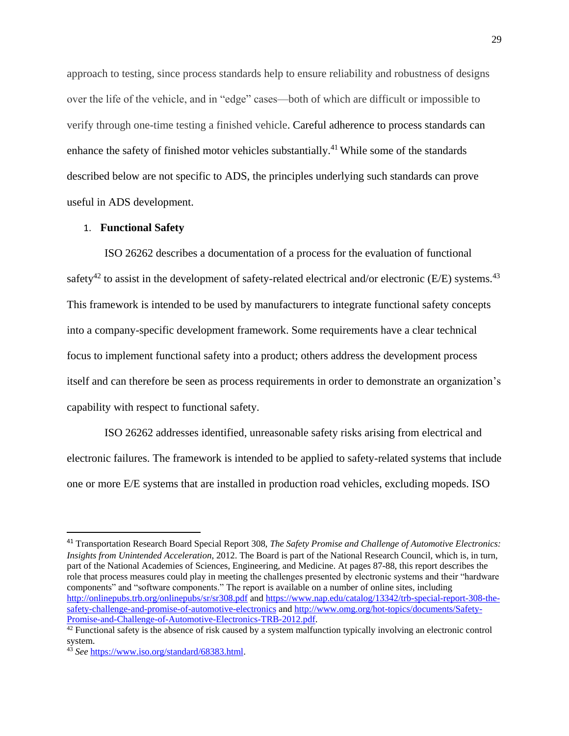approach to testing, since process standards help to ensure reliability and robustness of designs over the life of the vehicle, and in "edge" cases—both of which are difficult or impossible to verify through one-time testing a finished vehicle. Careful adherence to process standards can enhance the safety of finished motor vehicles substantially.[41] While some of the standards described below are not specific to ADS, the principles underlying such standards can prove useful in ADS development.

### 1. **Functional Safety**

ISO 26262 describes a documentation of a process for the evaluation of functional safety[42] to assist in the development of safety-related electrical and/or electronic (E/E) systems.[43] This framework is intended to be used by manufacturers to integrate functional safety concepts into a company-specific development framework. Some requirements have a clear technical focus to implement functional safety into a product; others address the development process itself and can therefore be seen as process requirements in order to demonstrate an organization's capability with respect to functional safety.

ISO 26262 addresses identified, unreasonable safety risks arising from electrical and electronic failures. The framework is intended to be applied to safety-related systems that include one or more E/E systems that are installed in production road vehicles, excluding mopeds. ISO

---

[41] Transportation Research Board Special Report 308, *The Safety Promise and Challenge of Automotive Electronics: Insights from Unintended Acceleration*, 2012. The Board is part of the National Research Council, which is, in turn, part of the National Academies of Sciences, Engineering, and Medicine. At pages 87-88, this report describes the role that process measures could play in meeting the challenges presented by electronic systems and their "hardware components" and "software components." The report is available on a number of online sites, including http://onlinepubs.trb.org/onlinepubs/sr/sr308.pdf and https://www.nap.edu/catalog/13342/trb-special-report-308-the-safety-challenge-and-promise-of-automotive-electronics and http://www.omg.org/hot-topics/documents/Safety-Promise-and-Challenge-of-Automotive-Electronics-TRB-2012.pdf.

[42] Functional safety is the absence of risk caused by a system malfunction typically involving an electronic control system.

[43] *See* https://www.iso.org/standard/68383.html.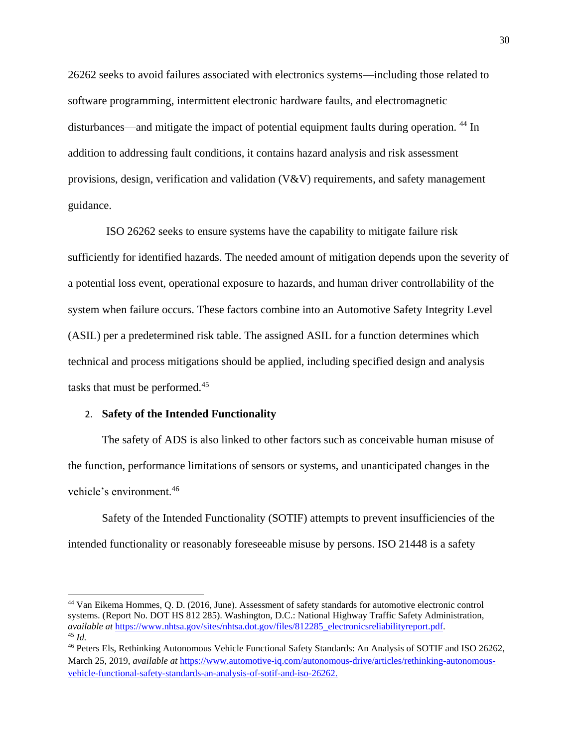26262 seeks to avoid failures associated with electronics systems—including those related to software programming, intermittent electronic hardware faults, and electromagnetic disturbances—and mitigate the impact of potential equipment faults during operation. [44] In addition to addressing fault conditions, it contains hazard analysis and risk assessment provisions, design, verification and validation (V&V) requirements, and safety management guidance.

ISO 26262 seeks to ensure systems have the capability to mitigate failure risk sufficiently for identified hazards. The needed amount of mitigation depends upon the severity of a potential loss event, operational exposure to hazards, and human driver controllability of the system when failure occurs. These factors combine into an Automotive Safety Integrity Level (ASIL) per a predetermined risk table. The assigned ASIL for a function determines which technical and process mitigations should be applied, including specified design and analysis tasks that must be performed.[45]

### 2. **Safety of the Intended Functionality**

The safety of ADS is also linked to other factors such as conceivable human misuse of the function, performance limitations of sensors or systems, and unanticipated changes in the vehicle's environment.[46]

Safety of the Intended Functionality (SOTIF) attempts to prevent insufficiencies of the intended functionality or reasonably foreseeable misuse by persons. ISO 21448 is a safety

---

[44] Van Eikema Hommes, Q. D. (2016, June). Assessment of safety standards for automotive electronic control systems. (Report No. DOT HS 812 285). Washington, D.C.: National Highway Traffic Safety Administration, *available at* https://www.nhtsa.gov/sites/nhtsa.dot.gov/files/812285_electronicsreliabilityreport.pdf.

[45] *Id.*

[46] Peters Els, Rethinking Autonomous Vehicle Functional Safety Standards: An Analysis of SOTIF and ISO 26262, March 25, 2019, *available at* https://www.automotive-iq.com/autonomous-drive/articles/rethinking-autonomous-vehicle-functional-safety-standards-an-analysis-of-sotif-and-iso-26262.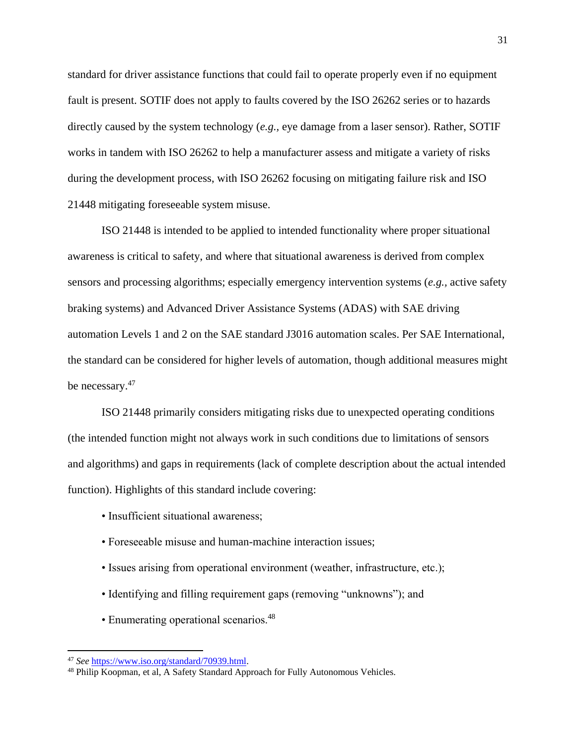standard for driver assistance functions that could fail to operate properly even if no equipment fault is present. SOTIF does not apply to faults covered by the ISO 26262 series or to hazards directly caused by the system technology (*e.g.,* eye damage from a laser sensor). Rather, SOTIF works in tandem with ISO 26262 to help a manufacturer assess and mitigate a variety of risks during the development process, with ISO 26262 focusing on mitigating failure risk and ISO 21448 mitigating foreseeable system misuse.

ISO 21448 is intended to be applied to intended functionality where proper situational awareness is critical to safety, and where that situational awareness is derived from complex sensors and processing algorithms; especially emergency intervention systems (*e.g.,* active safety braking systems) and Advanced Driver Assistance Systems (ADAS) with SAE driving automation Levels 1 and 2 on the SAE standard J3016 automation scales. Per SAE International, the standard can be considered for higher levels of automation, though additional measures might be necessary.[47]

ISO 21448 primarily considers mitigating risks due to unexpected operating conditions (the intended function might not always work in such conditions due to limitations of sensors and algorithms) and gaps in requirements (lack of complete description about the actual intended function). Highlights of this standard include covering:

- Insufficient situational awareness;
- Foreseeable misuse and human-machine interaction issues;
- Issues arising from operational environment (weather, infrastructure, etc.);
- Identifying and filling requirement gaps (removing "unknowns"); and
- Enumerating operational scenarios.[48]

---

[47] *See* https://www.iso.org/standard/70939.html.

[48] Philip Koopman, et al, A Safety Standard Approach for Fully Autonomous Vehicles.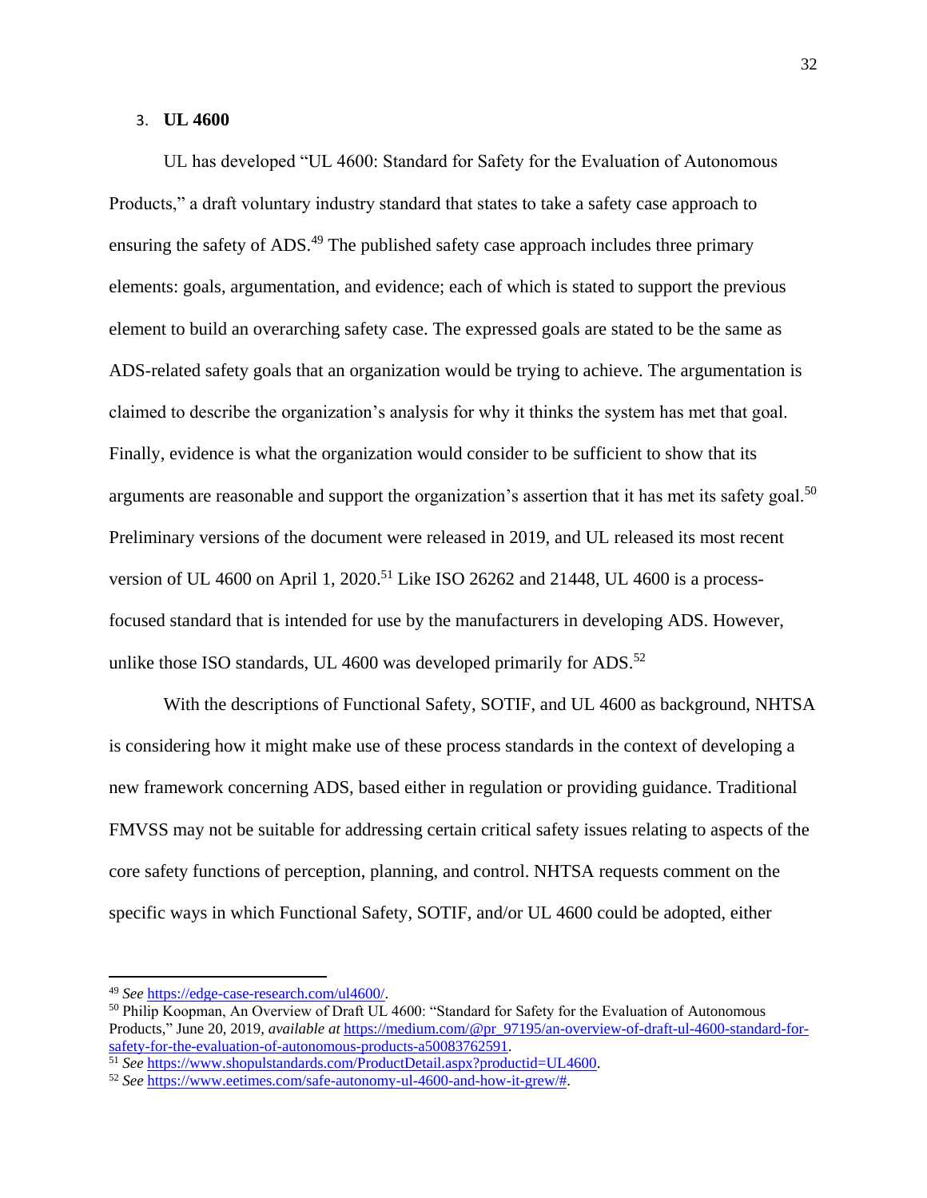### 3. **UL 4600**

UL has developed "UL 4600: Standard for Safety for the Evaluation of Autonomous Products," a draft voluntary industry standard that states to take a safety case approach to ensuring the safety of ADS.[49] The published safety case approach includes three primary elements: goals, argumentation, and evidence; each of which is stated to support the previous element to build an overarching safety case. The expressed goals are stated to be the same as ADS-related safety goals that an organization would be trying to achieve. The argumentation is claimed to describe the organization's analysis for why it thinks the system has met that goal. Finally, evidence is what the organization would consider to be sufficient to show that its arguments are reasonable and support the organization's assertion that it has met its safety goal.[50] Preliminary versions of the document were released in 2019, and UL released its most recent version of UL 4600 on April 1, 2020.[51] Like ISO 26262 and 21448, UL 4600 is a process-focused standard that is intended for use by the manufacturers in developing ADS. However, unlike those ISO standards, UL 4600 was developed primarily for ADS.[52]

With the descriptions of Functional Safety, SOTIF, and UL 4600 as background, NHTSA is considering how it might make use of these process standards in the context of developing a new framework concerning ADS, based either in regulation or providing guidance. Traditional FMVSS may not be suitable for addressing certain critical safety issues relating to aspects of the core safety functions of perception, planning, and control. NHTSA requests comment on the specific ways in which Functional Safety, SOTIF, and/or UL 4600 could be adopted, either

---

[49] *See* https://edge-case-research.com/ul4600/.

[50] Philip Koopman, An Overview of Draft UL 4600: "Standard for Safety for the Evaluation of Autonomous Products," June 20, 2019, *available at* https://medium.com/@pr_97195/an-overview-of-draft-ul-4600-standard-for-safety-for-the-evaluation-of-autonomous-products-a50083762591.

[51] *See* https://www.shopulstandards.com/ProductDetail.aspx?productid=UL4600.

[52] *See* https://www.eetimes.com/safe-autonomy-ul-4600-and-how-it-grew/#.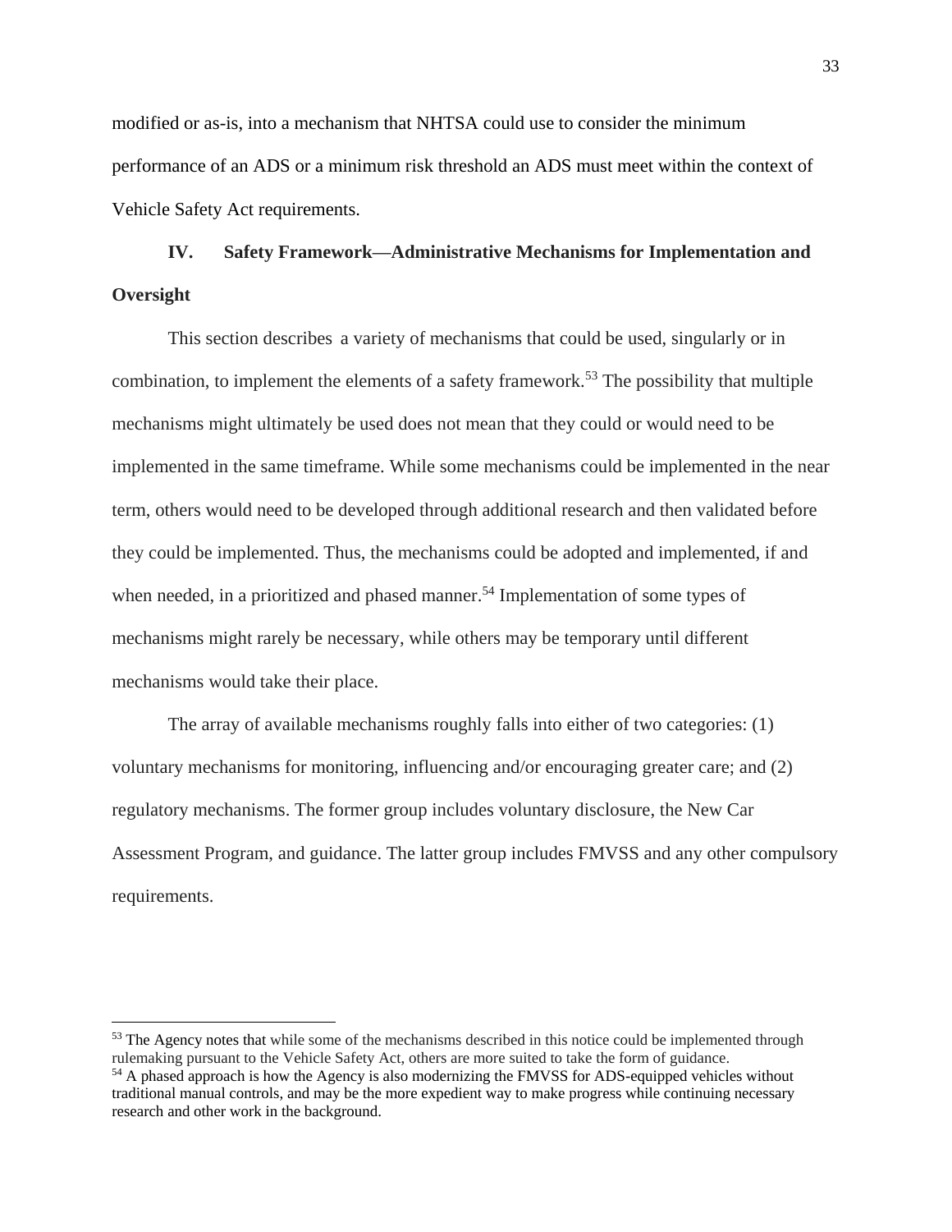modified or as-is, into a mechanism that NHTSA could use to consider the minimum performance of an ADS or a minimum risk threshold an ADS must meet within the context of Vehicle Safety Act requirements.

## IV. Safety Framework—Administrative Mechanisms for Implementation and Oversight

This section describes a variety of mechanisms that could be used, singularly or in combination, to implement the elements of a safety framework.[53] The possibility that multiple mechanisms might ultimately be used does not mean that they could or would need to be implemented in the same timeframe. While some mechanisms could be implemented in the near term, others would need to be developed through additional research and then validated before they could be implemented. Thus, the mechanisms could be adopted and implemented, if and when needed, in a prioritized and phased manner.[54] Implementation of some types of mechanisms might rarely be necessary, while others may be temporary until different mechanisms would take their place.

The array of available mechanisms roughly falls into either of two categories: (1) voluntary mechanisms for monitoring, influencing and/or encouraging greater care; and (2) regulatory mechanisms. The former group includes voluntary disclosure, the New Car Assessment Program, and guidance. The latter group includes FMVSS and any other compulsory requirements.

---

[53] The Agency notes that while some of the mechanisms described in this notice could be implemented through rulemaking pursuant to the Vehicle Safety Act, others are more suited to take the form of guidance.

[54] A phased approach is how the Agency is also modernizing the FMVSS for ADS-equipped vehicles without traditional manual controls, and may be the more expedient way to make progress while continuing necessary research and other work in the background.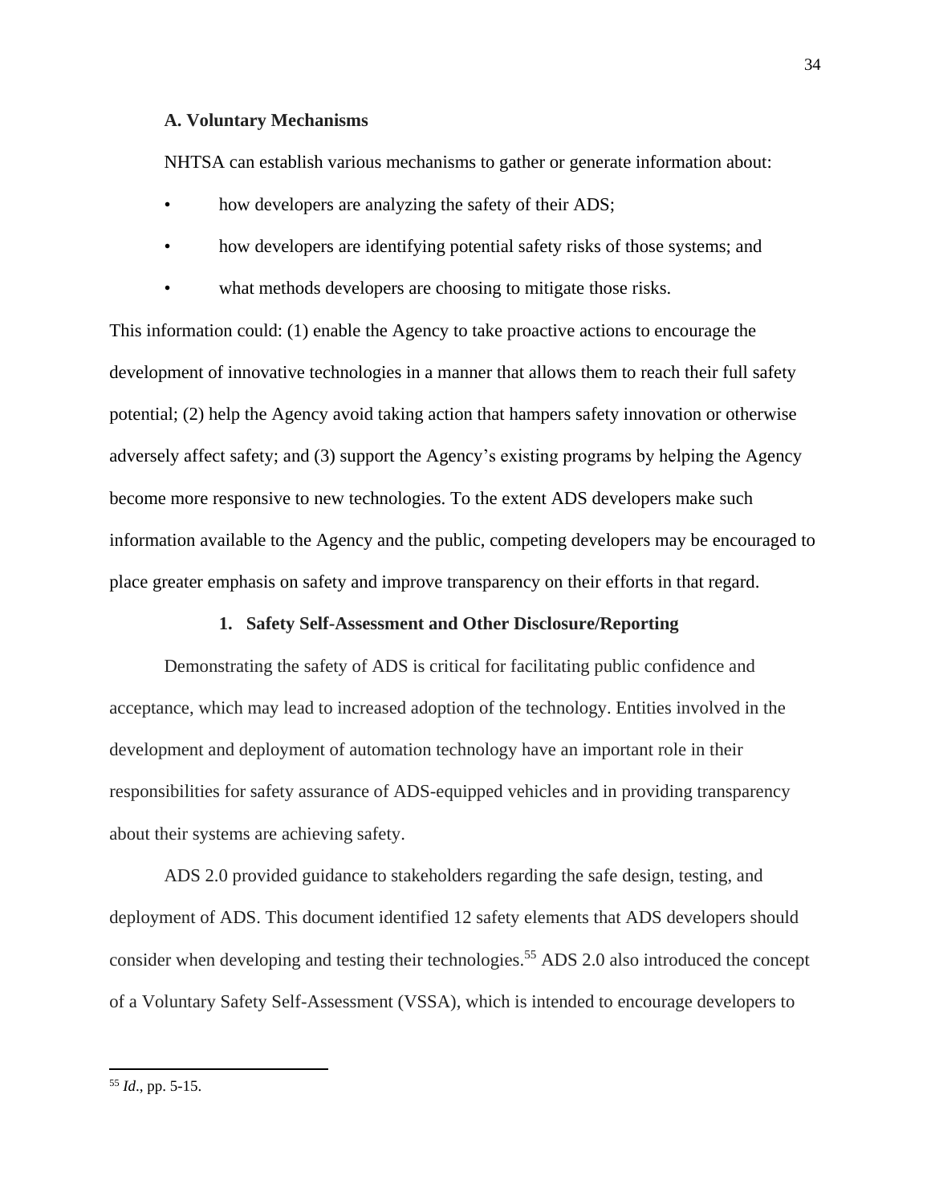### A. Voluntary Mechanisms

NHTSA can establish various mechanisms to gather or generate information about:

- how developers are analyzing the safety of their ADS;
- how developers are identifying potential safety risks of those systems; and
- what methods developers are choosing to mitigate those risks.

This information could: (1) enable the Agency to take proactive actions to encourage the development of innovative technologies in a manner that allows them to reach their full safety potential; (2) help the Agency avoid taking action that hampers safety innovation or otherwise adversely affect safety; and (3) support the Agency's existing programs by helping the Agency become more responsive to new technologies. To the extent ADS developers make such information available to the Agency and the public, competing developers may be encouraged to place greater emphasis on safety and improve transparency on their efforts in that regard.

#### 1. Safety Self-Assessment and Other Disclosure/Reporting

Demonstrating the safety of ADS is critical for facilitating public confidence and acceptance, which may lead to increased adoption of the technology. Entities involved in the development and deployment of automation technology have an important role in their responsibilities for safety assurance of ADS-equipped vehicles and in providing transparency about their systems are achieving safety.

ADS 2.0 provided guidance to stakeholders regarding the safe design, testing, and deployment of ADS. This document identified 12 safety elements that ADS developers should consider when developing and testing their technologies.[55] ADS 2.0 also introduced the concept of a Voluntary Safety Self-Assessment (VSSA), which is intended to encourage developers to

---

[55] *Id*., pp. 5-15.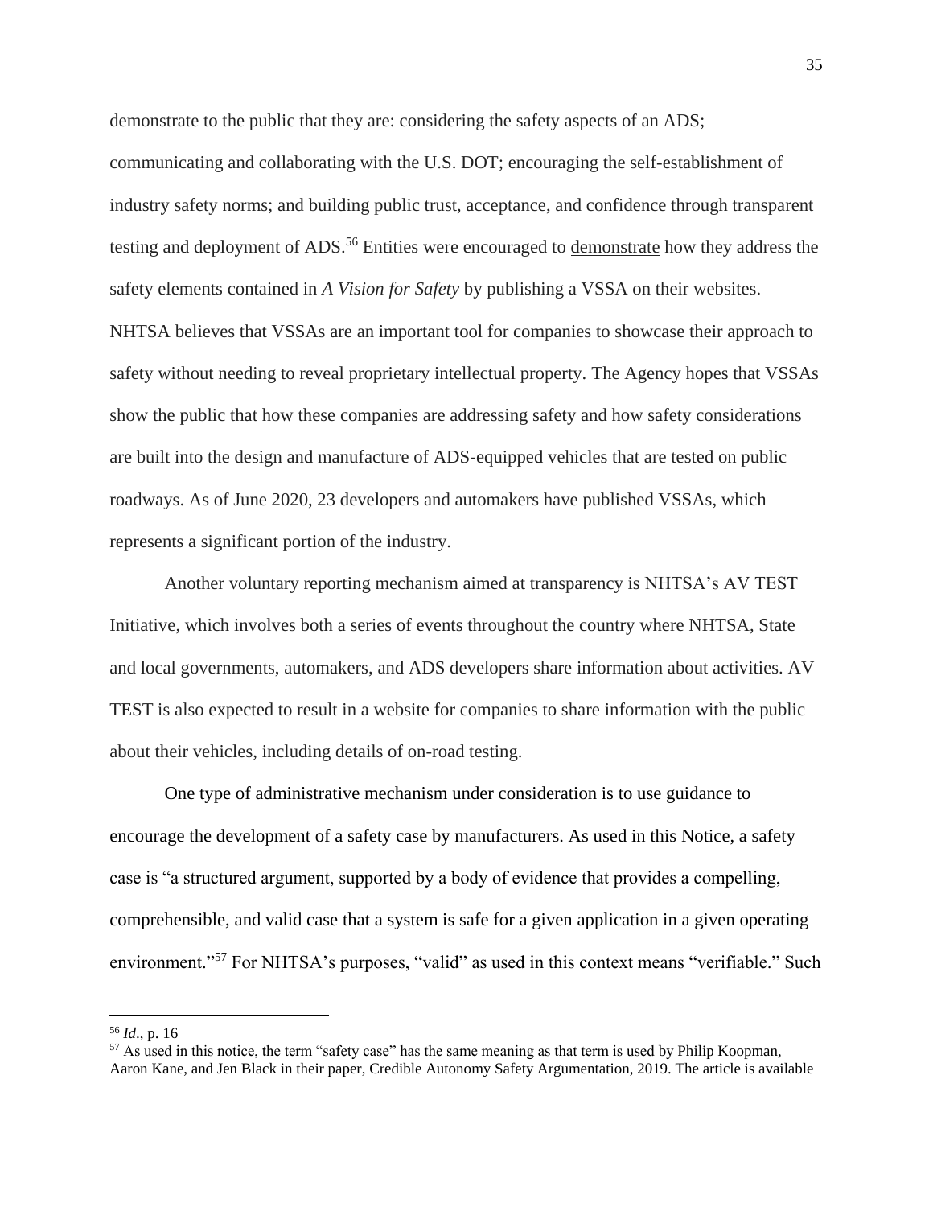demonstrate to the public that they are: considering the safety aspects of an ADS; communicating and collaborating with the U.S. DOT; encouraging the self-establishment of industry safety norms; and building public trust, acceptance, and confidence through transparent testing and deployment of ADS.[56] Entities were encouraged to <u>demonstrate</u> how they address the safety elements contained in *A Vision for Safety* by publishing a VSSA on their websites. NHTSA believes that VSSAs are an important tool for companies to showcase their approach to safety without needing to reveal proprietary intellectual property. The Agency hopes that VSSAs show the public that how these companies are addressing safety and how safety considerations are built into the design and manufacture of ADS-equipped vehicles that are tested on public roadways. As of June 2020, 23 developers and automakers have published VSSAs, which represents a significant portion of the industry.

Another voluntary reporting mechanism aimed at transparency is NHTSA's AV TEST Initiative, which involves both a series of events throughout the country where NHTSA, State and local governments, automakers, and ADS developers share information about activities. AV TEST is also expected to result in a website for companies to share information with the public about their vehicles, including details of on-road testing.

One type of administrative mechanism under consideration is to use guidance to encourage the development of a safety case by manufacturers. As used in this Notice, a safety case is "a structured argument, supported by a body of evidence that provides a compelling, comprehensible, and valid case that a system is safe for a given application in a given operating environment."[57] For NHTSA's purposes, "valid" as used in this context means "verifiable." Such

---

[56] *Id*., p. 16

[57] As used in this notice, the term "safety case" has the same meaning as that term is used by Philip Koopman, Aaron Kane, and Jen Black in their paper, Credible Autonomy Safety Argumentation, 2019. The article is available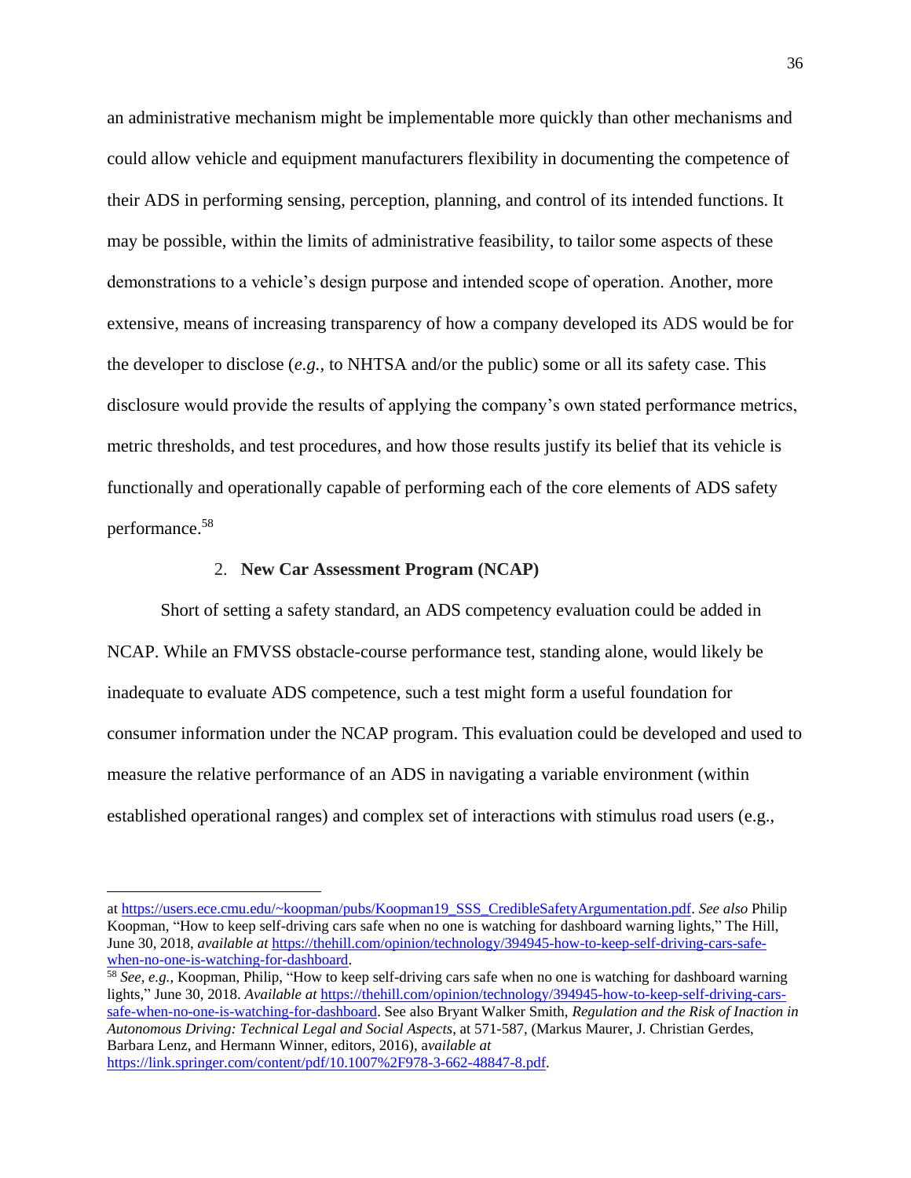an administrative mechanism might be implementable more quickly than other mechanisms and could allow vehicle and equipment manufacturers flexibility in documenting the competence of their ADS in performing sensing, perception, planning, and control of its intended functions. It may be possible, within the limits of administrative feasibility, to tailor some aspects of these demonstrations to a vehicle's design purpose and intended scope of operation. Another, more extensive, means of increasing transparency of how a company developed its ADS would be for the developer to disclose (*e.g.*, to NHTSA and/or the public) some or all its safety case. This disclosure would provide the results of applying the company's own stated performance metrics, metric thresholds, and test procedures, and how those results justify its belief that its vehicle is functionally and operationally capable of performing each of the core elements of ADS safety performance.[58]

### 2. **New Car Assessment Program (NCAP)**

Short of setting a safety standard, an ADS competency evaluation could be added in NCAP. While an FMVSS obstacle-course performance test, standing alone, would likely be inadequate to evaluate ADS competence, such a test might form a useful foundation for consumer information under the NCAP program. This evaluation could be developed and used to measure the relative performance of an ADS in navigating a variable environment (within established operational ranges) and complex set of interactions with stimulus road users (e.g.,

---

at https://users.ece.cmu.edu/~koopman/pubs/Koopman19_SSS_CredibleSafetyArgumentation.pdf. *See also* Philip Koopman, "How to keep self-driving cars safe when no one is watching for dashboard warning lights," The Hill, June 30, 2018, *available at* https://thehill.com/opinion/technology/394945-how-to-keep-self-driving-cars-safe-when-no-one-is-watching-for-dashboard.

[58] *See, e.g.,* Koopman, Philip, "How to keep self-driving cars safe when no one is watching for dashboard warning lights," June 30, 2018. *Available at* https://thehill.com/opinion/technology/394945-how-to-keep-self-driving-cars-safe-when-no-one-is-watching-for-dashboard. See also Bryant Walker Smith, *Regulation and the Risk of Inaction in Autonomous Driving: Technical Legal and Social Aspects*, at 571-587, (Markus Maurer, J. Christian Gerdes, Barbara Lenz, and Hermann Winner, editors, 2016), *available at* https://link.springer.com/content/pdf/10.1007%2F978-3-662-48847-8.pdf.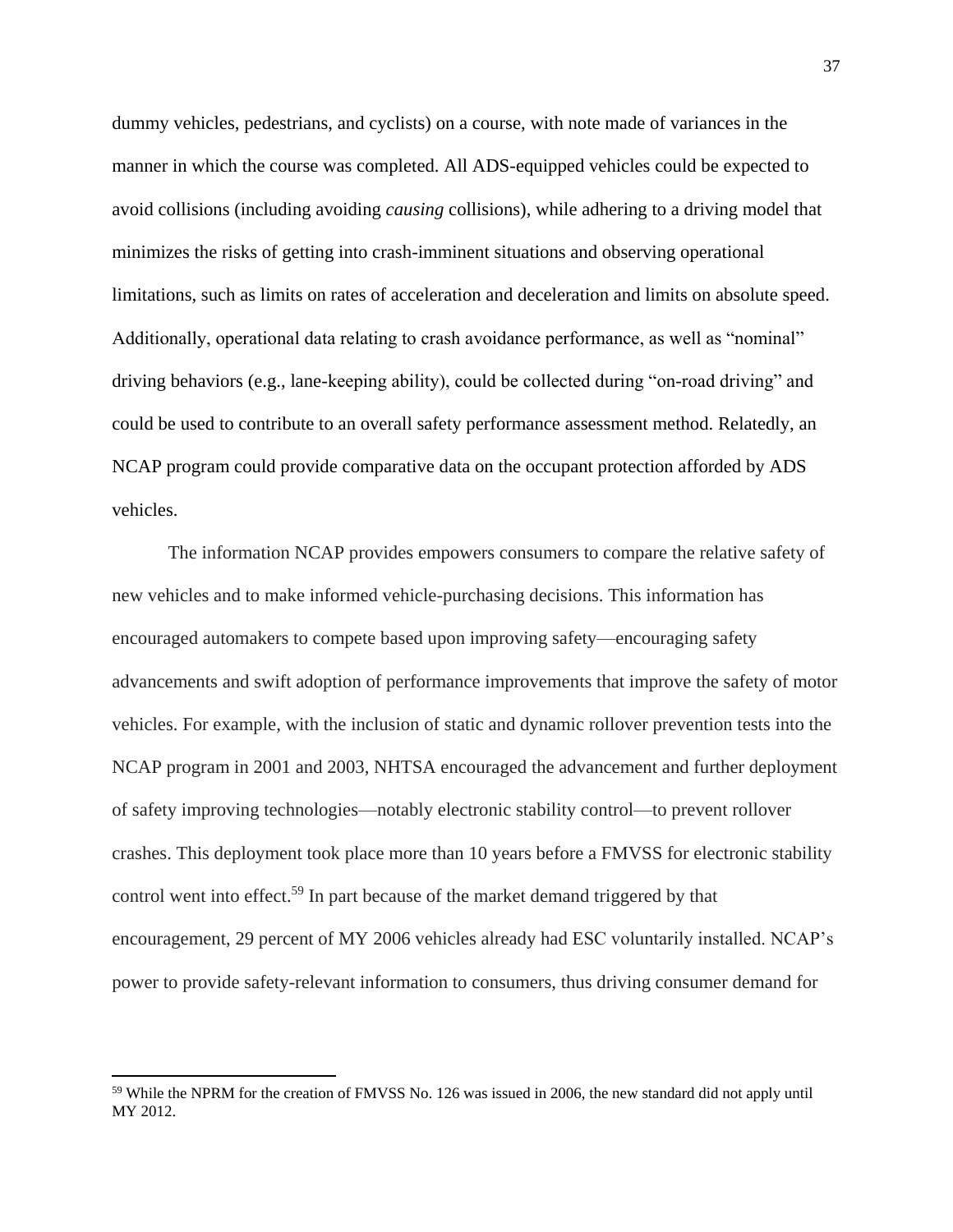dummy vehicles, pedestrians, and cyclists) on a course, with note made of variances in the manner in which the course was completed. All ADS-equipped vehicles could be expected to avoid collisions (including avoiding *causing* collisions), while adhering to a driving model that minimizes the risks of getting into crash-imminent situations and observing operational limitations, such as limits on rates of acceleration and deceleration and limits on absolute speed. Additionally, operational data relating to crash avoidance performance, as well as "nominal" driving behaviors (e.g., lane-keeping ability), could be collected during "on-road driving" and could be used to contribute to an overall safety performance assessment method. Relatedly, an NCAP program could provide comparative data on the occupant protection afforded by ADS vehicles.

The information NCAP provides empowers consumers to compare the relative safety of new vehicles and to make informed vehicle-purchasing decisions. This information has encouraged automakers to compete based upon improving safety—encouraging safety advancements and swift adoption of performance improvements that improve the safety of motor vehicles. For example, with the inclusion of static and dynamic rollover prevention tests into the NCAP program in 2001 and 2003, NHTSA encouraged the advancement and further deployment of safety improving technologies—notably electronic stability control—to prevent rollover crashes. This deployment took place more than 10 years before a FMVSS for electronic stability control went into effect.[59] In part because of the market demand triggered by that encouragement, 29 percent of MY 2006 vehicles already had ESC voluntarily installed. NCAP's power to provide safety-relevant information to consumers, thus driving consumer demand for

[59] While the NPRM for the creation of FMVSS No. 126 was issued in 2006, the new standard did not apply until MY 2012.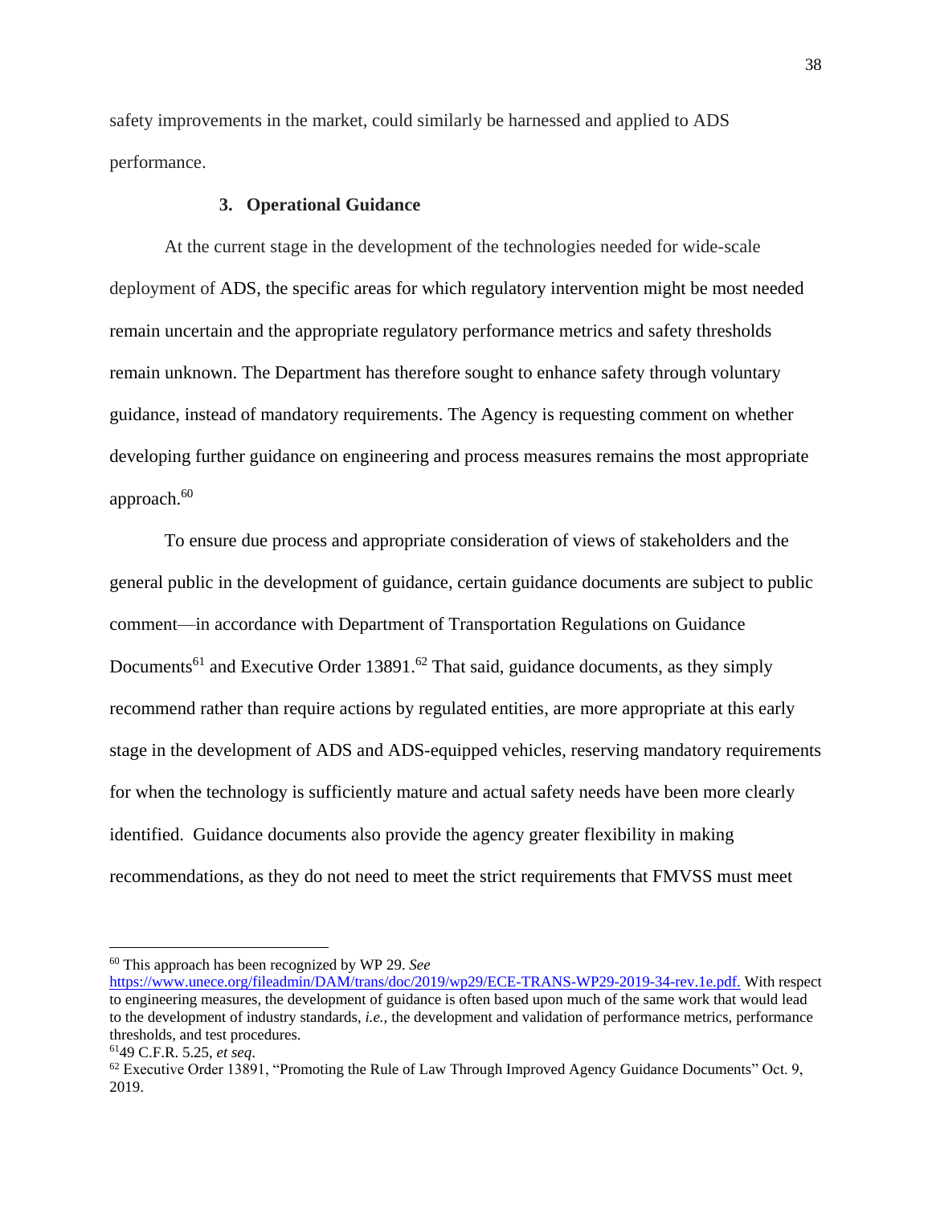safety improvements in the market, could similarly be harnessed and applied to ADS performance.

### 3. Operational Guidance

At the current stage in the development of the technologies needed for wide-scale deployment of ADS, the specific areas for which regulatory intervention might be most needed remain uncertain and the appropriate regulatory performance metrics and safety thresholds remain unknown. The Department has therefore sought to enhance safety through voluntary guidance, instead of mandatory requirements. The Agency is requesting comment on whether developing further guidance on engineering and process measures remains the most appropriate approach.[60]

To ensure due process and appropriate consideration of views of stakeholders and the general public in the development of guidance, certain guidance documents are subject to public comment—in accordance with Department of Transportation Regulations on Guidance Documents[61] and Executive Order 13891.[62] That said, guidance documents, as they simply recommend rather than require actions by regulated entities, are more appropriate at this early stage in the development of ADS and ADS-equipped vehicles, reserving mandatory requirements for when the technology is sufficiently mature and actual safety needs have been more clearly identified. Guidance documents also provide the agency greater flexibility in making recommendations, as they do not need to meet the strict requirements that FMVSS must meet

---

[60] This approach has been recognized by WP 29. *See* https://www.unece.org/fileadmin/DAM/trans/doc/2019/wp29/ECE-TRANS-WP29-2019-34-rev.1e.pdf. With respect to engineering measures, the development of guidance is often based upon much of the same work that would lead to the development of industry standards, *i.e.*, the development and validation of performance metrics, performance thresholds, and test procedures.

[61] 49 C.F.R. 5.25, *et seq*.

[62] Executive Order 13891, "Promoting the Rule of Law Through Improved Agency Guidance Documents" Oct. 9, 2019.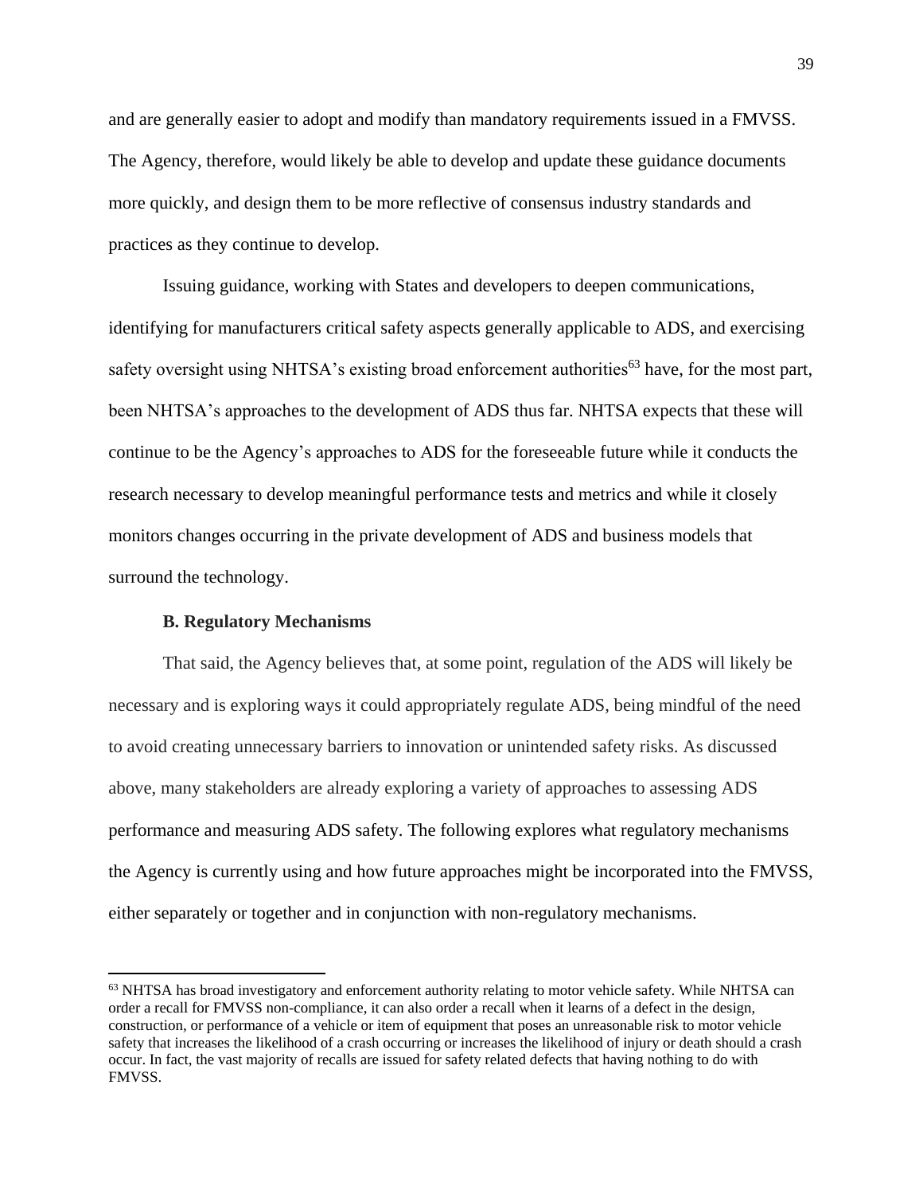and are generally easier to adopt and modify than mandatory requirements issued in a FMVSS. The Agency, therefore, would likely be able to develop and update these guidance documents more quickly, and design them to be more reflective of consensus industry standards and practices as they continue to develop.

Issuing guidance, working with States and developers to deepen communications, identifying for manufacturers critical safety aspects generally applicable to ADS, and exercising safety oversight using NHTSA's existing broad enforcement authorities[63] have, for the most part, been NHTSA's approaches to the development of ADS thus far. NHTSA expects that these will continue to be the Agency's approaches to ADS for the foreseeable future while it conducts the research necessary to develop meaningful performance tests and metrics and while it closely monitors changes occurring in the private development of ADS and business models that surround the technology.

### B. Regulatory Mechanisms

That said, the Agency believes that, at some point, regulation of the ADS will likely be necessary and is exploring ways it could appropriately regulate ADS, being mindful of the need to avoid creating unnecessary barriers to innovation or unintended safety risks. As discussed above, many stakeholders are already exploring a variety of approaches to assessing ADS performance and measuring ADS safety. The following explores what regulatory mechanisms the Agency is currently using and how future approaches might be incorporated into the FMVSS, either separately or together and in conjunction with non-regulatory mechanisms.

---

[63] NHTSA has broad investigatory and enforcement authority relating to motor vehicle safety. While NHTSA can order a recall for FMVSS non-compliance, it can also order a recall when it learns of a defect in the design, construction, or performance of a vehicle or item of equipment that poses an unreasonable risk to motor vehicle safety that increases the likelihood of a crash occurring or increases the likelihood of injury or death should a crash occur. In fact, the vast majority of recalls are issued for safety related defects that having nothing to do with FMVSS.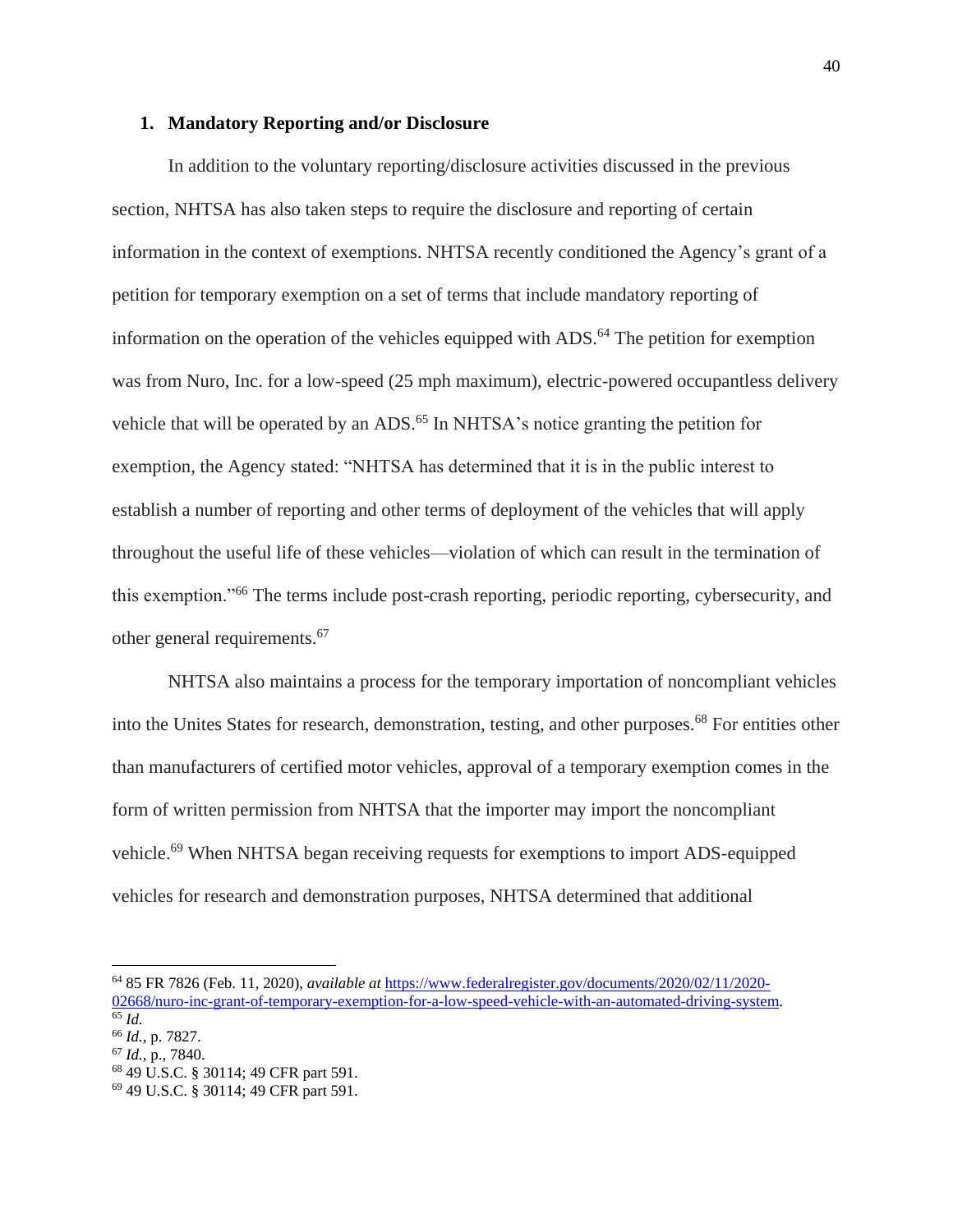### 1. Mandatory Reporting and/or Disclosure

In addition to the voluntary reporting/disclosure activities discussed in the previous section, NHTSA has also taken steps to require the disclosure and reporting of certain information in the context of exemptions. NHTSA recently conditioned the Agency's grant of a petition for temporary exemption on a set of terms that include mandatory reporting of information on the operation of the vehicles equipped with ADS.[64] The petition for exemption was from Nuro, Inc. for a low-speed (25 mph maximum), electric-powered occupantless delivery vehicle that will be operated by an ADS.[65] In NHTSA's notice granting the petition for exemption, the Agency stated: "NHTSA has determined that it is in the public interest to establish a number of reporting and other terms of deployment of the vehicles that will apply throughout the useful life of these vehicles—violation of which can result in the termination of this exemption."[66] The terms include post-crash reporting, periodic reporting, cybersecurity, and other general requirements.[67]

NHTSA also maintains a process for the temporary importation of noncompliant vehicles into the Unites States for research, demonstration, testing, and other purposes.[68] For entities other than manufacturers of certified motor vehicles, approval of a temporary exemption comes in the form of written permission from NHTSA that the importer may import the noncompliant vehicle.[69] When NHTSA began receiving requests for exemptions to import ADS-equipped vehicles for research and demonstration purposes, NHTSA determined that additional

---

[64] 85 FR 7826 (Feb. 11, 2020), *available at* https://www.federalregister.gov/documents/2020/02/11/2020-02668/nuro-inc-grant-of-temporary-exemption-for-a-low-speed-vehicle-with-an-automated-driving-system.

[65] *Id.*

[66] *Id.,* p. 7827.

[67] *Id.,* p., 7840.

[68] 49 U.S.C. § 30114; 49 CFR part 591.

[69] 49 U.S.C. § 30114; 49 CFR part 591.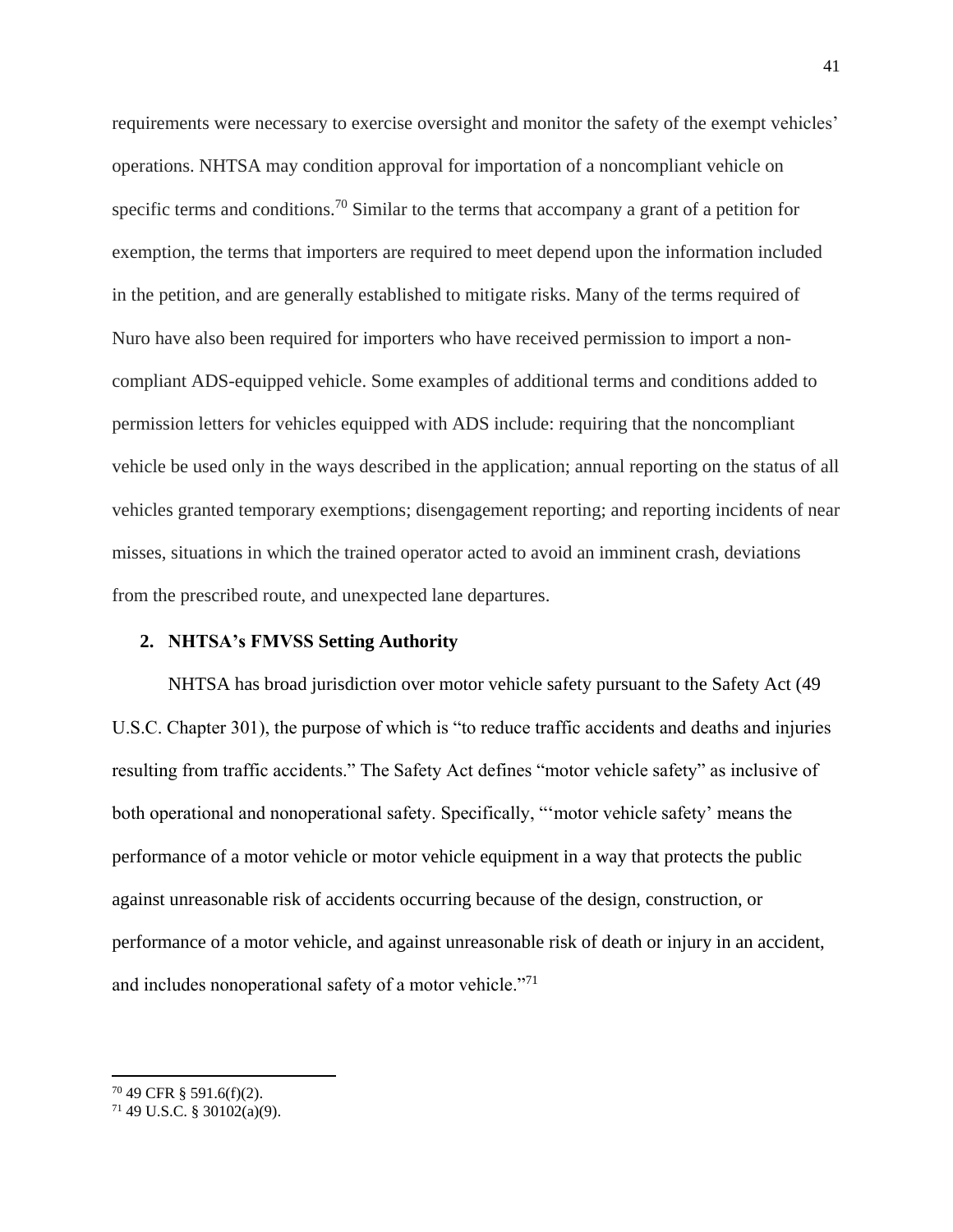requirements were necessary to exercise oversight and monitor the safety of the exempt vehicles' operations. NHTSA may condition approval for importation of a noncompliant vehicle on specific terms and conditions.[70] Similar to the terms that accompany a grant of a petition for exemption, the terms that importers are required to meet depend upon the information included in the petition, and are generally established to mitigate risks. Many of the terms required of Nuro have also been required for importers who have received permission to import a non-compliant ADS-equipped vehicle. Some examples of additional terms and conditions added to permission letters for vehicles equipped with ADS include: requiring that the noncompliant vehicle be used only in the ways described in the application; annual reporting on the status of all vehicles granted temporary exemptions; disengagement reporting; and reporting incidents of near misses, situations in which the trained operator acted to avoid an imminent crash, deviations from the prescribed route, and unexpected lane departures.

### 2. NHTSA's FMVSS Setting Authority

NHTSA has broad jurisdiction over motor vehicle safety pursuant to the Safety Act (49 U.S.C. Chapter 301), the purpose of which is "to reduce traffic accidents and deaths and injuries resulting from traffic accidents." The Safety Act defines "motor vehicle safety" as inclusive of both operational and nonoperational safety. Specifically, "'motor vehicle safety' means the performance of a motor vehicle or motor vehicle equipment in a way that protects the public against unreasonable risk of accidents occurring because of the design, construction, or performance of a motor vehicle, and against unreasonable risk of death or injury in an accident, and includes nonoperational safety of a motor vehicle."[71]

---

[70] 49 CFR § 591.6(f)(2).

[71] 49 U.S.C. § 30102(a)(9).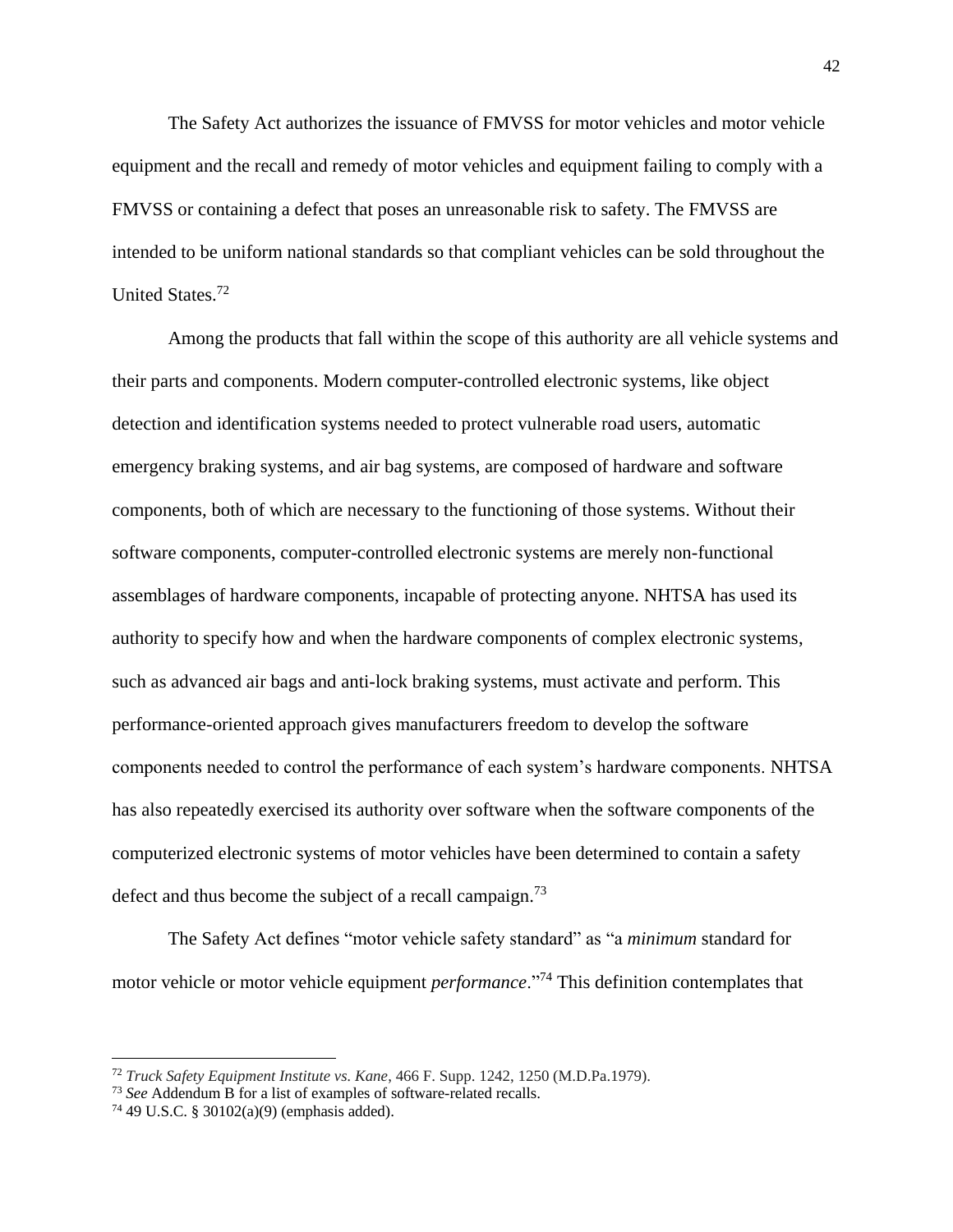The Safety Act authorizes the issuance of FMVSS for motor vehicles and motor vehicle equipment and the recall and remedy of motor vehicles and equipment failing to comply with a FMVSS or containing a defect that poses an unreasonable risk to safety. The FMVSS are intended to be uniform national standards so that compliant vehicles can be sold throughout the United States.[72]

Among the products that fall within the scope of this authority are all vehicle systems and their parts and components. Modern computer-controlled electronic systems, like object detection and identification systems needed to protect vulnerable road users, automatic emergency braking systems, and air bag systems, are composed of hardware and software components, both of which are necessary to the functioning of those systems. Without their software components, computer-controlled electronic systems are merely non-functional assemblages of hardware components, incapable of protecting anyone. NHTSA has used its authority to specify how and when the hardware components of complex electronic systems, such as advanced air bags and anti-lock braking systems, must activate and perform. This performance-oriented approach gives manufacturers freedom to develop the software components needed to control the performance of each system's hardware components. NHTSA has also repeatedly exercised its authority over software when the software components of the computerized electronic systems of motor vehicles have been determined to contain a safety defect and thus become the subject of a recall campaign.[73]

The Safety Act defines "motor vehicle safety standard" as "a *minimum* standard for motor vehicle or motor vehicle equipment *performance*."[74] This definition contemplates that

---

[72] *Truck Safety Equipment Institute vs. Kane*, 466 F. Supp. 1242, 1250 (M.D.Pa.1979).

[73] *See* Addendum B for a list of examples of software-related recalls.

[74] 49 U.S.C. § 30102(a)(9) (emphasis added).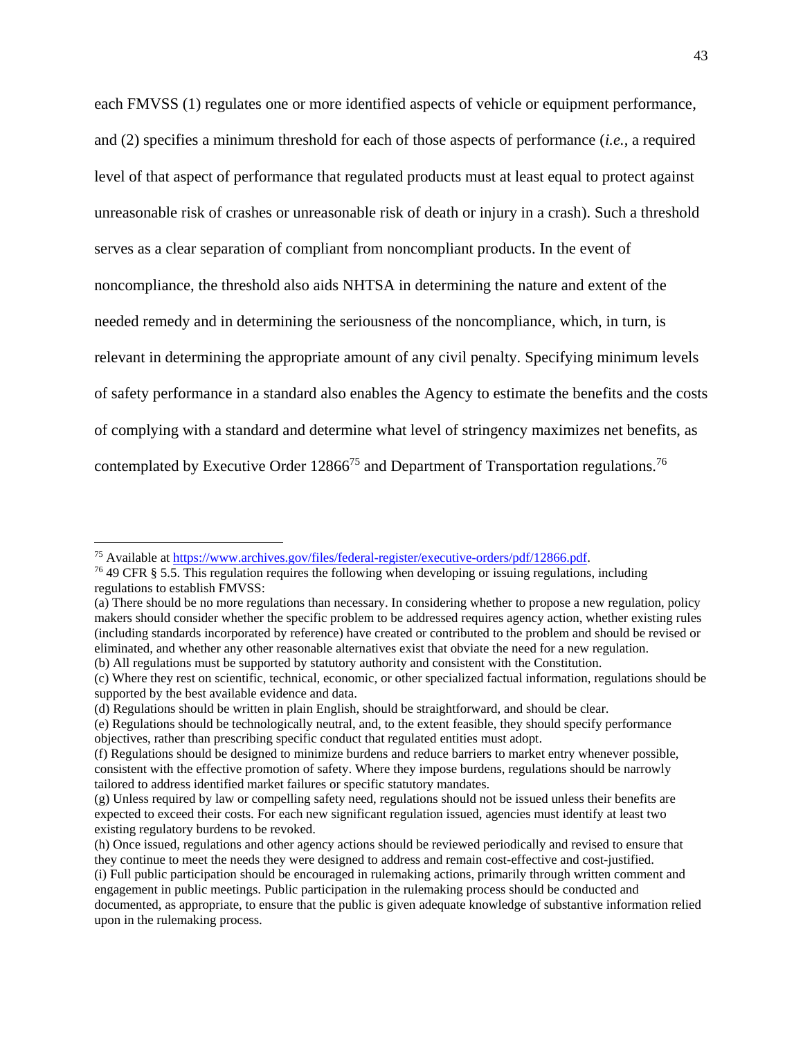each FMVSS (1) regulates one or more identified aspects of vehicle or equipment performance, and (2) specifies a minimum threshold for each of those aspects of performance (*i.e.*, a required level of that aspect of performance that regulated products must at least equal to protect against unreasonable risk of crashes or unreasonable risk of death or injury in a crash). Such a threshold serves as a clear separation of compliant from noncompliant products. In the event of noncompliance, the threshold also aids NHTSA in determining the nature and extent of the needed remedy and in determining the seriousness of the noncompliance, which, in turn, is relevant in determining the appropriate amount of any civil penalty. Specifying minimum levels of safety performance in a standard also enables the Agency to estimate the benefits and the costs of complying with a standard and determine what level of stringency maximizes net benefits, as contemplated by Executive Order 12866[75] and Department of Transportation regulations.[76]

---

[75] Available at https://www.archives.gov/files/federal-register/executive-orders/pdf/12866.pdf.

[76] 49 CFR § 5.5. This regulation requires the following when developing or issuing regulations, including regulations to establish FMVSS:

(a) There should be no more regulations than necessary. In considering whether to propose a new regulation, policy makers should consider whether the specific problem to be addressed requires agency action, whether existing rules (including standards incorporated by reference) have created or contributed to the problem and should be revised or eliminated, and whether any other reasonable alternatives exist that obviate the need for a new regulation.

(b) All regulations must be supported by statutory authority and consistent with the Constitution.

(c) Where they rest on scientific, technical, economic, or other specialized factual information, regulations should be supported by the best available evidence and data.

(d) Regulations should be written in plain English, should be straightforward, and should be clear.

(e) Regulations should be technologically neutral, and, to the extent feasible, they should specify performance objectives, rather than prescribing specific conduct that regulated entities must adopt.

(f) Regulations should be designed to minimize burdens and reduce barriers to market entry whenever possible, consistent with the effective promotion of safety. Where they impose burdens, regulations should be narrowly tailored to address identified market failures or specific statutory mandates.

(g) Unless required by law or compelling safety need, regulations should not be issued unless their benefits are expected to exceed their costs. For each new significant regulation issued, agencies must identify at least two existing regulatory burdens to be revoked.

(h) Once issued, regulations and other agency actions should be reviewed periodically and revised to ensure that they continue to meet the needs they were designed to address and remain cost-effective and cost-justified.

(i) Full public participation should be encouraged in rulemaking actions, primarily through written comment and engagement in public meetings. Public participation in the rulemaking process should be conducted and documented, as appropriate, to ensure that the public is given adequate knowledge of substantive information relied upon in the rulemaking process.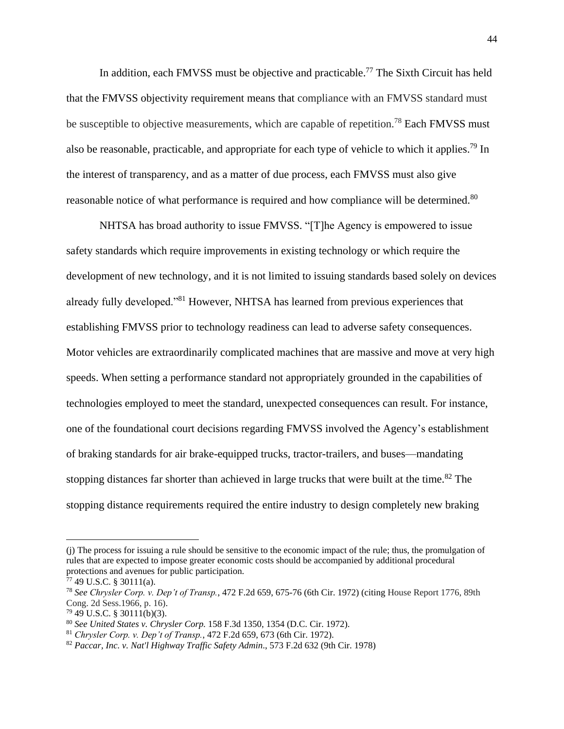In addition, each FMVSS must be objective and practicable.[77] The Sixth Circuit has held that the FMVSS objectivity requirement means that compliance with an FMVSS standard must be susceptible to objective measurements, which are capable of repetition.[78] Each FMVSS must also be reasonable, practicable, and appropriate for each type of vehicle to which it applies.[79] In the interest of transparency, and as a matter of due process, each FMVSS must also give reasonable notice of what performance is required and how compliance will be determined.[80]

NHTSA has broad authority to issue FMVSS. "[T]he Agency is empowered to issue safety standards which require improvements in existing technology or which require the development of new technology, and it is not limited to issuing standards based solely on devices already fully developed."[81] However, NHTSA has learned from previous experiences that establishing FMVSS prior to technology readiness can lead to adverse safety consequences. Motor vehicles are extraordinarily complicated machines that are massive and move at very high speeds. When setting a performance standard not appropriately grounded in the capabilities of technologies employed to meet the standard, unexpected consequences can result. For instance, one of the foundational court decisions regarding FMVSS involved the Agency's establishment of braking standards for air brake-equipped trucks, tractor-trailers, and buses—mandating stopping distances far shorter than achieved in large trucks that were built at the time.[82] The stopping distance requirements required the entire industry to design completely new braking

---

(j) The process for issuing a rule should be sensitive to the economic impact of the rule; thus, the promulgation of rules that are expected to impose greater economic costs should be accompanied by additional procedural protections and avenues for public participation.

[77] 49 U.S.C. § 30111(a).

[78] *See Chrysler Corp. v. Dep't of Transp.*, 472 F.2d 659, 675-76 (6th Cir. 1972) (citing House Report 1776, 89th Cong. 2d Sess.1966, p. 16).

[79] 49 U.S.C. § 30111(b)(3).

[80] *See United States v. Chrysler Corp.* 158 F.3d 1350, 1354 (D.C. Cir. 1972).

[81] *Chrysler Corp. v. Dep't of Transp.*, 472 F.2d 659, 673 (6th Cir. 1972).

[82] *Paccar, Inc. v. Nat'l Highway Traffic Safety Admin*., 573 F.2d 632 (9th Cir. 1978)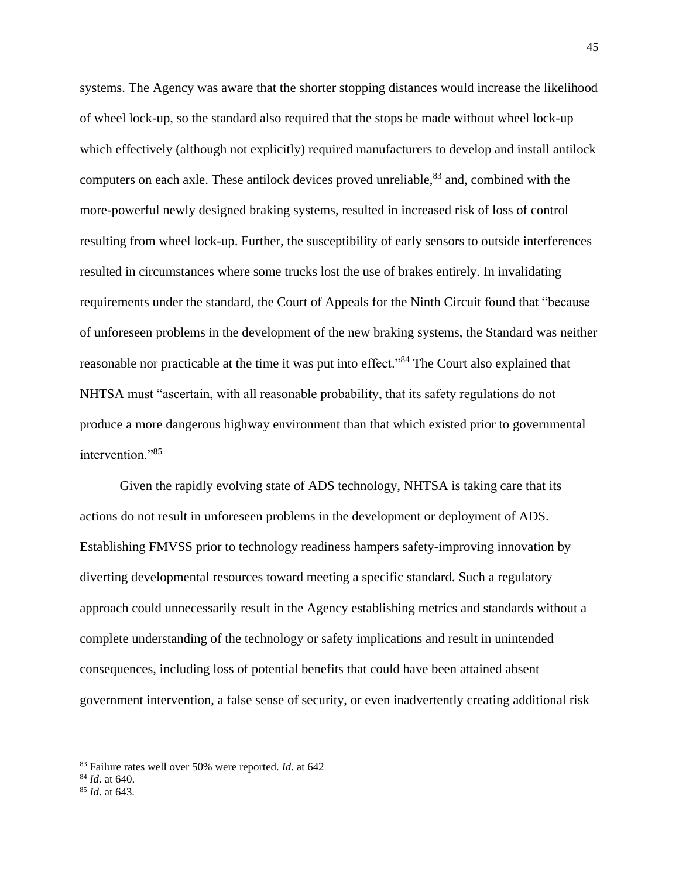systems. The Agency was aware that the shorter stopping distances would increase the likelihood of wheel lock-up, so the standard also required that the stops be made without wheel lock-up—which effectively (although not explicitly) required manufacturers to develop and install antilock computers on each axle. These antilock devices proved unreliable,[83] and, combined with the more-powerful newly designed braking systems, resulted in increased risk of loss of control resulting from wheel lock-up. Further, the susceptibility of early sensors to outside interferences resulted in circumstances where some trucks lost the use of brakes entirely. In invalidating requirements under the standard, the Court of Appeals for the Ninth Circuit found that "because of unforeseen problems in the development of the new braking systems, the Standard was neither reasonable nor practicable at the time it was put into effect."[84] The Court also explained that NHTSA must "ascertain, with all reasonable probability, that its safety regulations do not produce a more dangerous highway environment than that which existed prior to governmental intervention."[85]

Given the rapidly evolving state of ADS technology, NHTSA is taking care that its actions do not result in unforeseen problems in the development or deployment of ADS. Establishing FMVSS prior to technology readiness hampers safety-improving innovation by diverting developmental resources toward meeting a specific standard. Such a regulatory approach could unnecessarily result in the Agency establishing metrics and standards without a complete understanding of the technology or safety implications and result in unintended consequences, including loss of potential benefits that could have been attained absent government intervention, a false sense of security, or even inadvertently creating additional risk

---

[83] Failure rates well over 50% were reported. *Id*. at 642

[84] *Id*. at 640.

[85] *Id*. at 643.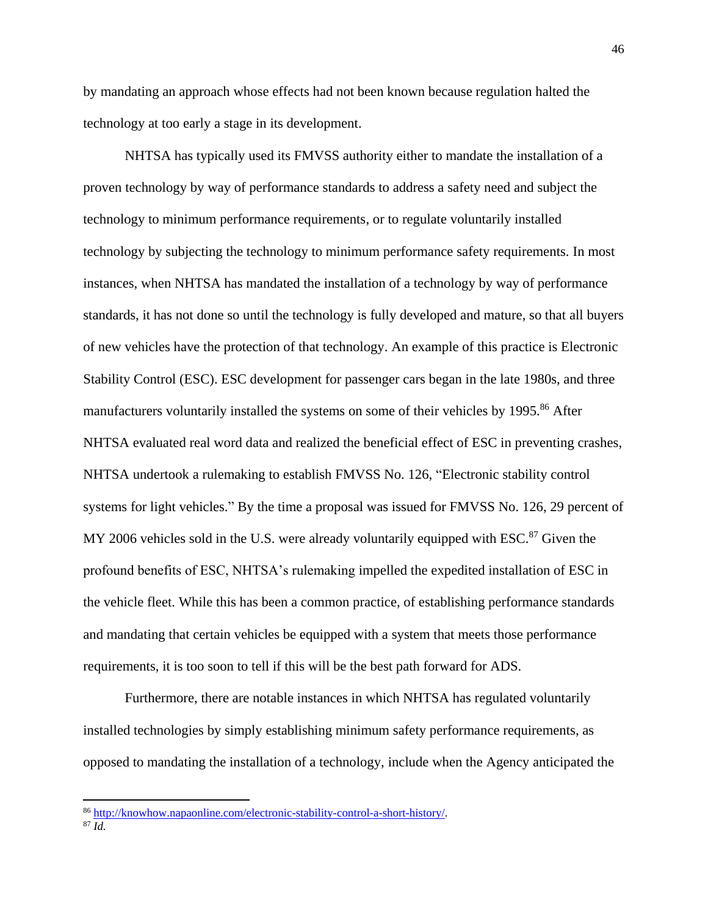by mandating an approach whose effects had not been known because regulation halted the technology at too early a stage in its development.

NHTSA has typically used its FMVSS authority either to mandate the installation of a proven technology by way of performance standards to address a safety need and subject the technology to minimum performance requirements, or to regulate voluntarily installed technology by subjecting the technology to minimum performance safety requirements. In most instances, when NHTSA has mandated the installation of a technology by way of performance standards, it has not done so until the technology is fully developed and mature, so that all buyers of new vehicles have the protection of that technology. An example of this practice is Electronic Stability Control (ESC). ESC development for passenger cars began in the late 1980s, and three manufacturers voluntarily installed the systems on some of their vehicles by 1995.[86] After NHTSA evaluated real word data and realized the beneficial effect of ESC in preventing crashes, NHTSA undertook a rulemaking to establish FMVSS No. 126, "Electronic stability control systems for light vehicles." By the time a proposal was issued for FMVSS No. 126, 29 percent of MY 2006 vehicles sold in the U.S. were already voluntarily equipped with ESC.[87] Given the profound benefits of ESC, NHTSA's rulemaking impelled the expedited installation of ESC in the vehicle fleet. While this has been a common practice, of establishing performance standards and mandating that certain vehicles be equipped with a system that meets those performance requirements, it is too soon to tell if this will be the best path forward for ADS.

Furthermore, there are notable instances in which NHTSA has regulated voluntarily installed technologies by simply establishing minimum safety performance requirements, as opposed to mandating the installation of a technology, include when the Agency anticipated the

---

[86] http://knowhow.napaonline.com/electronic-stability-control-a-short-history/.

[87] *Id.*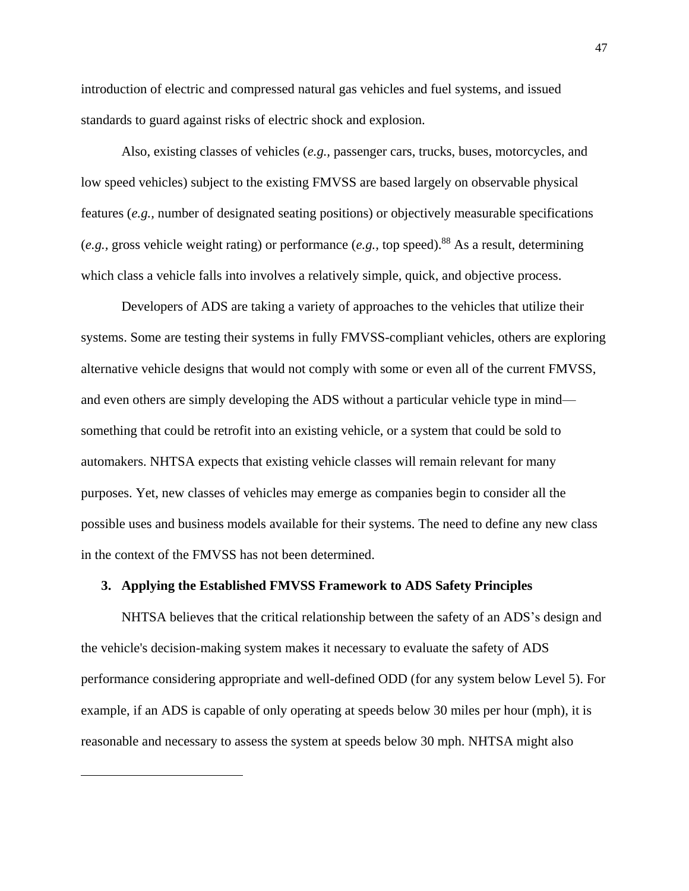introduction of electric and compressed natural gas vehicles and fuel systems, and issued standards to guard against risks of electric shock and explosion.

Also, existing classes of vehicles (*e.g.,* passenger cars, trucks, buses, motorcycles, and low speed vehicles) subject to the existing FMVSS are based largely on observable physical features (*e.g.,* number of designated seating positions) or objectively measurable specifications (*e.g.,* gross vehicle weight rating) or performance (*e.g.,* top speed).[88] As a result, determining which class a vehicle falls into involves a relatively simple, quick, and objective process.

Developers of ADS are taking a variety of approaches to the vehicles that utilize their systems. Some are testing their systems in fully FMVSS-compliant vehicles, others are exploring alternative vehicle designs that would not comply with some or even all of the current FMVSS, and even others are simply developing the ADS without a particular vehicle type in mind—something that could be retrofit into an existing vehicle, or a system that could be sold to automakers. NHTSA expects that existing vehicle classes will remain relevant for many purposes. Yet, new classes of vehicles may emerge as companies begin to consider all the possible uses and business models available for their systems. The need to define any new class in the context of the FMVSS has not been determined.

### 3. Applying the Established FMVSS Framework to ADS Safety Principles

NHTSA believes that the critical relationship between the safety of an ADS's design and the vehicle's decision-making system makes it necessary to evaluate the safety of ADS performance considering appropriate and well-defined ODD (for any system below Level 5). For example, if an ADS is capable of only operating at speeds below 30 miles per hour (mph), it is reasonable and necessary to assess the system at speeds below 30 mph. NHTSA might also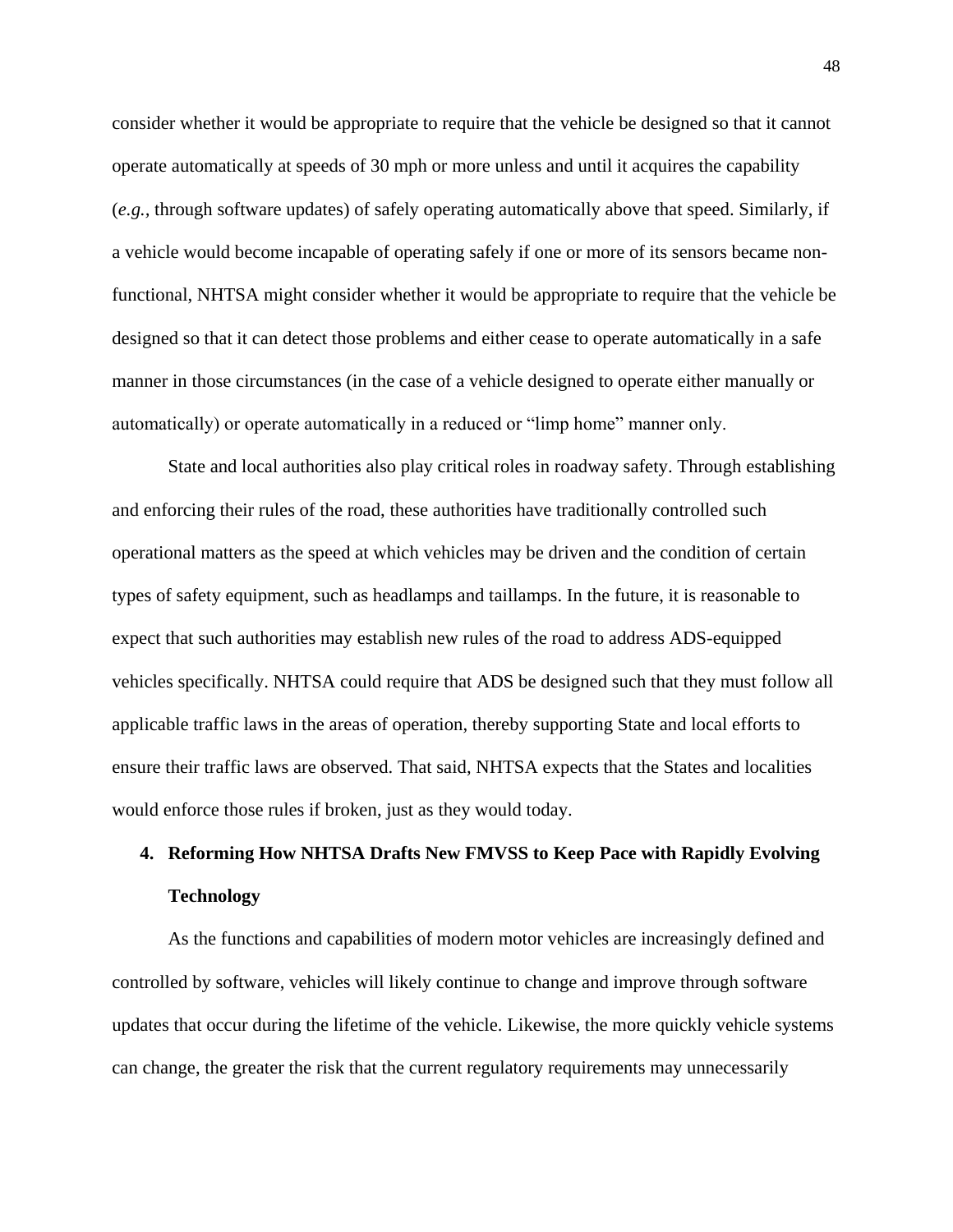consider whether it would be appropriate to require that the vehicle be designed so that it cannot operate automatically at speeds of 30 mph or more unless and until it acquires the capability (*e.g.*, through software updates) of safely operating automatically above that speed. Similarly, if a vehicle would become incapable of operating safely if one or more of its sensors became non-functional, NHTSA might consider whether it would be appropriate to require that the vehicle be designed so that it can detect those problems and either cease to operate automatically in a safe manner in those circumstances (in the case of a vehicle designed to operate either manually or automatically) or operate automatically in a reduced or "limp home" manner only.

State and local authorities also play critical roles in roadway safety. Through establishing and enforcing their rules of the road, these authorities have traditionally controlled such operational matters as the speed at which vehicles may be driven and the condition of certain types of safety equipment, such as headlamps and taillamps. In the future, it is reasonable to expect that such authorities may establish new rules of the road to address ADS-equipped vehicles specifically. NHTSA could require that ADS be designed such that they must follow all applicable traffic laws in the areas of operation, thereby supporting State and local efforts to ensure their traffic laws are observed. That said, NHTSA expects that the States and localities would enforce those rules if broken, just as they would today.

**4. Reforming How NHTSA Drafts New FMVSS to Keep Pace with Rapidly Evolving Technology**

As the functions and capabilities of modern motor vehicles are increasingly defined and controlled by software, vehicles will likely continue to change and improve through software updates that occur during the lifetime of the vehicle. Likewise, the more quickly vehicle systems can change, the greater the risk that the current regulatory requirements may unnecessarily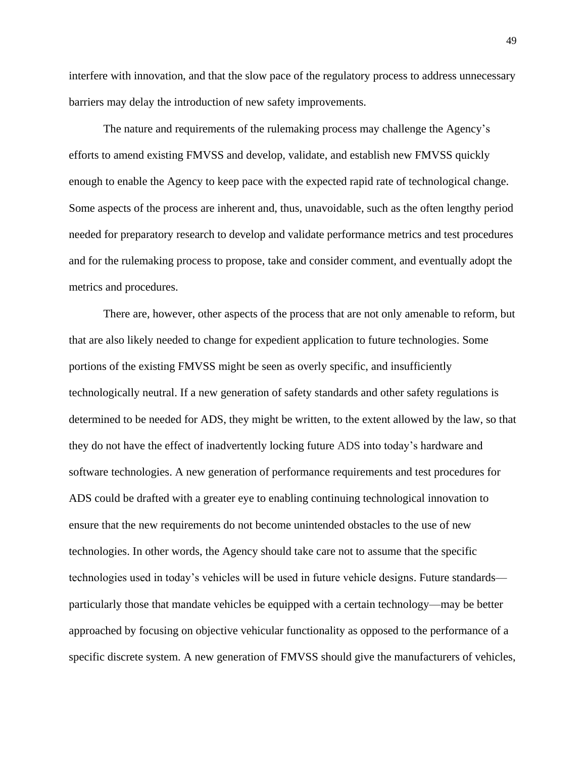interfere with innovation, and that the slow pace of the regulatory process to address unnecessary barriers may delay the introduction of new safety improvements.

The nature and requirements of the rulemaking process may challenge the Agency's efforts to amend existing FMVSS and develop, validate, and establish new FMVSS quickly enough to enable the Agency to keep pace with the expected rapid rate of technological change. Some aspects of the process are inherent and, thus, unavoidable, such as the often lengthy period needed for preparatory research to develop and validate performance metrics and test procedures and for the rulemaking process to propose, take and consider comment, and eventually adopt the metrics and procedures.

There are, however, other aspects of the process that are not only amenable to reform, but that are also likely needed to change for expedient application to future technologies. Some portions of the existing FMVSS might be seen as overly specific, and insufficiently technologically neutral. If a new generation of safety standards and other safety regulations is determined to be needed for ADS, they might be written, to the extent allowed by the law, so that they do not have the effect of inadvertently locking future ADS into today's hardware and software technologies. A new generation of performance requirements and test procedures for ADS could be drafted with a greater eye to enabling continuing technological innovation to ensure that the new requirements do not become unintended obstacles to the use of new technologies. In other words, the Agency should take care not to assume that the specific technologies used in today's vehicles will be used in future vehicle designs. Future standards—particularly those that mandate vehicles be equipped with a certain technology—may be better approached by focusing on objective vehicular functionality as opposed to the performance of a specific discrete system. A new generation of FMVSS should give the manufacturers of vehicles,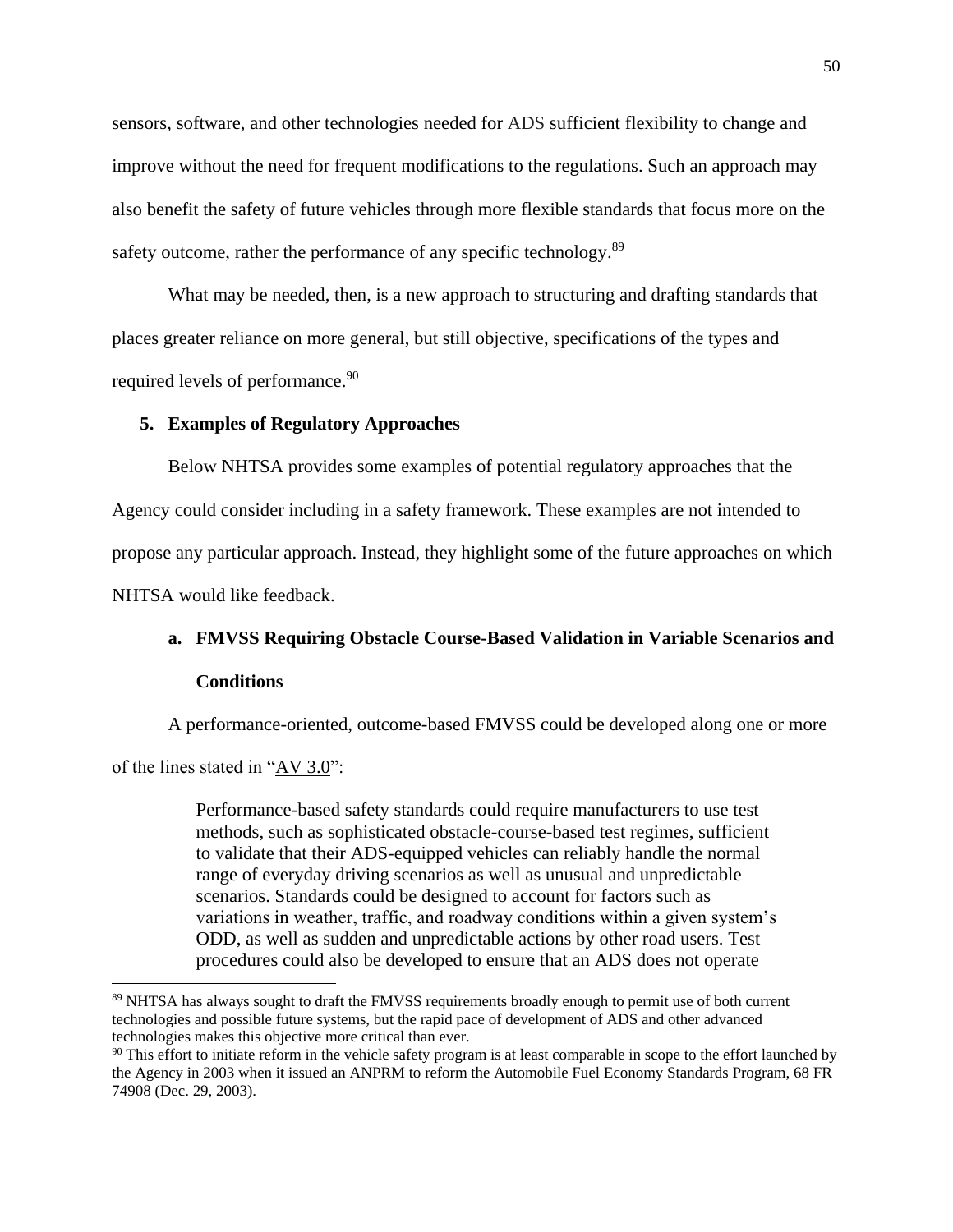sensors, software, and other technologies needed for ADS sufficient flexibility to change and improve without the need for frequent modifications to the regulations. Such an approach may also benefit the safety of future vehicles through more flexible standards that focus more on the safety outcome, rather the performance of any specific technology.[89]

What may be needed, then, is a new approach to structuring and drafting standards that places greater reliance on more general, but still objective, specifications of the types and required levels of performance.[90]

### 5. Examples of Regulatory Approaches

Below NHTSA provides some examples of potential regulatory approaches that the Agency could consider including in a safety framework. These examples are not intended to propose any particular approach. Instead, they highlight some of the future approaches on which NHTSA would like feedback.

#### a. FMVSS Requiring Obstacle Course-Based Validation in Variable Scenarios and Conditions

A performance-oriented, outcome-based FMVSS could be developed along one or more of the lines stated in "AV 3.0":

> Performance-based safety standards could require manufacturers to use test methods, such as sophisticated obstacle-course-based test regimes, sufficient to validate that their ADS-equipped vehicles can reliably handle the normal range of everyday driving scenarios as well as unusual and unpredictable scenarios. Standards could be designed to account for factors such as variations in weather, traffic, and roadway conditions within a given system's ODD, as well as sudden and unpredictable actions by other road users. Test procedures could also be developed to ensure that an ADS does not operate

---

[89] NHTSA has always sought to draft the FMVSS requirements broadly enough to permit use of both current technologies and possible future systems, but the rapid pace of development of ADS and other advanced technologies makes this objective more critical than ever.

[90] This effort to initiate reform in the vehicle safety program is at least comparable in scope to the effort launched by the Agency in 2003 when it issued an ANPRM to reform the Automobile Fuel Economy Standards Program, 68 FR 74908 (Dec. 29, 2003).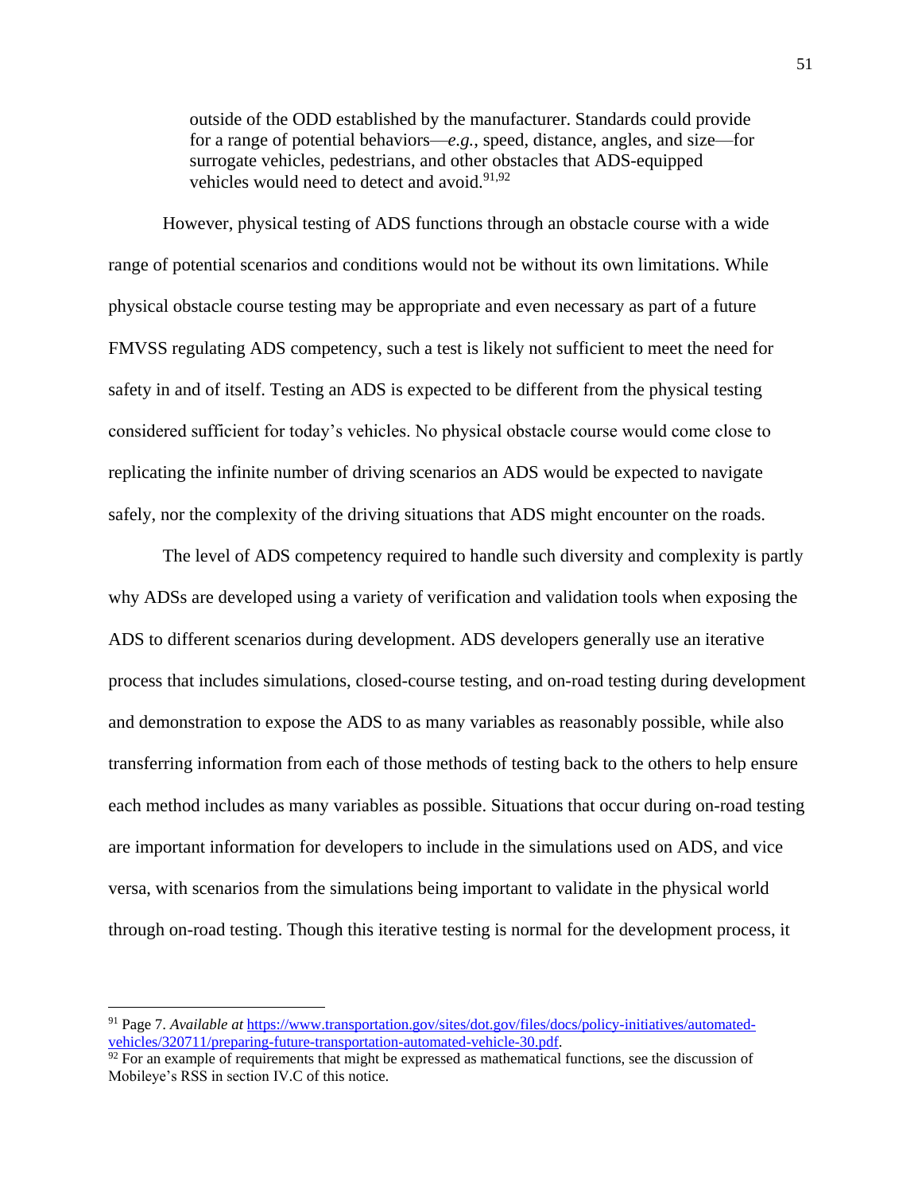> outside of the ODD established by the manufacturer. Standards could provide for a range of potential behaviors—*e.g.*, speed, distance, angles, and size—for surrogate vehicles, pedestrians, and other obstacles that ADS-equipped vehicles would need to detect and avoid.[91,92]

However, physical testing of ADS functions through an obstacle course with a wide range of potential scenarios and conditions would not be without its own limitations. While physical obstacle course testing may be appropriate and even necessary as part of a future FMVSS regulating ADS competency, such a test is likely not sufficient to meet the need for safety in and of itself. Testing an ADS is expected to be different from the physical testing considered sufficient for today's vehicles. No physical obstacle course would come close to replicating the infinite number of driving scenarios an ADS would be expected to navigate safely, nor the complexity of the driving situations that ADS might encounter on the roads.

The level of ADS competency required to handle such diversity and complexity is partly why ADSs are developed using a variety of verification and validation tools when exposing the ADS to different scenarios during development. ADS developers generally use an iterative process that includes simulations, closed-course testing, and on-road testing during development and demonstration to expose the ADS to as many variables as reasonably possible, while also transferring information from each of those methods of testing back to the others to help ensure each method includes as many variables as possible. Situations that occur during on-road testing are important information for developers to include in the simulations used on ADS, and vice versa, with scenarios from the simulations being important to validate in the physical world through on-road testing. Though this iterative testing is normal for the development process, it

---

[91] Page 7. *Available at* https://www.transportation.gov/sites/dot.gov/files/docs/policy-initiatives/automated-vehicles/320711/preparing-future-transportation-automated-vehicle-30.pdf.

[92] For an example of requirements that might be expressed as mathematical functions, see the discussion of Mobileye's RSS in section IV.C of this notice.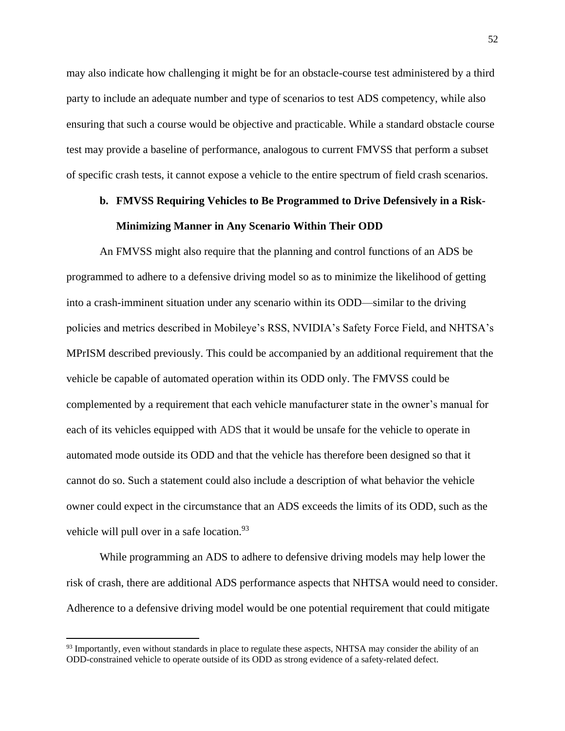may also indicate how challenging it might be for an obstacle-course test administered by a third party to include an adequate number and type of scenarios to test ADS competency, while also ensuring that such a course would be objective and practicable. While a standard obstacle course test may provide a baseline of performance, analogous to current FMVSS that perform a subset of specific crash tests, it cannot expose a vehicle to the entire spectrum of field crash scenarios.

**b. FMVSS Requiring Vehicles to Be Programmed to Drive Defensively in a Risk-Minimizing Manner in Any Scenario Within Their ODD**

An FMVSS might also require that the planning and control functions of an ADS be programmed to adhere to a defensive driving model so as to minimize the likelihood of getting into a crash-imminent situation under any scenario within its ODD—similar to the driving policies and metrics described in Mobileye's RSS, NVIDIA's Safety Force Field, and NHTSA's MPrISM described previously. This could be accompanied by an additional requirement that the vehicle be capable of automated operation within its ODD only. The FMVSS could be complemented by a requirement that each vehicle manufacturer state in the owner's manual for each of its vehicles equipped with ADS that it would be unsafe for the vehicle to operate in automated mode outside its ODD and that the vehicle has therefore been designed so that it cannot do so. Such a statement could also include a description of what behavior the vehicle owner could expect in the circumstance that an ADS exceeds the limits of its ODD, such as the vehicle will pull over in a safe location.[93]

While programming an ADS to adhere to defensive driving models may help lower the risk of crash, there are additional ADS performance aspects that NHTSA would need to consider. Adherence to a defensive driving model would be one potential requirement that could mitigate

---

[93] Importantly, even without standards in place to regulate these aspects, NHTSA may consider the ability of an ODD-constrained vehicle to operate outside of its ODD as strong evidence of a safety-related defect.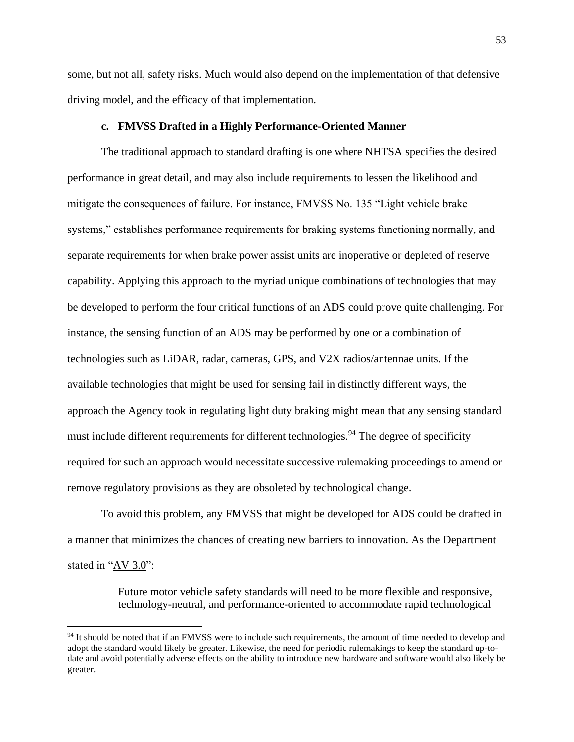some, but not all, safety risks. Much would also depend on the implementation of that defensive driving model, and the efficacy of that implementation.

#### c. FMVSS Drafted in a Highly Performance-Oriented Manner

The traditional approach to standard drafting is one where NHTSA specifies the desired performance in great detail, and may also include requirements to lessen the likelihood and mitigate the consequences of failure. For instance, FMVSS No. 135 "Light vehicle brake systems," establishes performance requirements for braking systems functioning normally, and separate requirements for when brake power assist units are inoperative or depleted of reserve capability. Applying this approach to the myriad unique combinations of technologies that may be developed to perform the four critical functions of an ADS could prove quite challenging. For instance, the sensing function of an ADS may be performed by one or a combination of technologies such as LiDAR, radar, cameras, GPS, and V2X radios/antennae units. If the available technologies that might be used for sensing fail in distinctly different ways, the approach the Agency took in regulating light duty braking might mean that any sensing standard must include different requirements for different technologies.[94] The degree of specificity required for such an approach would necessitate successive rulemaking proceedings to amend or remove regulatory provisions as they are obsoleted by technological change.

To avoid this problem, any FMVSS that might be developed for ADS could be drafted in a manner that minimizes the chances of creating new barriers to innovation. As the Department stated in "AV 3.0":

> Future motor vehicle safety standards will need to be more flexible and responsive, technology-neutral, and performance-oriented to accommodate rapid technological

[94] It should be noted that if an FMVSS were to include such requirements, the amount of time needed to develop and adopt the standard would likely be greater. Likewise, the need for periodic rulemakings to keep the standard up-to-date and avoid potentially adverse effects on the ability to introduce new hardware and software would also likely be greater.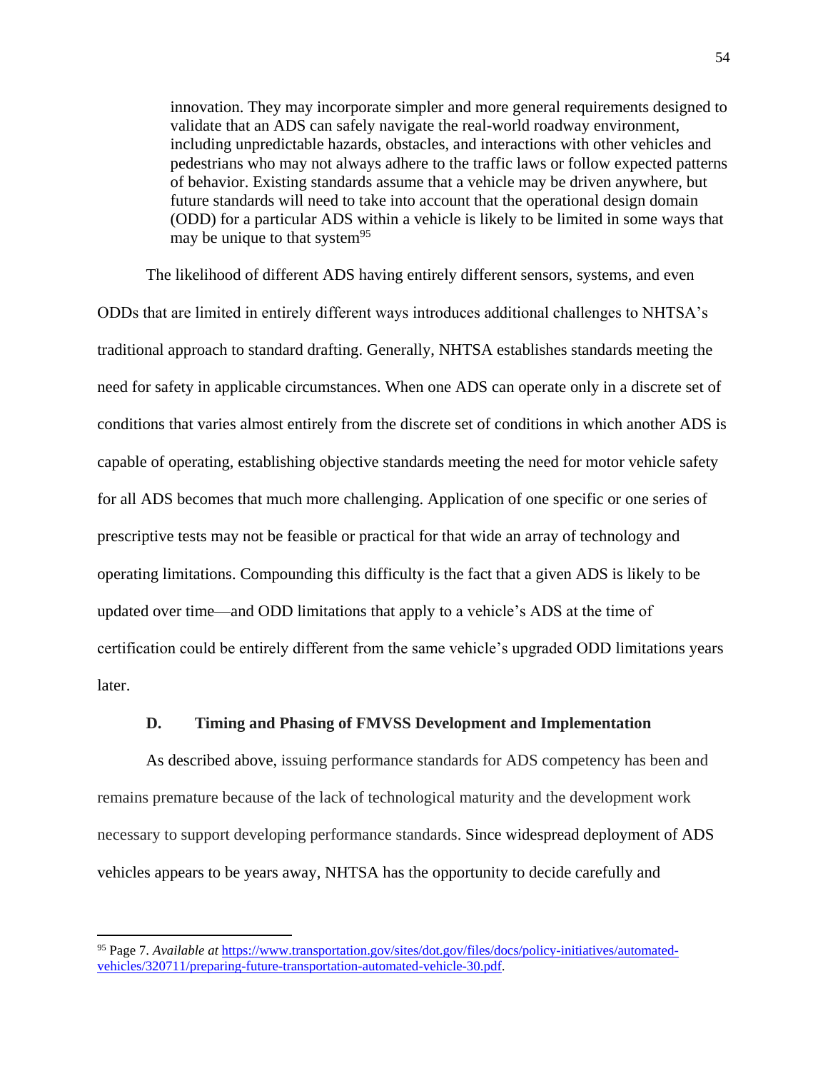> innovation. They may incorporate simpler and more general requirements designed to validate that an ADS can safely navigate the real-world roadway environment, including unpredictable hazards, obstacles, and interactions with other vehicles and pedestrians who may not always adhere to the traffic laws or follow expected patterns of behavior. Existing standards assume that a vehicle may be driven anywhere, but future standards will need to take into account that the operational design domain (ODD) for a particular ADS within a vehicle is likely to be limited in some ways that may be unique to that system[95]

The likelihood of different ADS having entirely different sensors, systems, and even ODDs that are limited in entirely different ways introduces additional challenges to NHTSA's traditional approach to standard drafting. Generally, NHTSA establishes standards meeting the need for safety in applicable circumstances. When one ADS can operate only in a discrete set of conditions that varies almost entirely from the discrete set of conditions in which another ADS is capable of operating, establishing objective standards meeting the need for motor vehicle safety for all ADS becomes that much more challenging. Application of one specific or one series of prescriptive tests may not be feasible or practical for that wide an array of technology and operating limitations. Compounding this difficulty is the fact that a given ADS is likely to be updated over time—and ODD limitations that apply to a vehicle's ADS at the time of certification could be entirely different from the same vehicle's upgraded ODD limitations years later.

### D. Timing and Phasing of FMVSS Development and Implementation

As described above, issuing performance standards for ADS competency has been and remains premature because of the lack of technological maturity and the development work necessary to support developing performance standards. Since widespread deployment of ADS vehicles appears to be years away, NHTSA has the opportunity to decide carefully and

---

[95] Page 7. *Available at* https://www.transportation.gov/sites/dot.gov/files/docs/policy-initiatives/automated-vehicles/320711/preparing-future-transportation-automated-vehicle-30.pdf.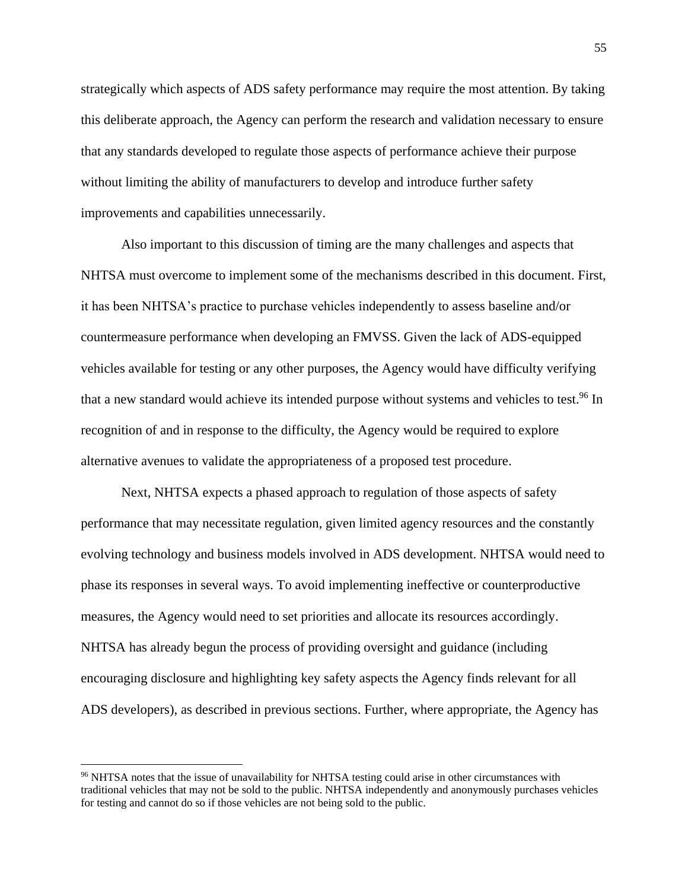strategically which aspects of ADS safety performance may require the most attention. By taking this deliberate approach, the Agency can perform the research and validation necessary to ensure that any standards developed to regulate those aspects of performance achieve their purpose without limiting the ability of manufacturers to develop and introduce further safety improvements and capabilities unnecessarily.

Also important to this discussion of timing are the many challenges and aspects that NHTSA must overcome to implement some of the mechanisms described in this document. First, it has been NHTSA's practice to purchase vehicles independently to assess baseline and/or countermeasure performance when developing an FMVSS. Given the lack of ADS-equipped vehicles available for testing or any other purposes, the Agency would have difficulty verifying that a new standard would achieve its intended purpose without systems and vehicles to test.[96] In recognition of and in response to the difficulty, the Agency would be required to explore alternative avenues to validate the appropriateness of a proposed test procedure.

Next, NHTSA expects a phased approach to regulation of those aspects of safety performance that may necessitate regulation, given limited agency resources and the constantly evolving technology and business models involved in ADS development. NHTSA would need to phase its responses in several ways. To avoid implementing ineffective or counterproductive measures, the Agency would need to set priorities and allocate its resources accordingly. NHTSA has already begun the process of providing oversight and guidance (including encouraging disclosure and highlighting key safety aspects the Agency finds relevant for all ADS developers), as described in previous sections. Further, where appropriate, the Agency has

[96] NHTSA notes that the issue of unavailability for NHTSA testing could arise in other circumstances with traditional vehicles that may not be sold to the public. NHTSA independently and anonymously purchases vehicles for testing and cannot do so if those vehicles are not being sold to the public.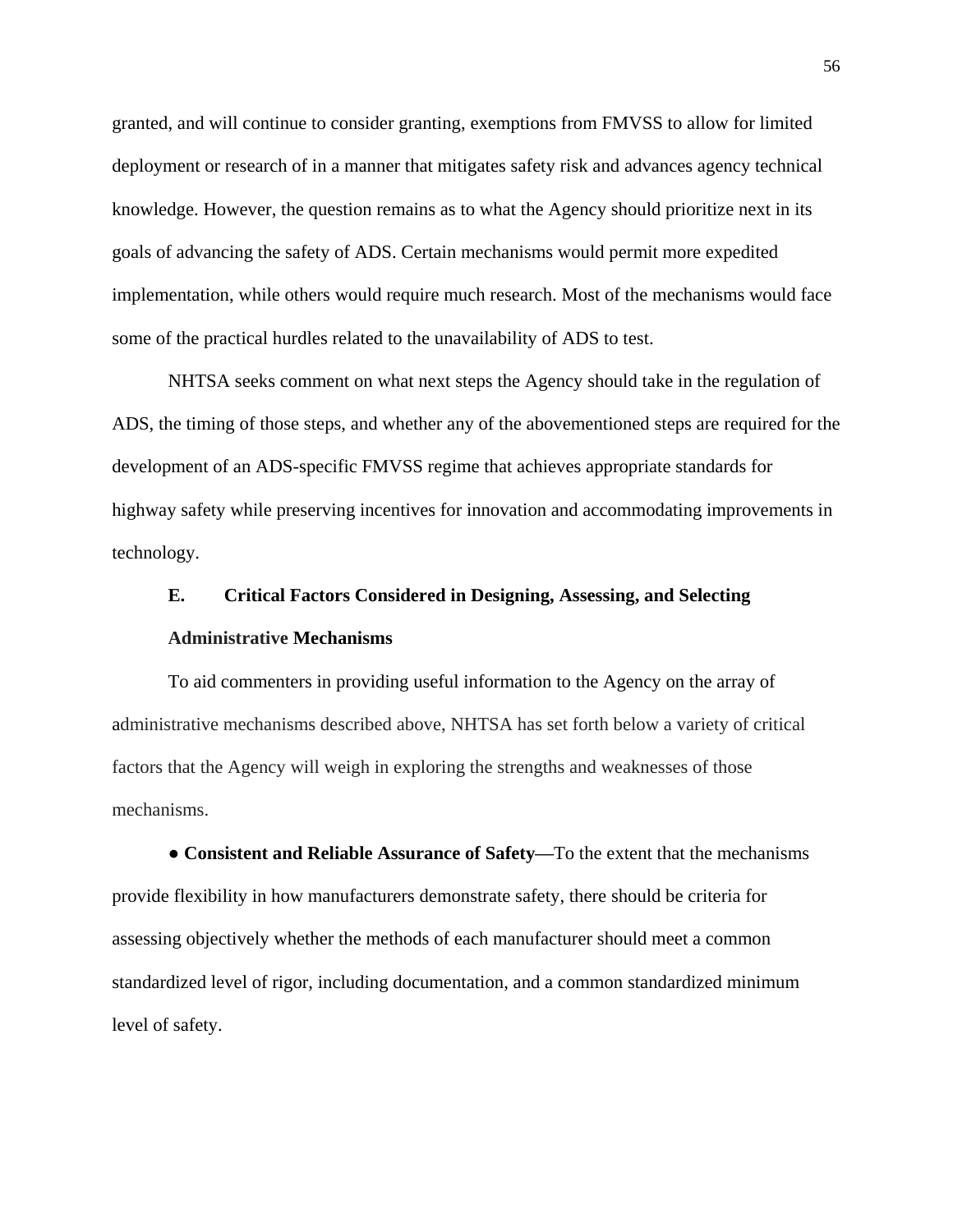granted, and will continue to consider granting, exemptions from FMVSS to allow for limited deployment or research of in a manner that mitigates safety risk and advances agency technical knowledge. However, the question remains as to what the Agency should prioritize next in its goals of advancing the safety of ADS. Certain mechanisms would permit more expedited implementation, while others would require much research. Most of the mechanisms would face some of the practical hurdles related to the unavailability of ADS to test.

NHTSA seeks comment on what next steps the Agency should take in the regulation of ADS, the timing of those steps, and whether any of the abovementioned steps are required for the development of an ADS-specific FMVSS regime that achieves appropriate standards for highway safety while preserving incentives for innovation and accommodating improvements in technology.

### E. Critical Factors Considered in Designing, Assessing, and Selecting Administrative Mechanisms

To aid commenters in providing useful information to the Agency on the array of administrative mechanisms described above, NHTSA has set forth below a variety of critical factors that the Agency will weigh in exploring the strengths and weaknesses of those mechanisms.

● **Consistent and Reliable Assurance of Safety—**To the extent that the mechanisms provide flexibility in how manufacturers demonstrate safety, there should be criteria for assessing objectively whether the methods of each manufacturer should meet a common standardized level of rigor, including documentation, and a common standardized minimum level of safety.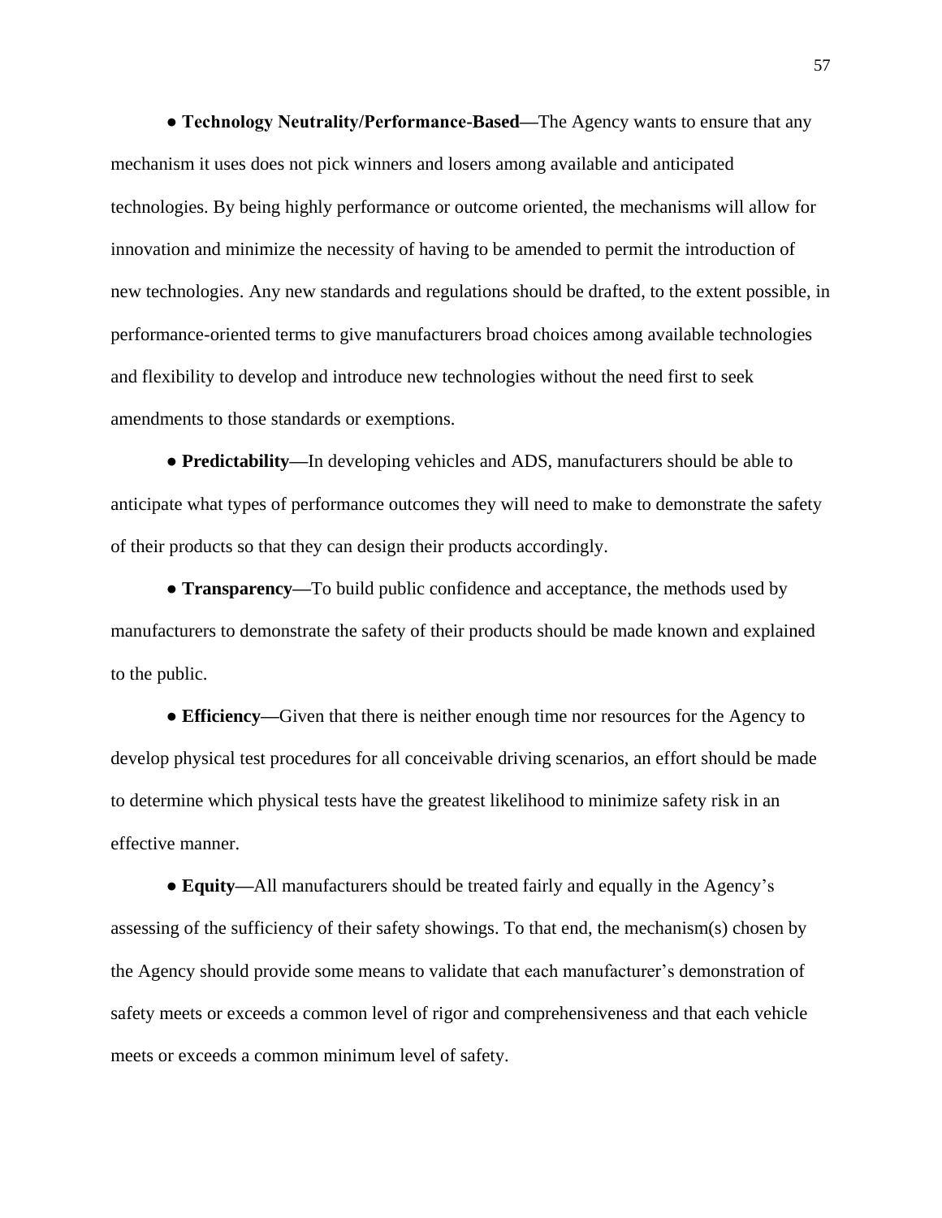- **Technology Neutrality/Performance-Based—**The Agency wants to ensure that any mechanism it uses does not pick winners and losers among available and anticipated technologies. By being highly performance or outcome oriented, the mechanisms will allow for innovation and minimize the necessity of having to be amended to permit the introduction of new technologies. Any new standards and regulations should be drafted, to the extent possible, in performance-oriented terms to give manufacturers broad choices among available technologies and flexibility to develop and introduce new technologies without the need first to seek amendments to those standards or exemptions.

- **Predictability—**In developing vehicles and ADS, manufacturers should be able to anticipate what types of performance outcomes they will need to make to demonstrate the safety of their products so that they can design their products accordingly.

- **Transparency—**To build public confidence and acceptance, the methods used by manufacturers to demonstrate the safety of their products should be made known and explained to the public.

- **Efficiency—**Given that there is neither enough time nor resources for the Agency to develop physical test procedures for all conceivable driving scenarios, an effort should be made to determine which physical tests have the greatest likelihood to minimize safety risk in an effective manner.

- **Equity—**All manufacturers should be treated fairly and equally in the Agency's assessing of the sufficiency of their safety showings. To that end, the mechanism(s) chosen by the Agency should provide some means to validate that each manufacturer's demonstration of safety meets or exceeds a common level of rigor and comprehensiveness and that each vehicle meets or exceeds a common minimum level of safety.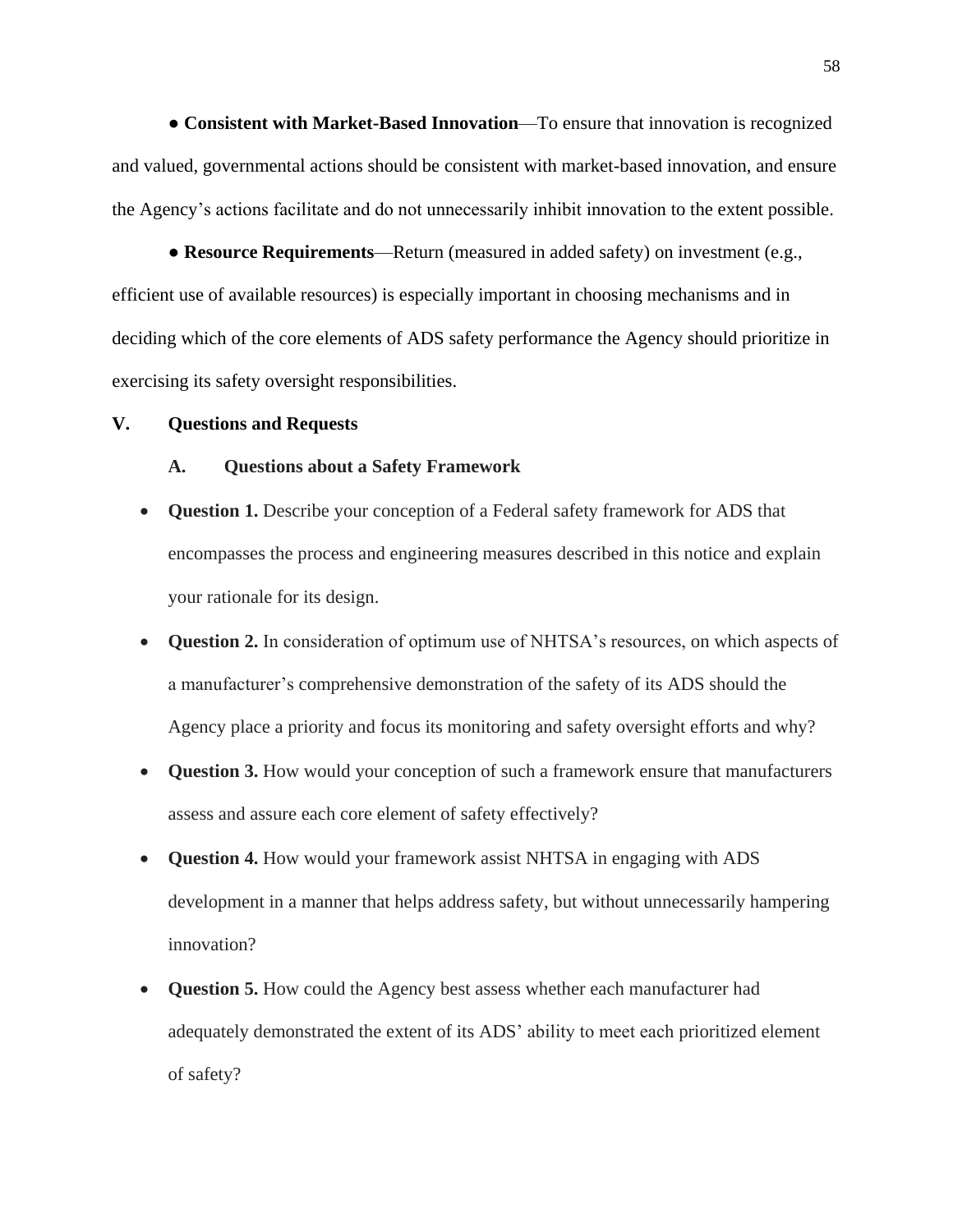● **Consistent with Market-Based Innovation**—To ensure that innovation is recognized and valued, governmental actions should be consistent with market-based innovation, and ensure the Agency's actions facilitate and do not unnecessarily inhibit innovation to the extent possible.

● **Resource Requirements**—Return (measured in added safety) on investment (e.g., efficient use of available resources) is especially important in choosing mechanisms and in deciding which of the core elements of ADS safety performance the Agency should prioritize in exercising its safety oversight responsibilities.

## V. Questions and Requests

### A. Questions about a Safety Framework

- **Question 1.** Describe your conception of a Federal safety framework for ADS that encompasses the process and engineering measures described in this notice and explain your rationale for its design.
- **Question 2.** In consideration of optimum use of NHTSA's resources, on which aspects of a manufacturer's comprehensive demonstration of the safety of its ADS should the Agency place a priority and focus its monitoring and safety oversight efforts and why?
- **Question 3.** How would your conception of such a framework ensure that manufacturers assess and assure each core element of safety effectively?
- **Question 4.** How would your framework assist NHTSA in engaging with ADS development in a manner that helps address safety, but without unnecessarily hampering innovation?
- **Question 5.** How could the Agency best assess whether each manufacturer had adequately demonstrated the extent of its ADS' ability to meet each prioritized element of safety?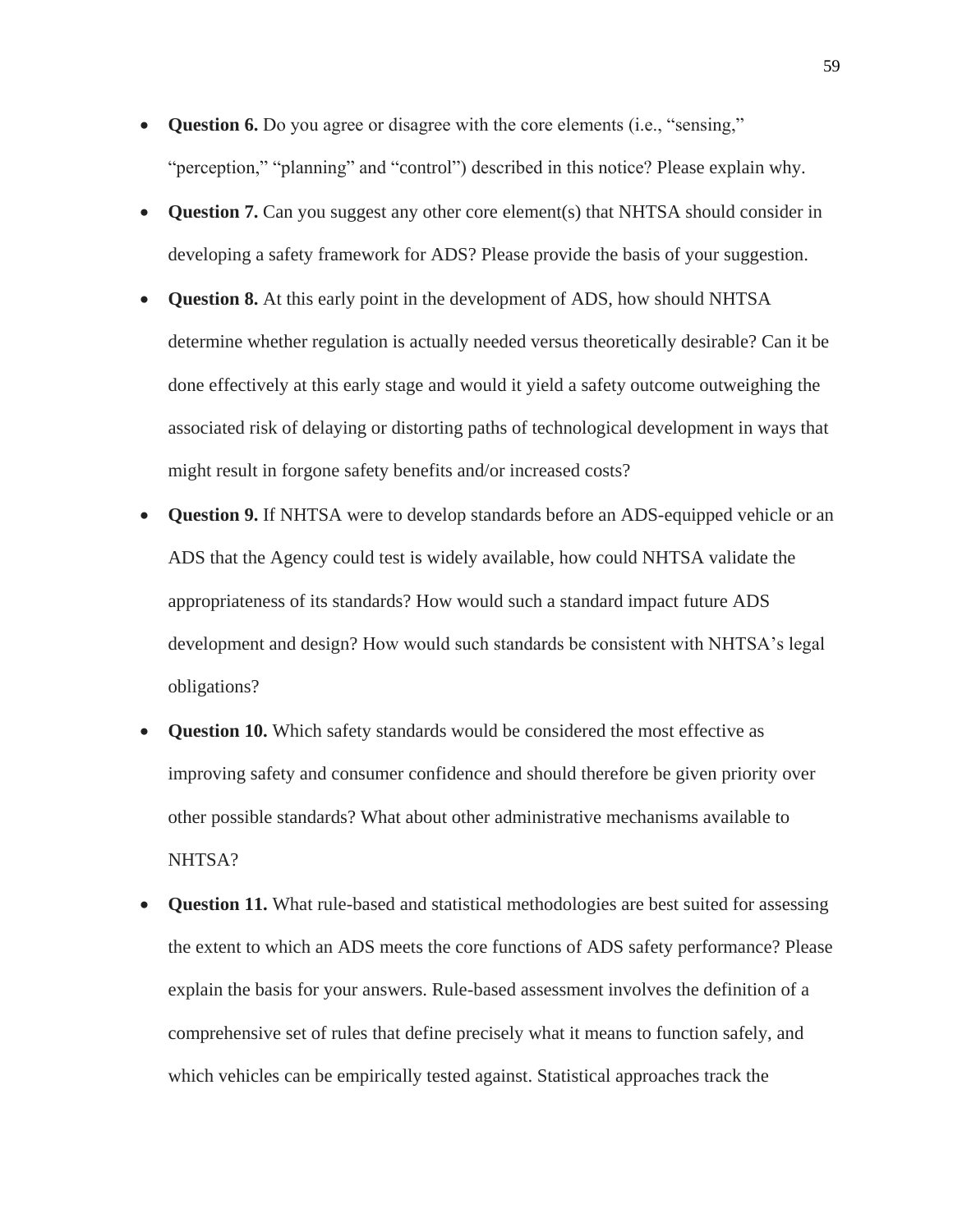- **Question 6.** Do you agree or disagree with the core elements (i.e., "sensing," "perception," "planning" and "control") described in this notice? Please explain why.
- **Question 7.** Can you suggest any other core element(s) that NHTSA should consider in developing a safety framework for ADS? Please provide the basis of your suggestion.
- **Question 8.** At this early point in the development of ADS, how should NHTSA determine whether regulation is actually needed versus theoretically desirable? Can it be done effectively at this early stage and would it yield a safety outcome outweighing the associated risk of delaying or distorting paths of technological development in ways that might result in forgone safety benefits and/or increased costs?
- **Question 9.** If NHTSA were to develop standards before an ADS-equipped vehicle or an ADS that the Agency could test is widely available, how could NHTSA validate the appropriateness of its standards? How would such a standard impact future ADS development and design? How would such standards be consistent with NHTSA's legal obligations?
- **Question 10.** Which safety standards would be considered the most effective as improving safety and consumer confidence and should therefore be given priority over other possible standards? What about other administrative mechanisms available to NHTSA?
- **Question 11.** What rule-based and statistical methodologies are best suited for assessing the extent to which an ADS meets the core functions of ADS safety performance? Please explain the basis for your answers. Rule-based assessment involves the definition of a comprehensive set of rules that define precisely what it means to function safely, and which vehicles can be empirically tested against. Statistical approaches track the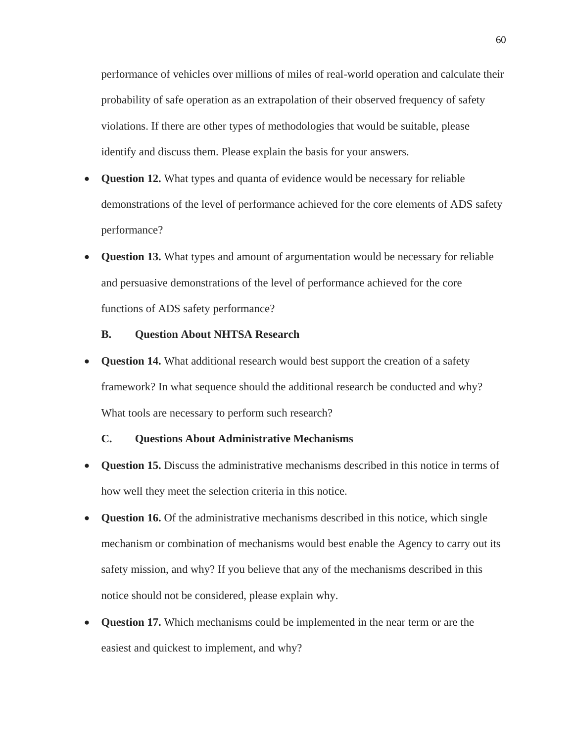performance of vehicles over millions of miles of real-world operation and calculate their probability of safe operation as an extrapolation of their observed frequency of safety violations. If there are other types of methodologies that would be suitable, please identify and discuss them. Please explain the basis for your answers.

- **Question 12.** What types and quanta of evidence would be necessary for reliable demonstrations of the level of performance achieved for the core elements of ADS safety performance?
- **Question 13.** What types and amount of argumentation would be necessary for reliable and persuasive demonstrations of the level of performance achieved for the core functions of ADS safety performance?

### B. Question About NHTSA Research

- **Question 14.** What additional research would best support the creation of a safety framework? In what sequence should the additional research be conducted and why? What tools are necessary to perform such research?

### C. Questions About Administrative Mechanisms

- **Question 15.** Discuss the administrative mechanisms described in this notice in terms of how well they meet the selection criteria in this notice.
- **Question 16.** Of the administrative mechanisms described in this notice, which single mechanism or combination of mechanisms would best enable the Agency to carry out its safety mission, and why? If you believe that any of the mechanisms described in this notice should not be considered, please explain why.
- **Question 17.** Which mechanisms could be implemented in the near term or are the easiest and quickest to implement, and why?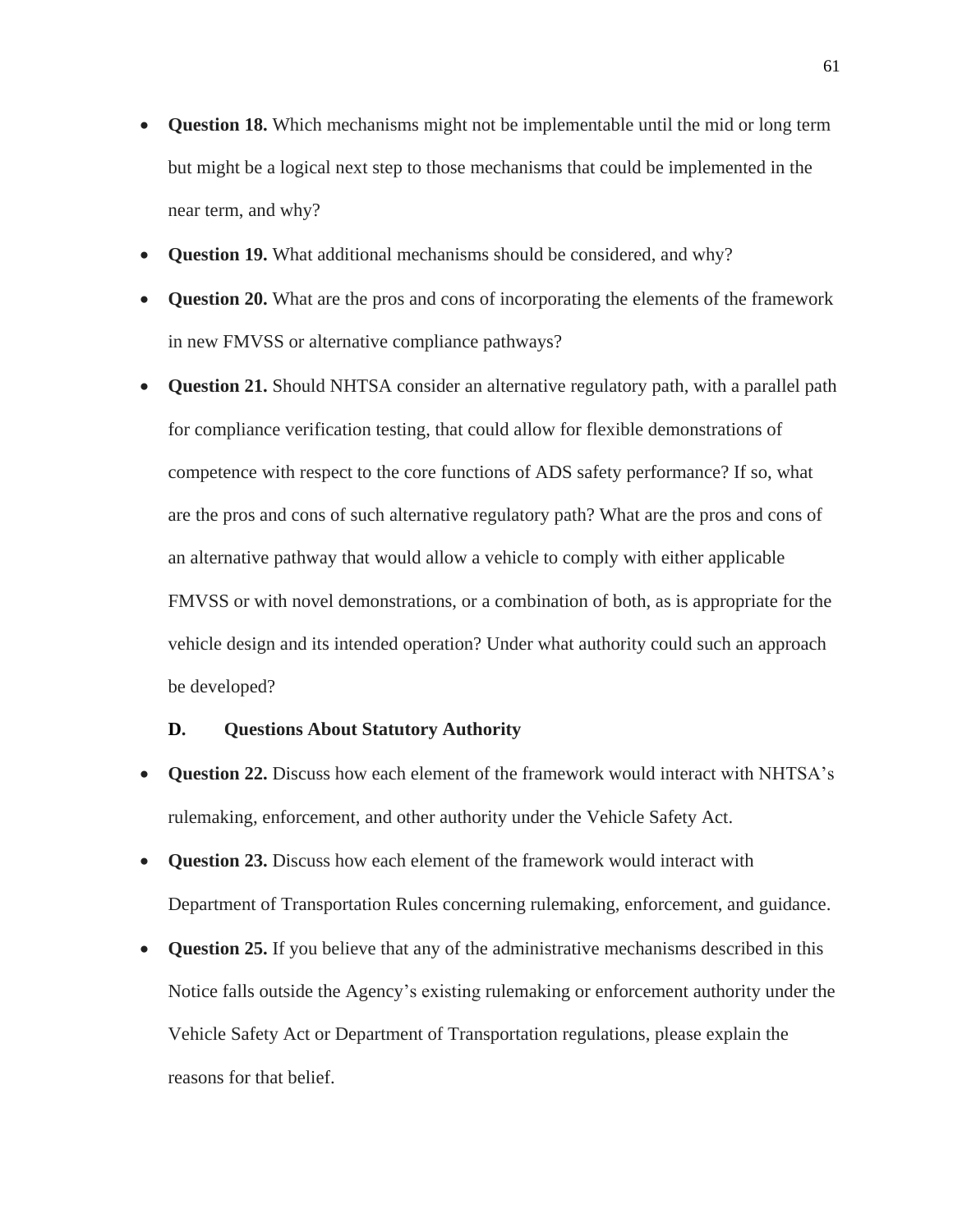- **Question 18.** Which mechanisms might not be implementable until the mid or long term but might be a logical next step to those mechanisms that could be implemented in the near term, and why?
- **Question 19.** What additional mechanisms should be considered, and why?
- **Question 20.** What are the pros and cons of incorporating the elements of the framework in new FMVSS or alternative compliance pathways?
- **Question 21.** Should NHTSA consider an alternative regulatory path, with a parallel path for compliance verification testing, that could allow for flexible demonstrations of competence with respect to the core functions of ADS safety performance? If so, what are the pros and cons of such alternative regulatory path? What are the pros and cons of an alternative pathway that would allow a vehicle to comply with either applicable FMVSS or with novel demonstrations, or a combination of both, as is appropriate for the vehicle design and its intended operation? Under what authority could such an approach be developed?

### D. Questions About Statutory Authority

- **Question 22.** Discuss how each element of the framework would interact with NHTSA's rulemaking, enforcement, and other authority under the Vehicle Safety Act.
- **Question 23.** Discuss how each element of the framework would interact with Department of Transportation Rules concerning rulemaking, enforcement, and guidance.
- **Question 25.** If you believe that any of the administrative mechanisms described in this Notice falls outside the Agency's existing rulemaking or enforcement authority under the Vehicle Safety Act or Department of Transportation regulations, please explain the reasons for that belief.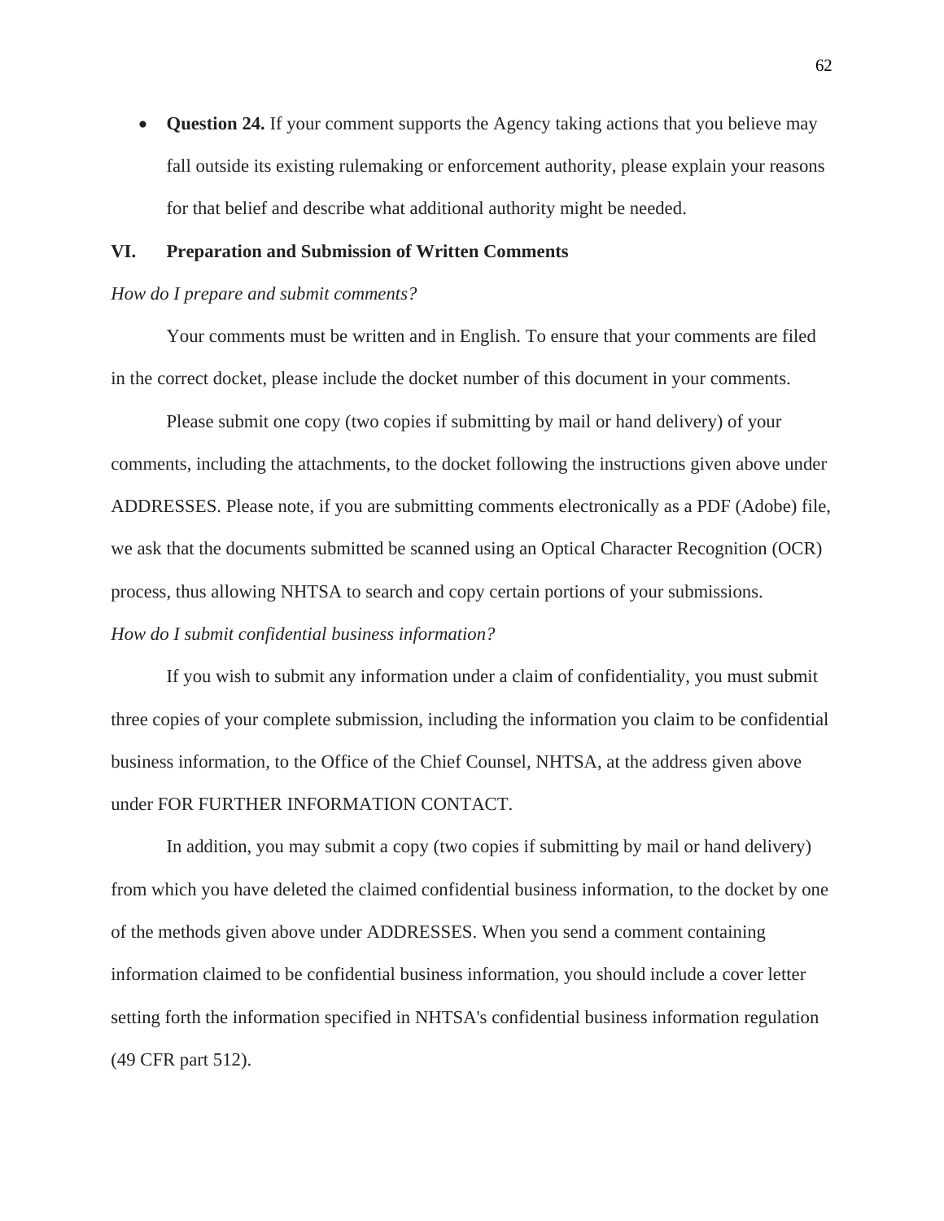- **Question 24.** If your comment supports the Agency taking actions that you believe may fall outside its existing rulemaking or enforcement authority, please explain your reasons for that belief and describe what additional authority might be needed.

## VI. Preparation and Submission of Written Comments

*How do I prepare and submit comments?*

Your comments must be written and in English. To ensure that your comments are filed in the correct docket, please include the docket number of this document in your comments.

Please submit one copy (two copies if submitting by mail or hand delivery) of your comments, including the attachments, to the docket following the instructions given above under ADDRESSES. Please note, if you are submitting comments electronically as a PDF (Adobe) file, we ask that the documents submitted be scanned using an Optical Character Recognition (OCR) process, thus allowing NHTSA to search and copy certain portions of your submissions.

*How do I submit confidential business information?*

If you wish to submit any information under a claim of confidentiality, you must submit three copies of your complete submission, including the information you claim to be confidential business information, to the Office of the Chief Counsel, NHTSA, at the address given above under FOR FURTHER INFORMATION CONTACT.

In addition, you may submit a copy (two copies if submitting by mail or hand delivery) from which you have deleted the claimed confidential business information, to the docket by one of the methods given above under ADDRESSES. When you send a comment containing information claimed to be confidential business information, you should include a cover letter setting forth the information specified in NHTSA's confidential business information regulation (49 CFR part 512).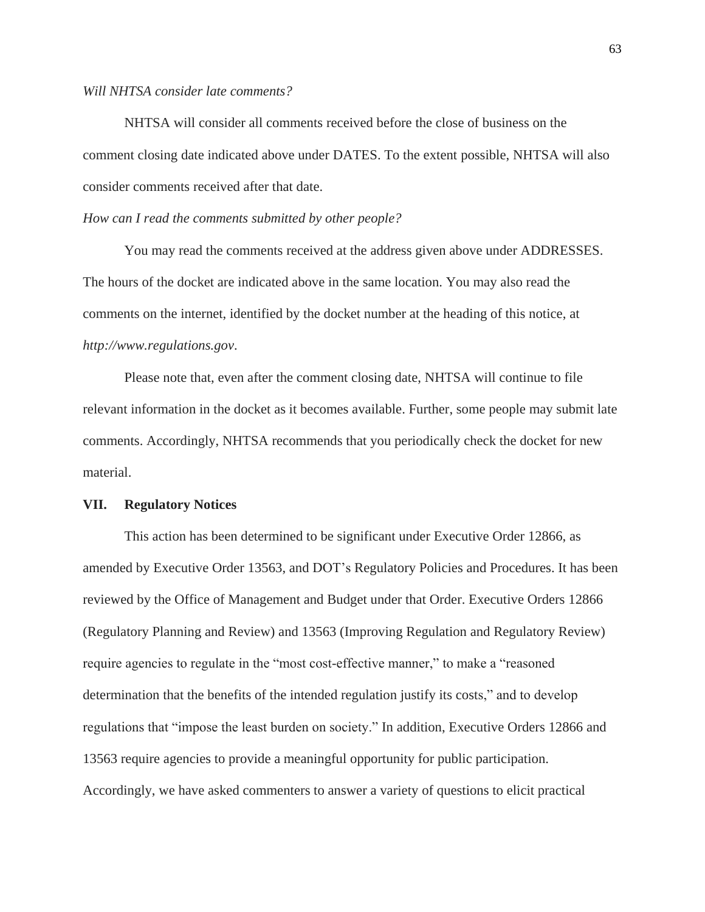*Will NHTSA consider late comments?*

NHTSA will consider all comments received before the close of business on the comment closing date indicated above under DATES. To the extent possible, NHTSA will also consider comments received after that date.

*How can I read the comments submitted by other people?*

You may read the comments received at the address given above under ADDRESSES. The hours of the docket are indicated above in the same location. You may also read the comments on the internet, identified by the docket number at the heading of this notice, at *http://www.regulations.gov*.

Please note that, even after the comment closing date, NHTSA will continue to file relevant information in the docket as it becomes available. Further, some people may submit late comments. Accordingly, NHTSA recommends that you periodically check the docket for new material.

## VII. Regulatory Notices

This action has been determined to be significant under Executive Order 12866, as amended by Executive Order 13563, and DOT's Regulatory Policies and Procedures. It has been reviewed by the Office of Management and Budget under that Order. Executive Orders 12866 (Regulatory Planning and Review) and 13563 (Improving Regulation and Regulatory Review) require agencies to regulate in the "most cost-effective manner," to make a "reasoned determination that the benefits of the intended regulation justify its costs," and to develop regulations that "impose the least burden on society." In addition, Executive Orders 12866 and 13563 require agencies to provide a meaningful opportunity for public participation. Accordingly, we have asked commenters to answer a variety of questions to elicit practical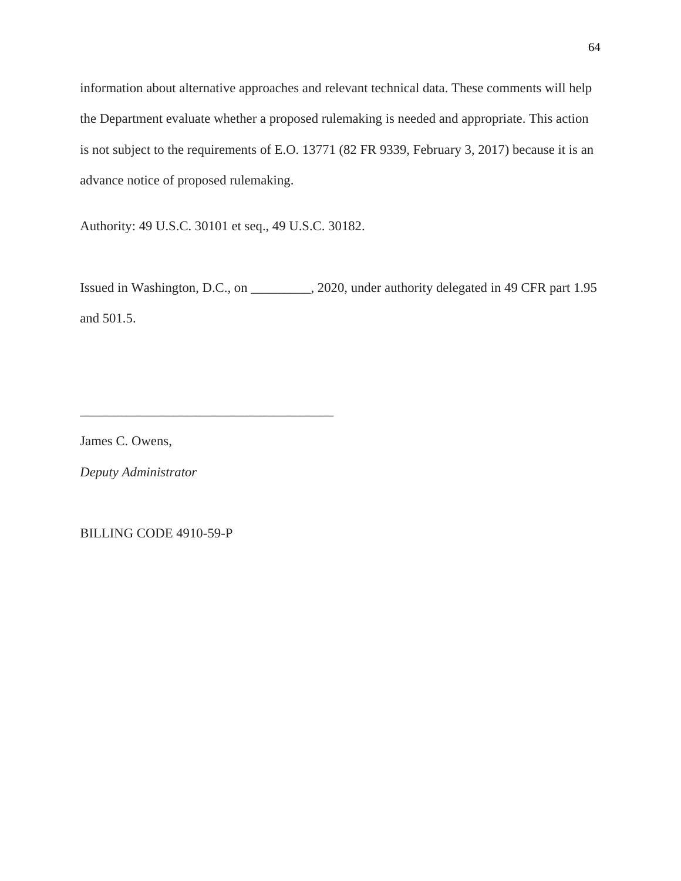information about alternative approaches and relevant technical data. These comments will help the Department evaluate whether a proposed rulemaking is needed and appropriate. This action is not subject to the requirements of E.O. 13771 (82 FR 9339, February 3, 2017) because it is an advance notice of proposed rulemaking.

Authority: 49 U.S.C. 30101 et seq., 49 U.S.C. 30182.

Issued in Washington, D.C., on _________, 2020, under authority delegated in 49 CFR part 1.95 and 501.5.

\_\_\_\_\_\_\_\_\_\_\_\_\_\_\_\_\_\_\_\_\_\_\_\_\_\_\_\_\_\_\_\_\_\_\_\_\_\_

James C. Owens,

*Deputy Administrator*

BILLING CODE 4910-59-P